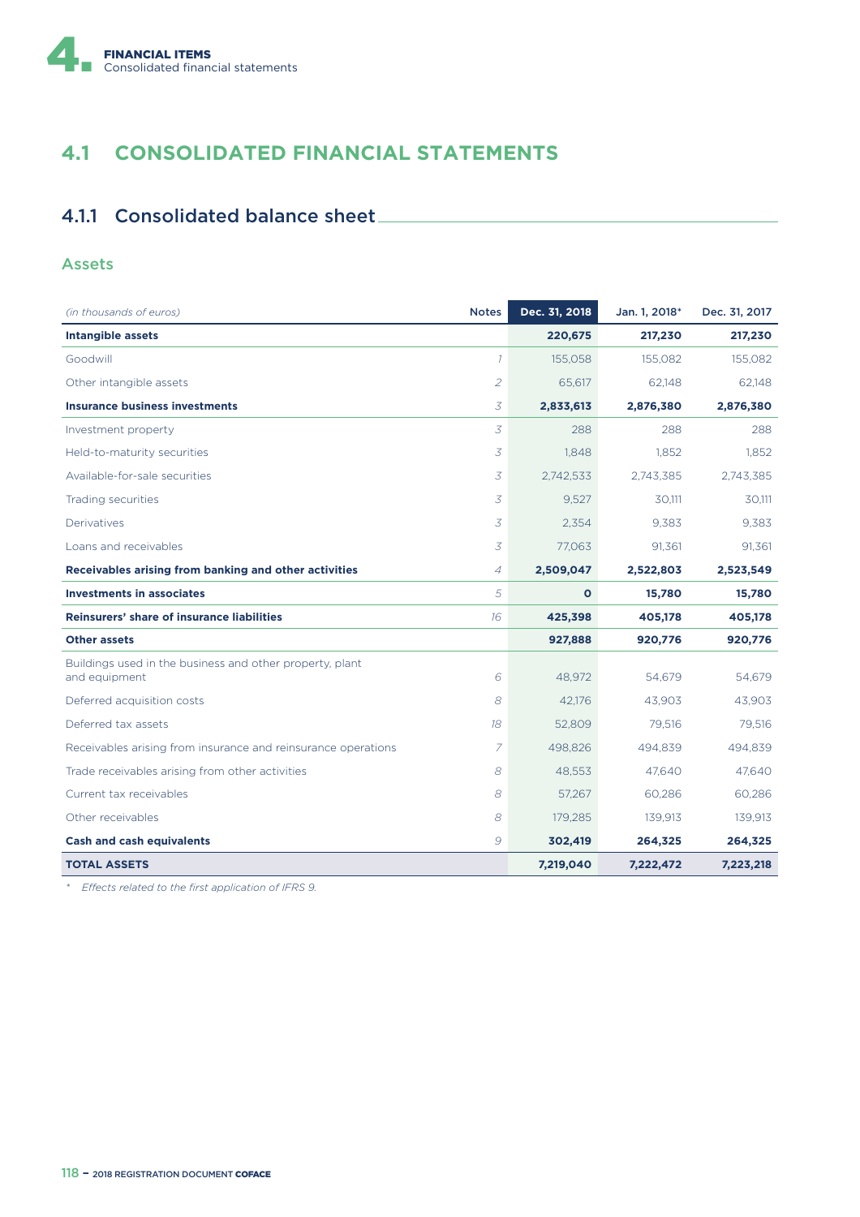# 4.1 CONSOLIDATED FINANCIAL STATEMENTS

## 4.1.1 Consolidated balance sheet

### Assets

| *(in thousands of euros)* | Notes | Dec. 31, 2018 | Jan. 1, 2018* | Dec. 31, 2017 |
|---|---|---|---|---|
| **Intangible assets** | | **220,675** | **217,230** | **217,230** |
| Goodwill | *1* | 155,058 | 155,082 | 155,082 |
| Other intangible assets | *2* | 65,617 | 62,148 | 62,148 |
| **Insurance business investments** | *3* | **2,833,613** | **2,876,380** | **2,876,380** |
| Investment property | *3* | 288 | 288 | 288 |
| Held-to-maturity securities | *3* | 1,848 | 1,852 | 1,852 |
| Available-for-sale securities | *3* | 2,742,533 | 2,743,385 | 2,743,385 |
| Trading securities | *3* | 9,527 | 30,111 | 30,111 |
| Derivatives | *3* | 2,354 | 9,383 | 9,383 |
| Loans and receivables | *3* | 77,063 | 91,361 | 91,361 |
| **Receivables arising from banking and other activities** | *4* | **2,509,047** | **2,522,803** | **2,523,549** |
| **Investments in associates** | *5* | **0** | **15,780** | **15,780** |
| **Reinsurers' share of insurance liabilities** | *16* | **425,398** | **405,178** | **405,178** |
| **Other assets** | | **927,888** | **920,776** | **920,776** |
| Buildings used in the business and other property, plant and equipment | *6* | 48,972 | 54,679 | 54,679 |
| Deferred acquisition costs | *8* | 42,176 | 43,903 | 43,903 |
| Deferred tax assets | *18* | 52,809 | 79,516 | 79,516 |
| Receivables arising from insurance and reinsurance operations | *7* | 498,826 | 494,839 | 494,839 |
| Trade receivables arising from other activities | *8* | 48,553 | 47,640 | 47,640 |
| Current tax receivables | *8* | 57,267 | 60,286 | 60,286 |
| Other receivables | *8* | 179,285 | 139,913 | 139,913 |
| **Cash and cash equivalents** | *9* | **302,419** | **264,325** | **264,325** |
| **TOTAL ASSETS** | | **7,219,040** | **7,222,472** | **7,223,218** |

\* *Effects related to the first application of IFRS 9.*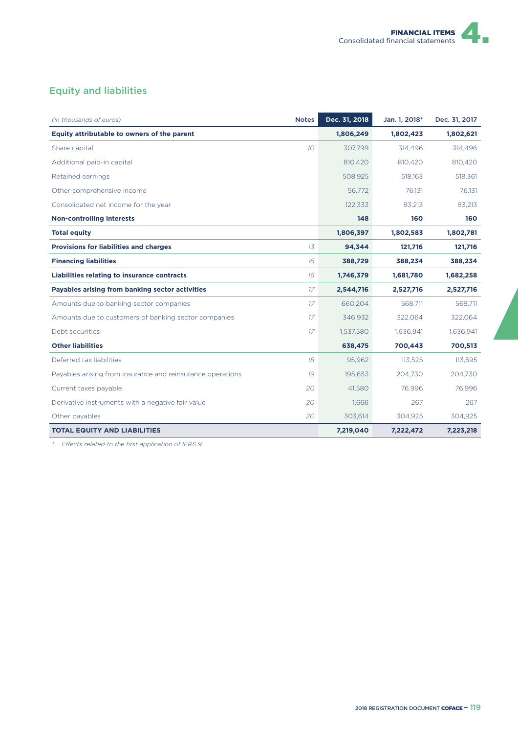## Equity and liabilities

| (in thousands of euros) | Notes | Dec. 31, 2018 | Jan. 1, 2018* | Dec. 31, 2017 |
|---|---|---|---|---|
| **Equity attributable to owners of the parent** | | **1,806,249** | **1,802,423** | **1,802,621** |
| Share capital | 10 | 307,799 | 314,496 | 314,496 |
| Additional paid-in capital | | 810,420 | 810,420 | 810,420 |
| Retained earnings | | 508,925 | 518,163 | 518,361 |
| Other comprehensive income | | 56,772 | 76,131 | 76,131 |
| Consolidated net income for the year | | 122,333 | 83,213 | 83,213 |
| **Non-controlling interests** | | **148** | **160** | **160** |
| **Total equity** | | **1,806,397** | **1,802,583** | **1,802,781** |
| **Provisions for liabilities and charges** | 13 | **94,344** | **121,716** | **121,716** |
| **Financing liabilities** | 15 | **388,729** | **388,234** | **388,234** |
| **Liabilities relating to insurance contracts** | 16 | **1,746,379** | **1,681,780** | **1,682,258** |
| **Payables arising from banking sector activities** | 17 | **2,544,716** | **2,527,716** | **2,527,716** |
| Amounts due to banking sector companies | 17 | 660,204 | 568,711 | 568,711 |
| Amounts due to customers of banking sector companies | 17 | 346,932 | 322,064 | 322,064 |
| Debt securities | 17 | 1,537,580 | 1,636,941 | 1,636,941 |
| **Other liabilities** | | **638,475** | **700,443** | **700,513** |
| Deferred tax liabilities | 18 | 95,962 | 113,525 | 113,595 |
| Payables arising from insurance and reinsurance operations | 19 | 195,653 | 204,730 | 204,730 |
| Current taxes payable | 20 | 41,580 | 76,996 | 76,996 |
| Derivative instruments with a negative fair value | 20 | 1,666 | 267 | 267 |
| Other payables | 20 | 303,614 | 304,925 | 304,925 |
| **TOTAL EQUITY AND LIABILITIES** | | **7,219,040** | **7,222,472** | **7,223,218** |

\* *Effects related to the first application of IFRS 9.*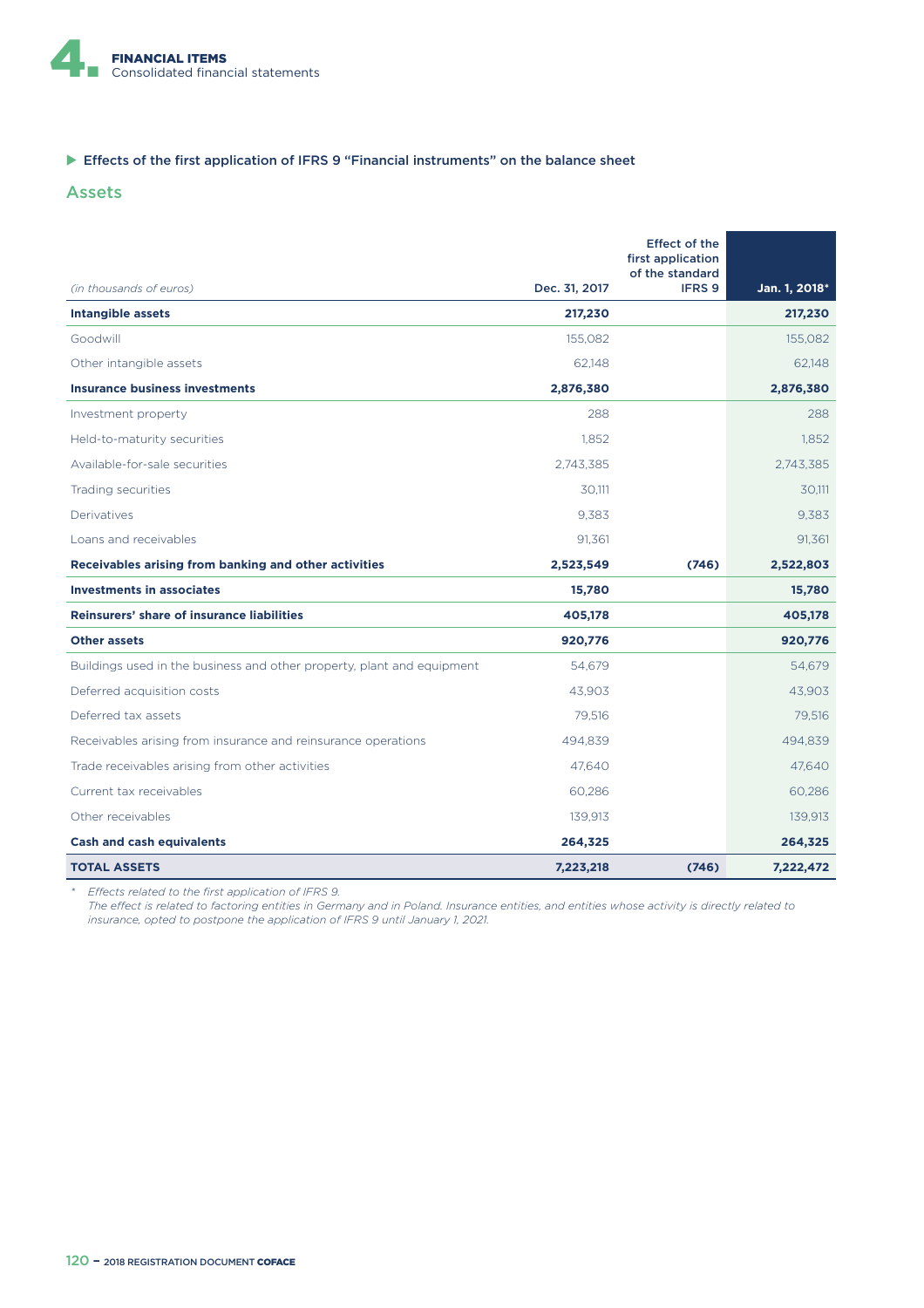### Effects of the first application of IFRS 9 "Financial instruments" on the balance sheet

## Assets

| *(in thousands of euros)* | Dec. 31, 2017 | Effect of the first application of the standard IFRS 9 | Jan. 1, 2018* |
|---|---|---|---|
| **Intangible assets** | **217,230** | | **217,230** |
| Goodwill | 155,082 | | 155,082 |
| Other intangible assets | 62,148 | | 62,148 |
| **Insurance business investments** | **2,876,380** | | **2,876,380** |
| Investment property | 288 | | 288 |
| Held-to-maturity securities | 1,852 | | 1,852 |
| Available-for-sale securities | 2,743,385 | | 2,743,385 |
| Trading securities | 30,111 | | 30,111 |
| Derivatives | 9,383 | | 9,383 |
| Loans and receivables | 91,361 | | 91,361 |
| **Receivables arising from banking and other activities** | **2,523,549** | **(746)** | **2,522,803** |
| **Investments in associates** | **15,780** | | **15,780** |
| **Reinsurers' share of insurance liabilities** | **405,178** | | **405,178** |
| **Other assets** | **920,776** | | **920,776** |
| Buildings used in the business and other property, plant and equipment | 54,679 | | 54,679 |
| Deferred acquisition costs | 43,903 | | 43,903 |
| Deferred tax assets | 79,516 | | 79,516 |
| Receivables arising from insurance and reinsurance operations | 494,839 | | 494,839 |
| Trade receivables arising from other activities | 47,640 | | 47,640 |
| Current tax receivables | 60,286 | | 60,286 |
| Other receivables | 139,913 | | 139,913 |
| **Cash and cash equivalents** | **264,325** | | **264,325** |
| **TOTAL ASSETS** | **7,223,218** | **(746)** | **7,222,472** |

\* *Effects related to the first application of IFRS 9.*
*The effect is related to factoring entities in Germany and in Poland. Insurance entities, and entities whose activity is directly related to insurance, opted to postpone the application of IFRS 9 until January 1, 2021.*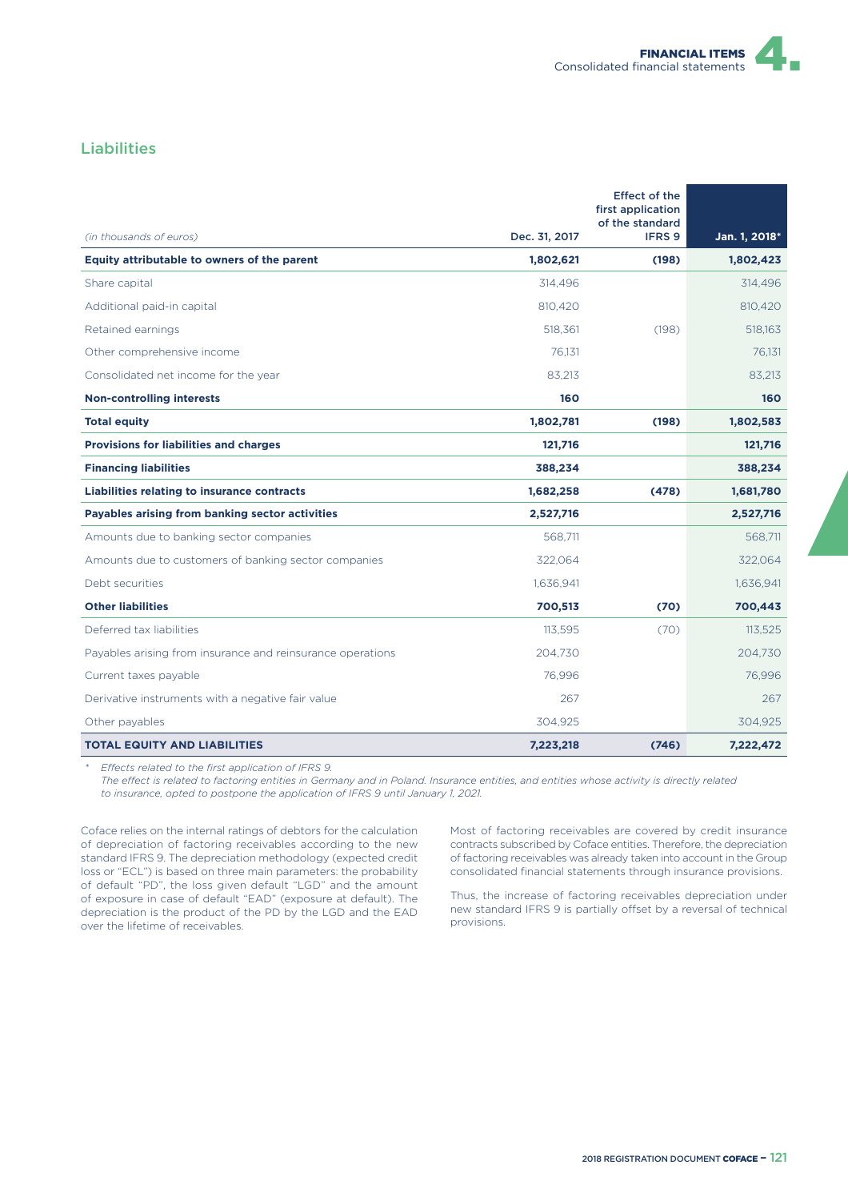## Liabilities

| *(in thousands of euros)* | Dec. 31, 2017 | Effect of the first application of the standard IFRS 9 | Jan. 1, 2018* |
|---|---|---|---|
| **Equity attributable to owners of the parent** | **1,802,621** | **(198)** | **1,802,423** |
| Share capital | 314,496 | | 314,496 |
| Additional paid-in capital | 810,420 | | 810,420 |
| Retained earnings | 518,361 | (198) | 518,163 |
| Other comprehensive income | 76,131 | | 76,131 |
| Consolidated net income for the year | 83,213 | | 83,213 |
| **Non-controlling interests** | **160** | | **160** |
| **Total equity** | **1,802,781** | **(198)** | **1,802,583** |
| **Provisions for liabilities and charges** | **121,716** | | **121,716** |
| **Financing liabilities** | **388,234** | | **388,234** |
| **Liabilities relating to insurance contracts** | **1,682,258** | **(478)** | **1,681,780** |
| **Payables arising from banking sector activities** | **2,527,716** | | **2,527,716** |
| Amounts due to banking sector companies | 568,711 | | 568,711 |
| Amounts due to customers of banking sector companies | 322,064 | | 322,064 |
| Debt securities | 1,636,941 | | 1,636,941 |
| **Other liabilities** | **700,513** | **(70)** | **700,443** |
| Deferred tax liabilities | 113,595 | (70) | 113,525 |
| Payables arising from insurance and reinsurance operations | 204,730 | | 204,730 |
| Current taxes payable | 76,996 | | 76,996 |
| Derivative instruments with a negative fair value | 267 | | 267 |
| Other payables | 304,925 | | 304,925 |
| **TOTAL EQUITY AND LIABILITIES** | **7,223,218** | **(746)** | **7,222,472** |

\* *Effects related to the first application of IFRS 9.*
*The effect is related to factoring entities in Germany and in Poland. Insurance entities, and entities whose activity is directly related to insurance, opted to postpone the application of IFRS 9 until January 1, 2021.*

Coface relies on the internal ratings of debtors for the calculation of depreciation of factoring receivables according to the new standard IFRS 9. The depreciation methodology (expected credit loss or "ECL") is based on three main parameters: the probability of default "PD", the loss given default "LGD" and the amount of exposure in case of default "EAD" (exposure at default). The depreciation is the product of the PD by the LGD and the EAD over the lifetime of receivables.

Most of factoring receivables are covered by credit insurance contracts subscribed by Coface entities. Therefore, the depreciation of factoring receivables was already taken into account in the Group consolidated financial statements through insurance provisions.

Thus, the increase of factoring receivables depreciation under new standard IFRS 9 is partially offset by a reversal of technical provisions.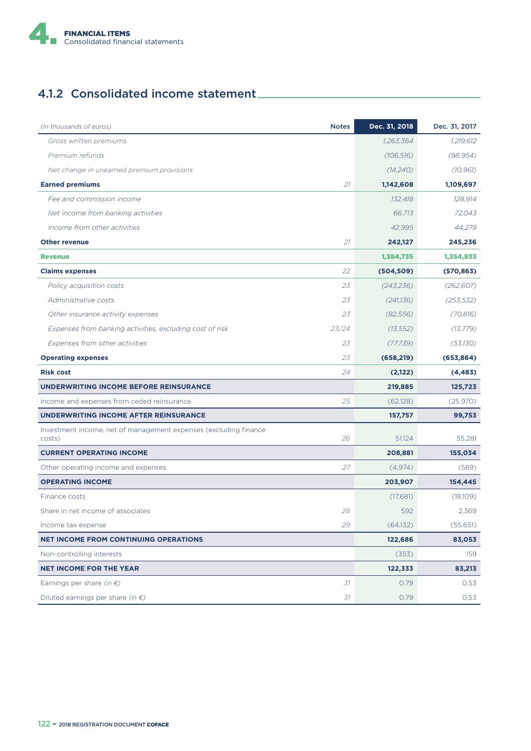## 4.1.2 Consolidated income statement

| *(in thousands of euros)* | Notes | Dec. 31, 2018 | Dec. 31, 2017 |
|---|---|---|---|
| *Gross written premiums* | | *1,263,364* | *1,219,612* |
| *Premium refunds* | | *(106,516)* | *(98,954)* |
| *Net change in unearned premium provisions* | | *(14,240)* | *(10,961)* |
| **Earned premiums** | *21* | **1,142,608** | **1,109,697** |
| *Fee and commission income* | | *132,418* | *128,914* |
| *Net income from banking activities* | | *66,713* | *72,043* |
| *Income from other activities* | | *42,995* | *44,279* |
| **Other revenue** | *21* | **242,127** | **245,236** |
| **Revenue** | | **1,384,735** | **1,354,933** |
| **Claims expenses** | *22* | **(504,509)** | **(570,863)** |
| *Policy acquisition costs* | *23* | *(243,236)* | *(262,607)* |
| *Administrative costs* | *23* | *(241,136)* | *(253,532)* |
| *Other insurance activity expenses* | *23* | *(82,556)* | *(70,816)* |
| *Expenses from banking activities, excluding cost of risk* | *23/24* | *(13,552)* | *(13,779)* |
| *Expenses from other activities* | *23* | *(77,739)* | *(53,130)* |
| **Operating expenses** | *23* | **(658,219)** | **(653,864)** |
| **Risk cost** | *24* | **(2,122)** | **(4,483)** |
| **UNDERWRITING INCOME BEFORE REINSURANCE** | | **219,885** | **125,723** |
| Income and expenses from ceded reinsurance | *25* | (62,128) | (25,970) |
| **UNDERWRITING INCOME AFTER REINSURANCE** | | **157,757** | **99,753** |
| Investment income, net of management expenses (excluding finance costs) | *26* | 51,124 | 55,281 |
| **CURRENT OPERATING INCOME** | | **208,881** | **155,034** |
| Other operating income and expenses | *27* | (4,974) | (589) |
| **OPERATING INCOME** | | **203,907** | **154,445** |
| Finance costs | | (17,681) | (18,109) |
| Share in net income of associates | *28* | 592 | 2,369 |
| Income tax expense | *29* | (64,132) | (55,651) |
| **NET INCOME FROM CONTINUING OPERATIONS** | | **122,686** | **83,053** |
| Non-controlling interests | | (353) | 159 |
| **NET INCOME FOR THE YEAR** | | **122,333** | **83,213** |
| Earnings per share *(in €)* | *31* | 0.79 | 0.53 |
| Diluted earnings per share *(in €)* | *31* | 0.79 | 0.53 |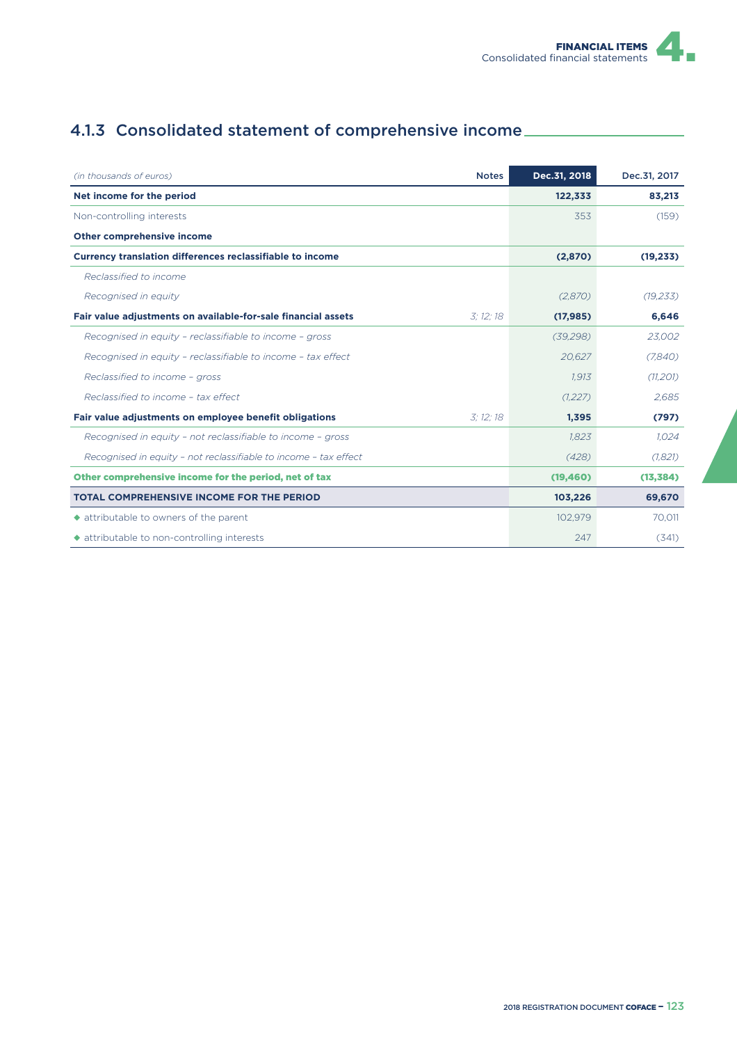### 4.1.3 Consolidated statement of comprehensive income

| *(in thousands of euros)* | Notes | Dec.31, 2018 | Dec.31, 2017 |
|---|---|---|---|
| **Net income for the period** | | **122,333** | **83,213** |
| Non-controlling interests | | 353 | (159) |
| **Other comprehensive income** | | | |
| **Currency translation differences reclassifiable to income** | | **(2,870)** | **(19,233)** |
| *Reclassified to income* | | | |
| *Recognised in equity* | | *(2,870)* | *(19,233)* |
| **Fair value adjustments on available-for-sale financial assets** | *3; 12; 18* | **(17,985)** | **6,646** |
| *Recognised in equity – reclassifiable to income – gross* | | *(39,298)* | *23,002* |
| *Recognised in equity – reclassifiable to income – tax effect* | | *20,627* | *(7,840)* |
| *Reclassified to income – gross* | | *1,913* | *(11,201)* |
| *Reclassified to income – tax effect* | | *(1,227)* | *2,685* |
| **Fair value adjustments on employee benefit obligations** | *3; 12; 18* | **1,395** | **(797)** |
| *Recognised in equity – not reclassifiable to income – gross* | | *1,823* | *1,024* |
| *Recognised in equity – not reclassifiable to income – tax effect* | | *(428)* | *(1,821)* |
| **Other comprehensive income for the period, net of tax** | | **(19,460)** | **(13,384)** |
| **TOTAL COMPREHENSIVE INCOME FOR THE PERIOD** | | **103,226** | **69,670** |
| ◆ attributable to owners of the parent | | 102,979 | 70,011 |
| ◆ attributable to non-controlling interests | | 247 | (341) |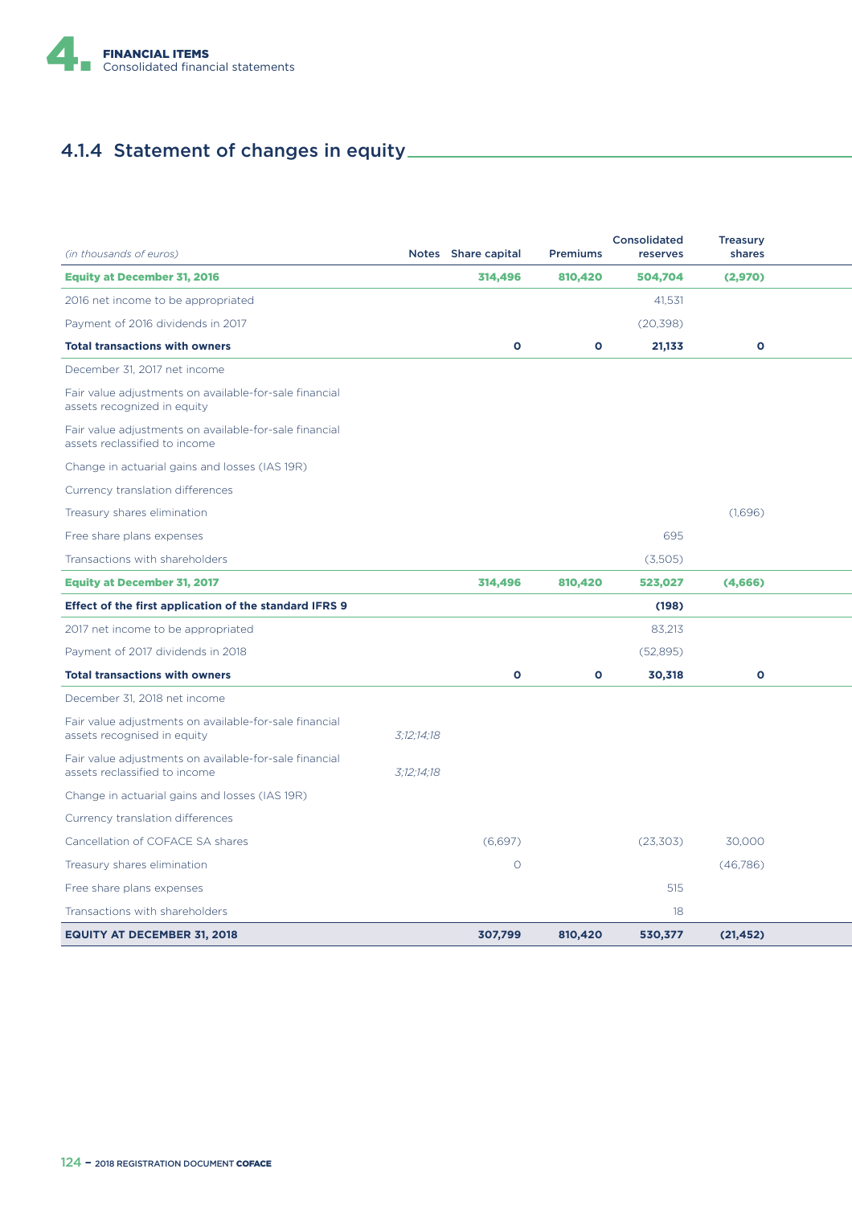## 4.1.4 Statement of changes in equity

| *(in thousands of euros)* | Notes | Share capital | Premiums | Consolidated reserves | Treasury shares |
|---|---|---|---|---|---|
| **Equity at December 31, 2016** | | **314,496** | **810,420** | **504,704** | **(2,970)** |
| 2016 net income to be appropriated | | | | 41,531 | |
| Payment of 2016 dividends in 2017 | | | | (20,398) | |
| **Total transactions with owners** | | **0** | **0** | **21,133** | **0** |
| December 31, 2017 net income | | | | | |
| Fair value adjustments on available-for-sale financial assets recognized in equity | | | | | |
| Fair value adjustments on available-for-sale financial assets reclassified to income | | | | | |
| Change in actuarial gains and losses (IAS 19R) | | | | | |
| Currency translation differences | | | | | |
| Treasury shares elimination | | | | | (1,696) |
| Free share plans expenses | | | | 695 | |
| Transactions with shareholders | | | | (3,505) | |
| **Equity at December 31, 2017** | | **314,496** | **810,420** | **523,027** | **(4,666)** |
| **Effect of the first application of the standard IFRS 9** | | | | **(198)** | |
| 2017 net income to be appropriated | | | | 83,213 | |
| Payment of 2017 dividends in 2018 | | | | (52,895) | |
| **Total transactions with owners** | | **0** | **0** | **30,318** | **0** |
| December 31, 2018 net income | | | | | |
| Fair value adjustments on available-for-sale financial assets recognised in equity | *3;12;14;18* | | | | |
| Fair value adjustments on available-for-sale financial assets reclassified to income | *3;12;14;18* | | | | |
| Change in actuarial gains and losses (IAS 19R) | | | | | |
| Currency translation differences | | | | | |
| Cancellation of COFACE SA shares | | (6,697) | | (23,303) | 30,000 |
| Treasury shares elimination | | 0 | | | (46,786) |
| Free share plans expenses | | | | 515 | |
| Transactions with shareholders | | | | 18 | |
| **EQUITY AT DECEMBER 31, 2018** | | **307,799** | **810,420** | **530,377** | **(21,452)** |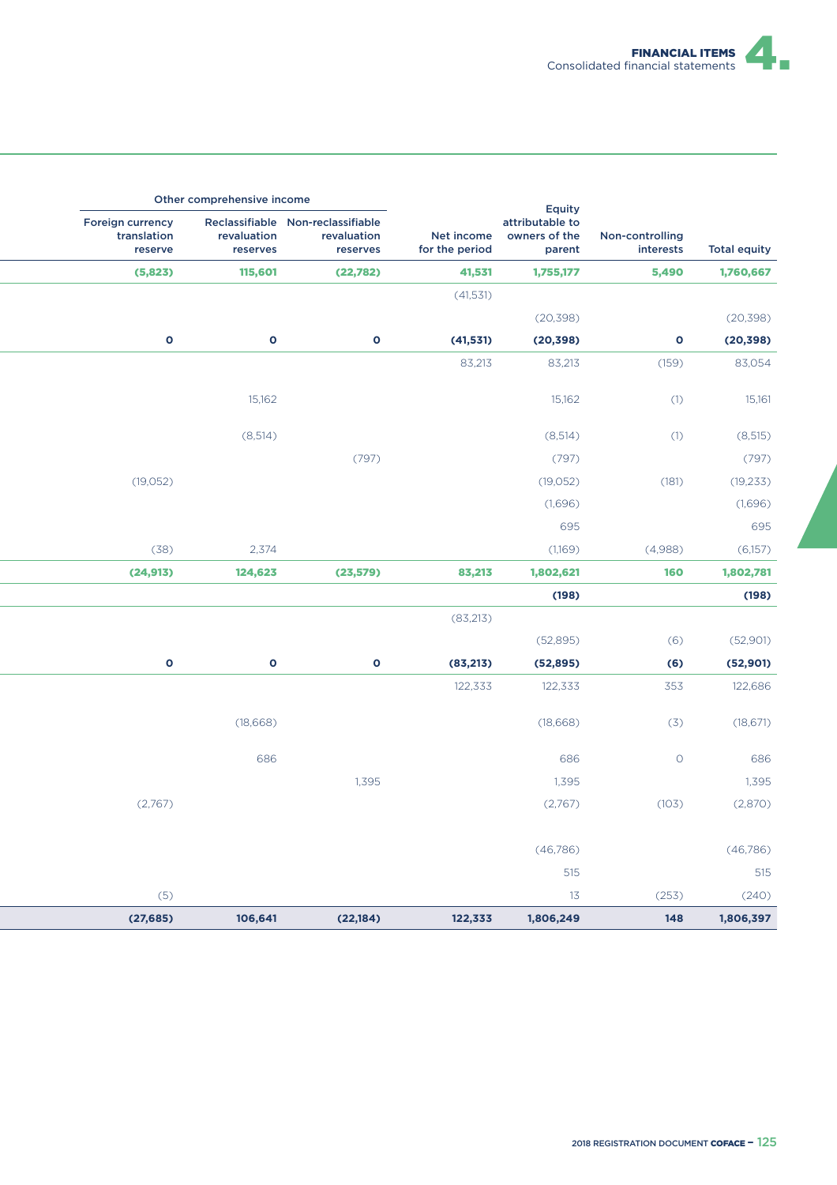| Other comprehensive income | | | | | | |
|---|---|---|---|---|---|---|
| Foreign currency translation reserve | Reclassifiable revaluation reserves | Non-reclassifiable revaluation reserves | Net income for the period | Equity attributable to owners of the parent | Non-controlling interests | Total equity |
| **(5,823)** | **115,601** | **(22,782)** | **41,531** | **1,755,177** | **5,490** | **1,760,667** |
| | | | (41,531) | | | |
| | | | | (20,398) | | (20,398) |
| **0** | **0** | **0** | **(41,531)** | **(20,398)** | **0** | **(20,398)** |
| | | | 83,213 | 83,213 | (159) | 83,054 |
| | 15,162 | | | 15,162 | (1) | 15,161 |
| | (8,514) | | | (8,514) | (1) | (8,515) |
| | | (797) | | (797) | | (797) |
| (19,052) | | | | (19,052) | (181) | (19,233) |
| | | | | (1,696) | | (1,696) |
| | | | | 695 | | 695 |
| (38) | 2,374 | | | (1,169) | (4,988) | (6,157) |
| **(24,913)** | **124,623** | **(23,579)** | **83,213** | **1,802,621** | **160** | **1,802,781** |
| | | | | **(198)** | | **(198)** |
| | | | (83,213) | | | |
| | | | | (52,895) | (6) | (52,901) |
| **0** | **0** | **0** | **(83,213)** | **(52,895)** | **(6)** | **(52,901)** |
| | | | 122,333 | 122,333 | 353 | 122,686 |
| | (18,668) | | | (18,668) | (3) | (18,671) |
| | 686 | | | 686 | 0 | 686 |
| | | 1,395 | | 1,395 | | 1,395 |
| (2,767) | | | | (2,767) | (103) | (2,870) |
| | | | | (46,786) | | (46,786) |
| | | | | 515 | | 515 |
| (5) | | | | 13 | (253) | (240) |
| **(27,685)** | **106,641** | **(22,184)** | **122,333** | **1,806,249** | **148** | **1,806,397** |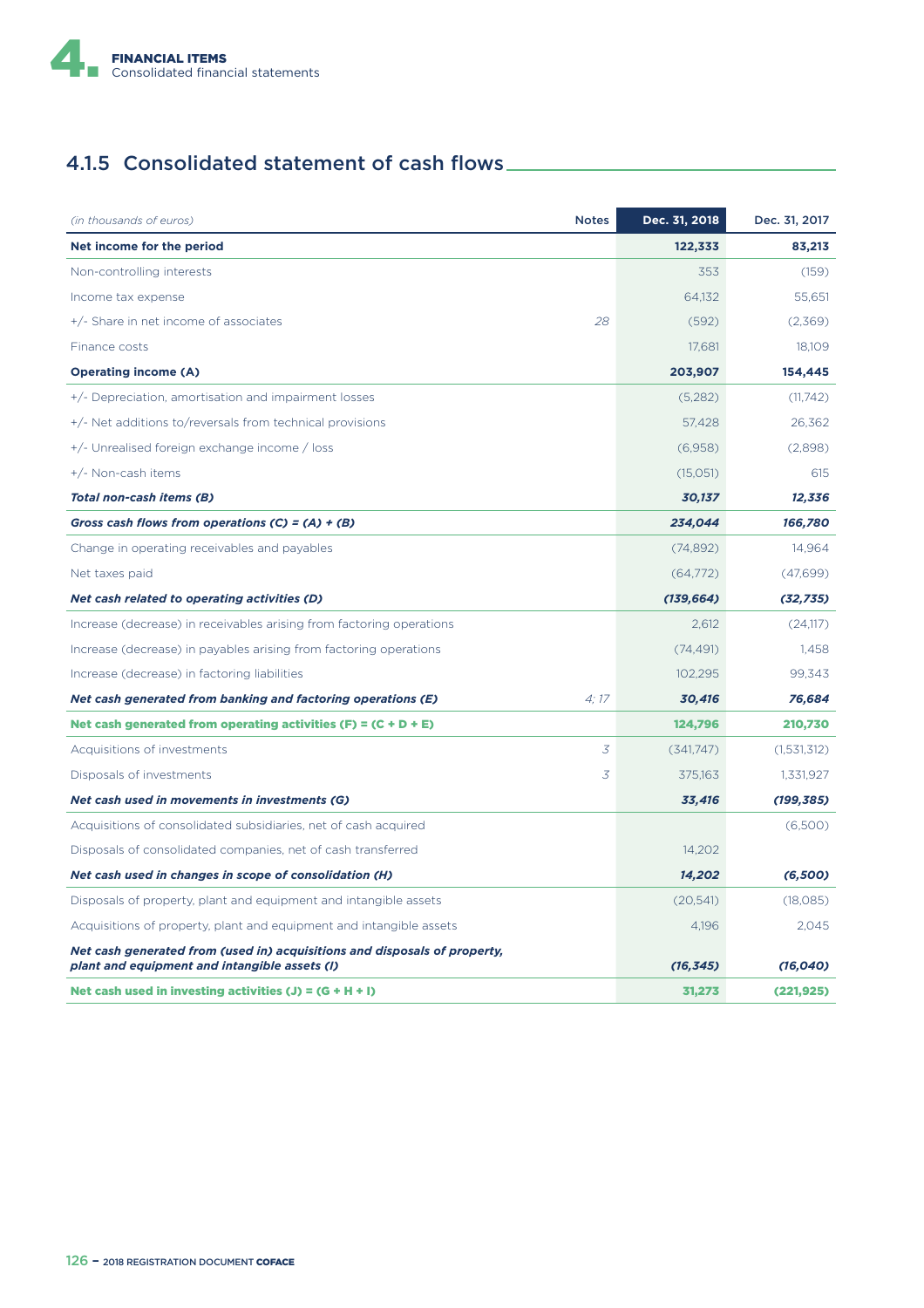## 4.1.5 Consolidated statement of cash flows

| (in thousands of euros) | Notes | Dec. 31, 2018 | Dec. 31, 2017 |
|---|---|---|---|
| **Net income for the period** | | **122,333** | **83,213** |
| Non-controlling interests | | 353 | (159) |
| Income tax expense | | 64,132 | 55,651 |
| +/- Share in net income of associates | 28 | (592) | (2,369) |
| Finance costs | | 17,681 | 18,109 |
| **Operating income (A)** | | **203,907** | **154,445** |
| +/- Depreciation, amortisation and impairment losses | | (5,282) | (11,742) |
| +/- Net additions to/reversals from technical provisions | | 57,428 | 26,362 |
| +/- Unrealised foreign exchange income / loss | | (6,958) | (2,898) |
| +/- Non-cash items | | (15,051) | 615 |
| ***Total non-cash items (B)*** | | ***30,137*** | ***12,336*** |
| ***Gross cash flows from operations (C) = (A) + (B)*** | | ***234,044*** | ***166,780*** |
| Change in operating receivables and payables | | (74,892) | 14,964 |
| Net taxes paid | | (64,772) | (47,699) |
| ***Net cash related to operating activities (D)*** | | ***(139,664)*** | ***(32,735)*** |
| Increase (decrease) in receivables arising from factoring operations | | 2,612 | (24,117) |
| Increase (decrease) in payables arising from factoring operations | | (74,491) | 1,458 |
| Increase (decrease) in factoring liabilities | | 102,295 | 99,343 |
| ***Net cash generated from banking and factoring operations (E)*** | 4; 17 | ***30,416*** | ***76,684*** |
| **Net cash generated from operating activities (F) = (C + D + E)** | | **124,796** | **210,730** |
| Acquisitions of investments | 3 | (341,747) | (1,531,312) |
| Disposals of investments | 3 | 375,163 | 1,331,927 |
| ***Net cash used in movements in investments (G)*** | | ***33,416*** | ***(199,385)*** |
| Acquisitions of consolidated subsidiaries, net of cash acquired | | | (6,500) |
| Disposals of consolidated companies, net of cash transferred | | 14,202 | |
| ***Net cash used in changes in scope of consolidation (H)*** | | ***14,202*** | ***(6,500)*** |
| Disposals of property, plant and equipment and intangible assets | | (20,541) | (18,085) |
| Acquisitions of property, plant and equipment and intangible assets | | 4,196 | 2,045 |
| ***Net cash generated from (used in) acquisitions and disposals of property, plant and equipment and intangible assets (I)*** | | ***(16,345)*** | ***(16,040)*** |
| **Net cash used in investing activities (J) = (G + H + I)** | | **31,273** | **(221,925)** |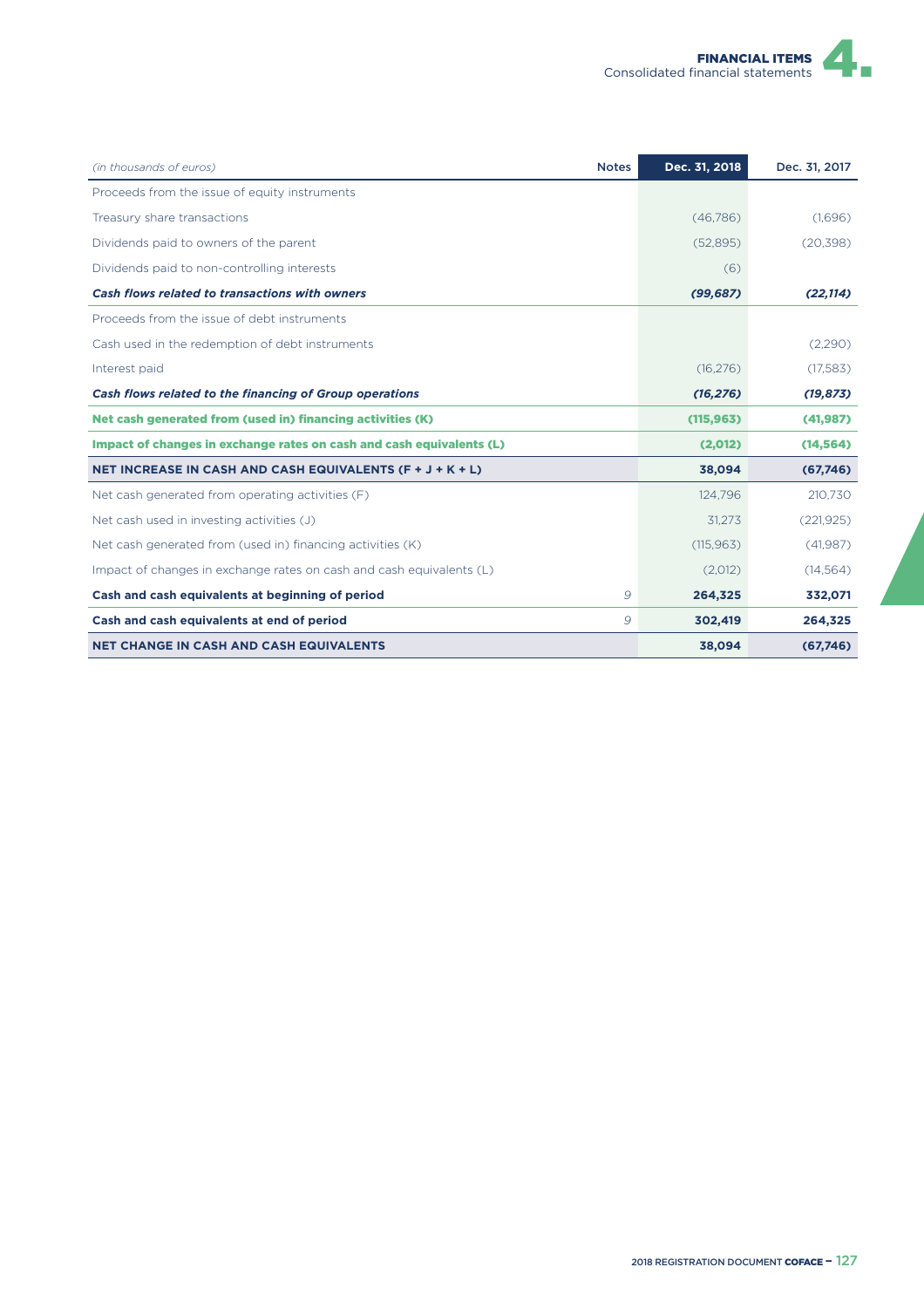| *(in thousands of euros)* | Notes | Dec. 31, 2018 | Dec. 31, 2017 |
|---|---|---|---|
| Proceeds from the issue of equity instruments | | | |
| Treasury share transactions | | (46,786) | (1,696) |
| Dividends paid to owners of the parent | | (52,895) | (20,398) |
| Dividends paid to non-controlling interests | | (6) | |
| ***Cash flows related to transactions with owners*** | | ***(99,687)*** | ***(22,114)*** |
| Proceeds from the issue of debt instruments | | | |
| Cash used in the redemption of debt instruments | | | (2,290) |
| Interest paid | | (16,276) | (17,583) |
| ***Cash flows related to the financing of Group operations*** | | ***(16,276)*** | ***(19,873)*** |
| **Net cash generated from (used in) financing activities (K)** | | **(115,963)** | **(41,987)** |
| **Impact of changes in exchange rates on cash and cash equivalents (L)** | | **(2,012)** | **(14,564)** |
| **NET INCREASE IN CASH AND CASH EQUIVALENTS (F + J + K + L)** | | **38,094** | **(67,746)** |
| Net cash generated from operating activities (F) | | 124,796 | 210,730 |
| Net cash used in investing activities (J) | | 31,273 | (221,925) |
| Net cash generated from (used in) financing activities (K) | | (115,963) | (41,987) |
| Impact of changes in exchange rates on cash and cash equivalents (L) | | (2,012) | (14,564) |
| **Cash and cash equivalents at beginning of period** | *9* | **264,325** | **332,071** |
| **Cash and cash equivalents at end of period** | *9* | **302,419** | **264,325** |
| **NET CHANGE IN CASH AND CASH EQUIVALENTS** | | **38,094** | **(67,746)** |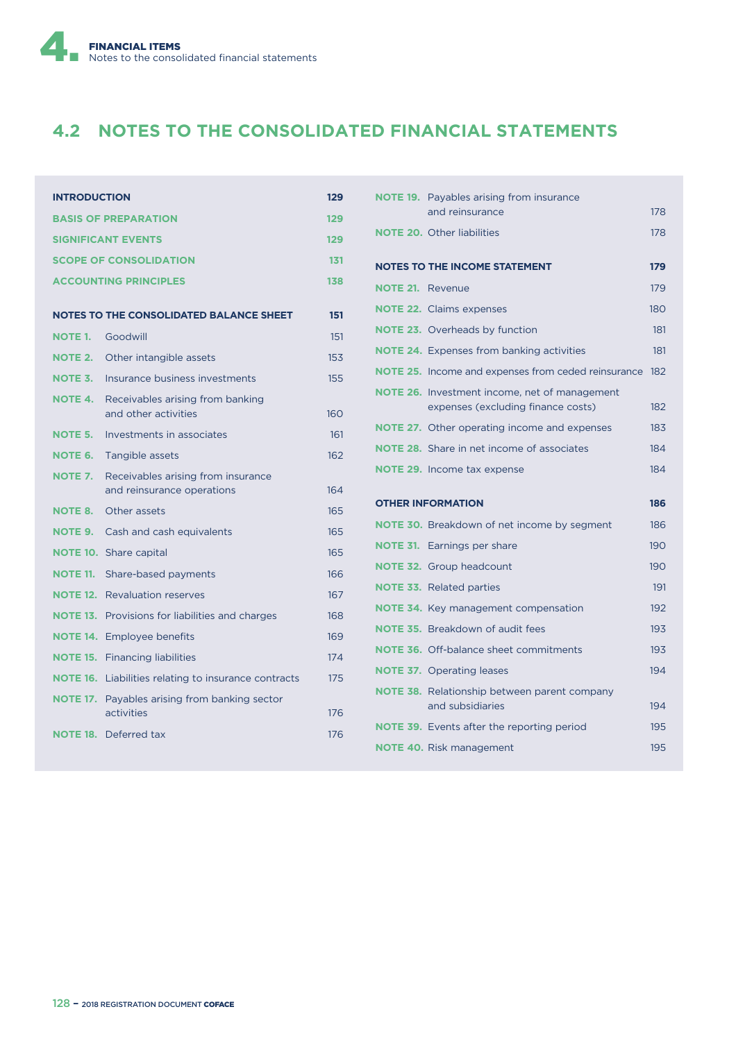## 4.2 NOTES TO THE CONSOLIDATED FINANCIAL STATEMENTS

| | |
|---|---|
| **INTRODUCTION** | **129** |
| **BASIS OF PREPARATION** | **129** |
| **SIGNIFICANT EVENTS** | **129** |
| **SCOPE OF CONSOLIDATION** | **131** |
| **ACCOUNTING PRINCIPLES** | **138** |
| **NOTES TO THE CONSOLIDATED BALANCE SHEET** | **151** |
| **NOTE 1.** Goodwill | 151 |
| **NOTE 2.** Other intangible assets | 153 |
| **NOTE 3.** Insurance business investments | 155 |
| **NOTE 4.** Receivables arising from banking and other activities | 160 |
| **NOTE 5.** Investments in associates | 161 |
| **NOTE 6.** Tangible assets | 162 |
| **NOTE 7.** Receivables arising from insurance and reinsurance operations | 164 |
| **NOTE 8.** Other assets | 165 |
| **NOTE 9.** Cash and cash equivalents | 165 |
| **NOTE 10.** Share capital | 165 |
| **NOTE 11.** Share-based payments | 166 |
| **NOTE 12.** Revaluation reserves | 167 |
| **NOTE 13.** Provisions for liabilities and charges | 168 |
| **NOTE 14.** Employee benefits | 169 |
| **NOTE 15.** Financing liabilities | 174 |
| **NOTE 16.** Liabilities relating to insurance contracts | 175 |
| **NOTE 17.** Payables arising from banking sector activities | 176 |
| **NOTE 18.** Deferred tax | 176 |
| **NOTE 19.** Payables arising from insurance and reinsurance | 178 |
| **NOTE 20.** Other liabilities | 178 |
| **NOTES TO THE INCOME STATEMENT** | **179** |
| **NOTE 21.** Revenue | 179 |
| **NOTE 22.** Claims expenses | 180 |
| **NOTE 23.** Overheads by function | 181 |
| **NOTE 24.** Expenses from banking activities | 181 |
| **NOTE 25.** Income and expenses from ceded reinsurance | 182 |
| **NOTE 26.** Investment income, net of management expenses (excluding finance costs) | 182 |
| **NOTE 27.** Other operating income and expenses | 183 |
| **NOTE 28.** Share in net income of associates | 184 |
| **NOTE 29.** Income tax expense | 184 |
| **OTHER INFORMATION** | **186** |
| **NOTE 30.** Breakdown of net income by segment | 186 |
| **NOTE 31.** Earnings per share | 190 |
| **NOTE 32.** Group headcount | 190 |
| **NOTE 33.** Related parties | 191 |
| **NOTE 34.** Key management compensation | 192 |
| **NOTE 35.** Breakdown of audit fees | 193 |
| **NOTE 36.** Off-balance sheet commitments | 193 |
| **NOTE 37.** Operating leases | 194 |
| **NOTE 38.** Relationship between parent company and subsidiaries | 194 |
| **NOTE 39.** Events after the reporting period | 195 |
| **NOTE 40.** Risk management | 195 |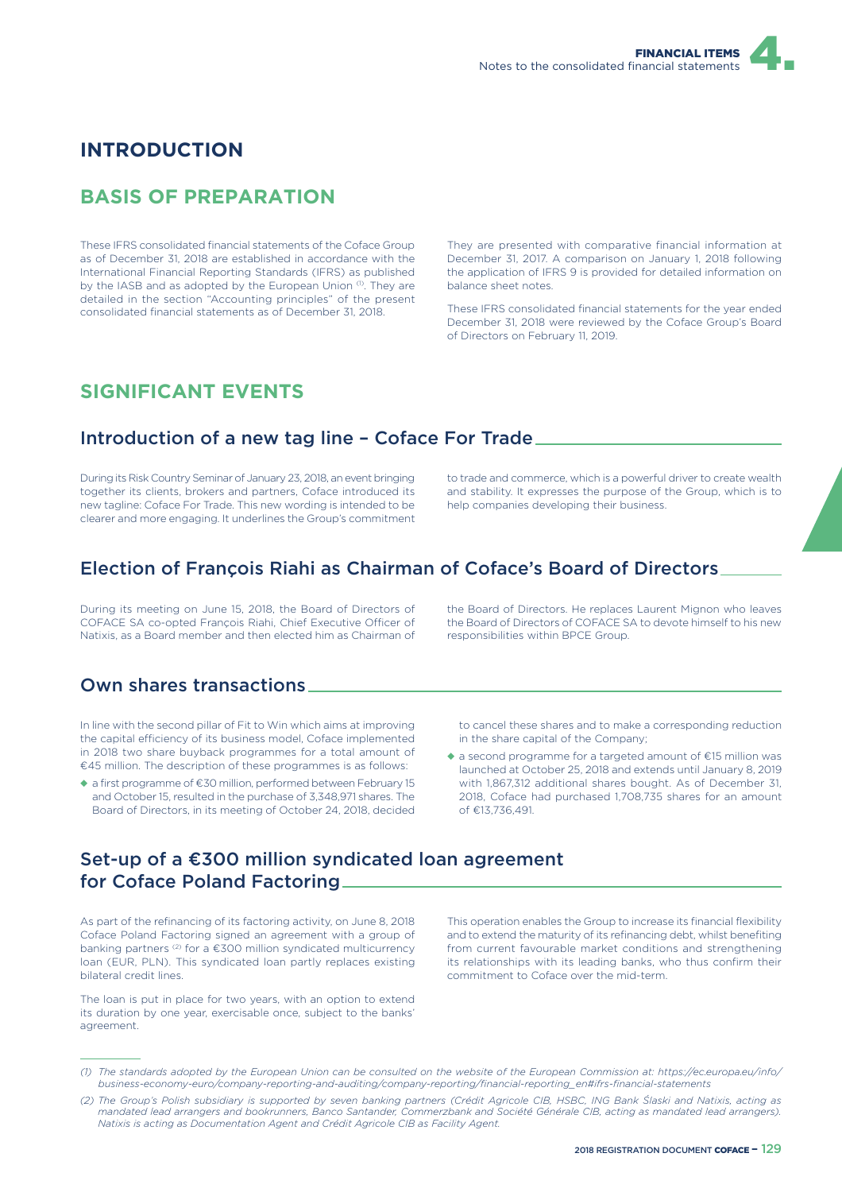# INTRODUCTION

## BASIS OF PREPARATION

These IFRS consolidated financial statements of the Coface Group as of December 31, 2018 are established in accordance with the International Financial Reporting Standards (IFRS) as published by the IASB and as adopted by the European Union [(1)]. They are detailed in the section "Accounting principles" of the present consolidated financial statements as of December 31, 2018.

They are presented with comparative financial information at December 31, 2017. A comparison on January 1, 2018 following the application of IFRS 9 is provided for detailed information on balance sheet notes.

These IFRS consolidated financial statements for the year ended December 31, 2018 were reviewed by the Coface Group's Board of Directors on February 11, 2019.

## SIGNIFICANT EVENTS

### Introduction of a new tag line – Coface For Trade

During its Risk Country Seminar of January 23, 2018, an event bringing together its clients, brokers and partners, Coface introduced its new tagline: Coface For Trade. This new wording is intended to be clearer and more engaging. It underlines the Group's commitment to trade and commerce, which is a powerful driver to create wealth and stability. It expresses the purpose of the Group, which is to help companies developing their business.

### Election of François Riahi as Chairman of Coface's Board of Directors

During its meeting on June 15, 2018, the Board of Directors of COFACE SA co-opted François Riahi, Chief Executive Officer of Natixis, as a Board member and then elected him as Chairman of the Board of Directors. He replaces Laurent Mignon who leaves the Board of Directors of COFACE SA to devote himself to his new responsibilities within BPCE Group.

### Own shares transactions

In line with the second pillar of Fit to Win which aims at improving the capital efficiency of its business model, Coface implemented in 2018 two share buyback programmes for a total amount of €45 million. The description of these programmes is as follows:

- a first programme of €30 million, performed between February 15 and October 15, resulted in the purchase of 3,348,971 shares. The Board of Directors, in its meeting of October 24, 2018, decided to cancel these shares and to make a corresponding reduction in the share capital of the Company;
- a second programme for a targeted amount of €15 million was launched at October 25, 2018 and extends until January 8, 2019 with 1,867,312 additional shares bought. As of December 31, 2018, Coface had purchased 1,708,735 shares for an amount of €13,736,491.

### Set-up of a €300 million syndicated loan agreement for Coface Poland Factoring

As part of the refinancing of its factoring activity, on June 8, 2018 Coface Poland Factoring signed an agreement with a group of banking partners [(2)] for a €300 million syndicated multicurrency loan (EUR, PLN). This syndicated loan partly replaces existing bilateral credit lines.

The loan is put in place for two years, with an option to extend its duration by one year, exercisable once, subject to the banks' agreement.

This operation enables the Group to increase its financial flexibility and to extend the maturity of its refinancing debt, whilst benefiting from current favourable market conditions and strengthening its relationships with its leading banks, who thus confirm their commitment to Coface over the mid-term.

---

*(1) The standards adopted by the European Union can be consulted on the website of the European Commission at: https://ec.europa.eu/info/business-economy-euro/company-reporting-and-auditing/company-reporting/financial-reporting_en#ifrs-financial-statements*

*(2) The Group's Polish subsidiary is supported by seven banking partners (Crédit Agricole CIB, HSBC, ING Bank Śląski and Natixis, acting as mandated lead arrangers and bookrunners, Banco Santander, Commerzbank and Société Générale CIB, acting as mandated lead arrangers). Natixis is acting as Documentation Agent and Crédit Agricole CIB as Facility Agent.*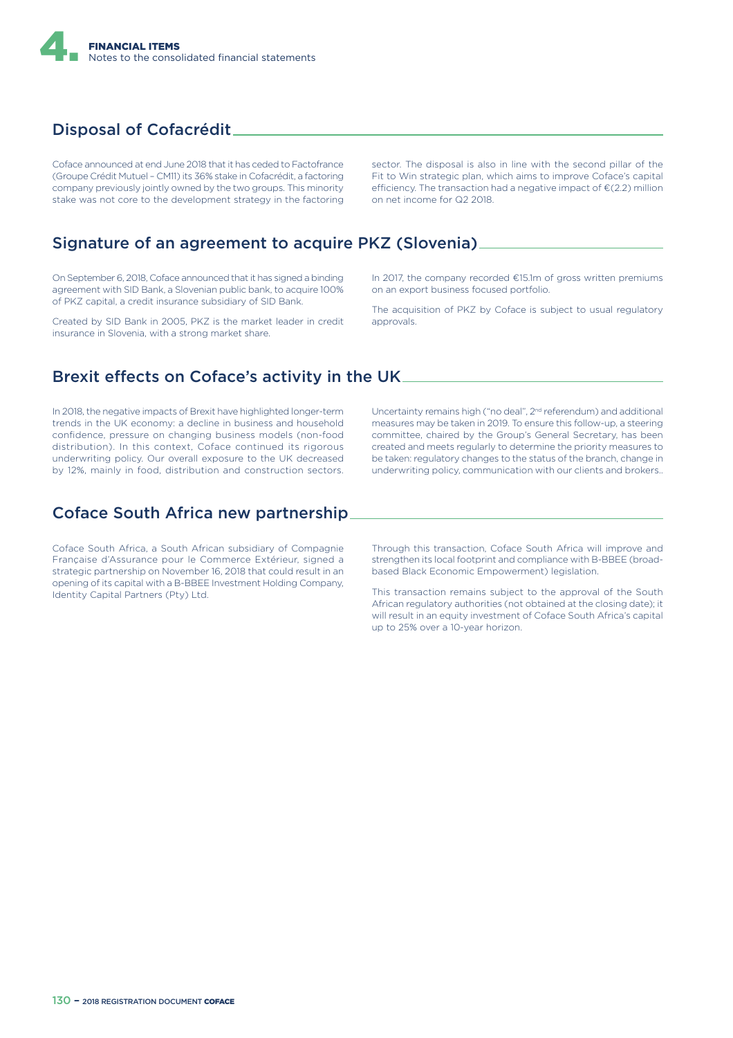## Disposal of Cofacrédit

Coface announced at end June 2018 that it has ceded to Factofrance (Groupe Crédit Mutuel – CM11) its 36% stake in Cofacrédit, a factoring company previously jointly owned by the two groups. This minority stake was not core to the development strategy in the factoring sector. The disposal is also in line with the second pillar of the Fit to Win strategic plan, which aims to improve Coface's capital efficiency. The transaction had a negative impact of €(2.2) million on net income for Q2 2018.

## Signature of an agreement to acquire PKZ (Slovenia)

On September 6, 2018, Coface announced that it has signed a binding agreement with SID Bank, a Slovenian public bank, to acquire 100% of PKZ capital, a credit insurance subsidiary of SID Bank.

Created by SID Bank in 2005, PKZ is the market leader in credit insurance in Slovenia, with a strong market share.

In 2017, the company recorded €15.1m of gross written premiums on an export business focused portfolio.

The acquisition of PKZ by Coface is subject to usual regulatory approvals.

## Brexit effects on Coface's activity in the UK

In 2018, the negative impacts of Brexit have highlighted longer-term trends in the UK economy: a decline in business and household confidence, pressure on changing business models (non-food distribution). In this context, Coface continued its rigorous underwriting policy. Our overall exposure to the UK decreased by 12%, mainly in food, distribution and construction sectors. Uncertainty remains high ("no deal", 2nd referendum) and additional measures may be taken in 2019. To ensure this follow-up, a steering committee, chaired by the Group's General Secretary, has been created and meets regularly to determine the priority measures to be taken: regulatory changes to the status of the branch, change in underwriting policy, communication with our clients and brokers..

## Coface South Africa new partnership

Coface South Africa, a South African subsidiary of Compagnie Française d'Assurance pour le Commerce Extérieur, signed a strategic partnership on November 16, 2018 that could result in an opening of its capital with a B-BBEE Investment Holding Company, Identity Capital Partners (Pty) Ltd.

Through this transaction, Coface South Africa will improve and strengthen its local footprint and compliance with B-BBEE (broad-based Black Economic Empowerment) legislation.

This transaction remains subject to the approval of the South African regulatory authorities (not obtained at the closing date); it will result in an equity investment of Coface South Africa's capital up to 25% over a 10-year horizon.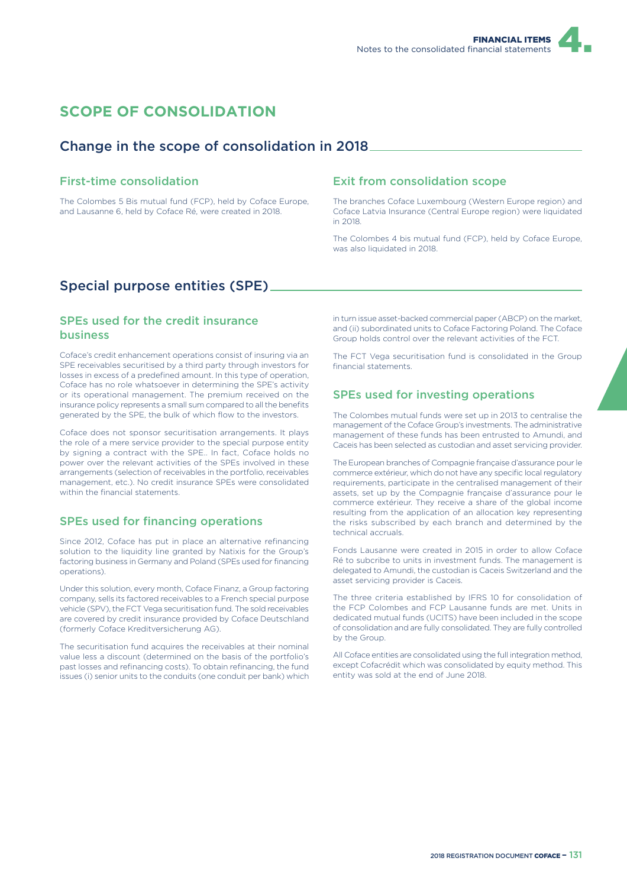# SCOPE OF CONSOLIDATION

## Change in the scope of consolidation in 2018

### First-time consolidation

The Colombes 5 Bis mutual fund (FCP), held by Coface Europe, and Lausanne 6, held by Coface Ré, were created in 2018.

### Exit from consolidation scope

The branches Coface Luxembourg (Western Europe region) and Coface Latvia Insurance (Central Europe region) were liquidated in 2018.

The Colombes 4 bis mutual fund (FCP), held by Coface Europe, was also liquidated in 2018.

## Special purpose entities (SPE)

### SPEs used for the credit insurance business

Coface's credit enhancement operations consist of insuring via an SPE receivables securitised by a third party through investors for losses in excess of a predefined amount. In this type of operation, Coface has no role whatsoever in determining the SPE's activity or its operational management. The premium received on the insurance policy represents a small sum compared to all the benefits generated by the SPE, the bulk of which flow to the investors.

Coface does not sponsor securitisation arrangements. It plays the role of a mere service provider to the special purpose entity by signing a contract with the SPE.. In fact, Coface holds no power over the relevant activities of the SPEs involved in these arrangements (selection of receivables in the portfolio, receivables management, etc.). No credit insurance SPEs were consolidated within the financial statements.

### SPEs used for financing operations

Since 2012, Coface has put in place an alternative refinancing solution to the liquidity line granted by Natixis for the Group's factoring business in Germany and Poland (SPEs used for financing operations).

Under this solution, every month, Coface Finanz, a Group factoring company, sells its factored receivables to a French special purpose vehicle (SPV), the FCT Vega securitisation fund. The sold receivables are covered by credit insurance provided by Coface Deutschland (formerly Coface Kreditversicherung AG).

The securitisation fund acquires the receivables at their nominal value less a discount (determined on the basis of the portfolio's past losses and refinancing costs). To obtain refinancing, the fund issues (i) senior units to the conduits (one conduit per bank) which in turn issue asset-backed commercial paper (ABCP) on the market, and (ii) subordinated units to Coface Factoring Poland. The Coface Group holds control over the relevant activities of the FCT.

The FCT Vega securitisation fund is consolidated in the Group financial statements.

### SPEs used for investing operations

The Colombes mutual funds were set up in 2013 to centralise the management of the Coface Group's investments. The administrative management of these funds has been entrusted to Amundi, and Caceis has been selected as custodian and asset servicing provider.

The European branches of Compagnie française d'assurance pour le commerce extérieur, which do not have any specific local regulatory requirements, participate in the centralised management of their assets, set up by the Compagnie française d'assurance pour le commerce extérieur. They receive a share of the global income resulting from the application of an allocation key representing the risks subscribed by each branch and determined by the technical accruals.

Fonds Lausanne were created in 2015 in order to allow Coface Ré to subcribe to units in investment funds. The management is delegated to Amundi, the custodian is Caceis Switzerland and the asset servicing provider is Caceis.

The three criteria established by IFRS 10 for consolidation of the FCP Colombes and FCP Lausanne funds are met. Units in dedicated mutual funds (UCITS) have been included in the scope of consolidation and are fully consolidated. They are fully controlled by the Group.

All Coface entities are consolidated using the full integration method, except Cofacrédit which was consolidated by equity method. This entity was sold at the end of June 2018.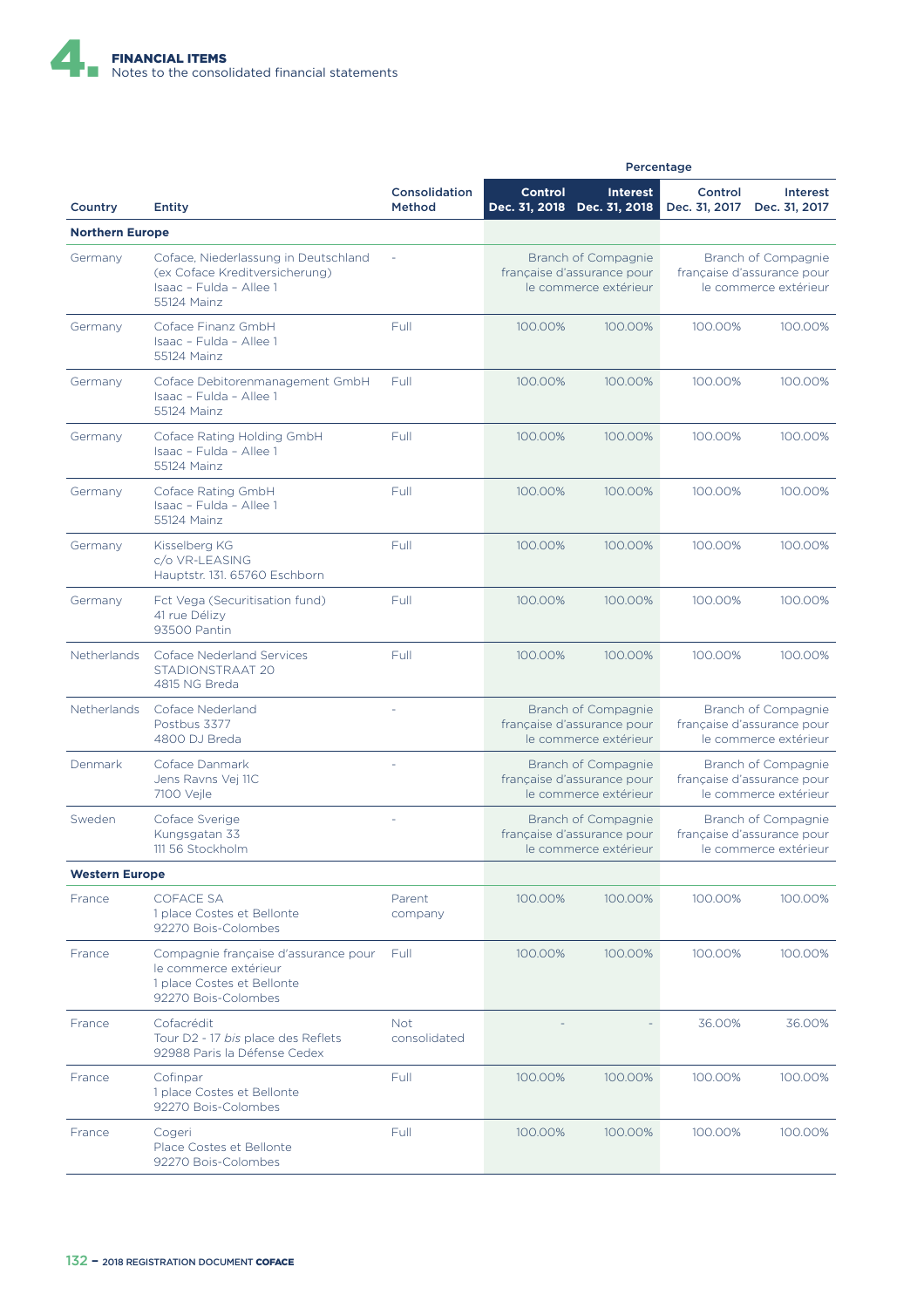| Country | Entity | Consolidation Method | Percentage | | | |
|---|---|---|---|---|---|---|
| | | | Control Dec. 31, 2018 | Interest Dec. 31, 2018 | Control Dec. 31, 2017 | Interest Dec. 31, 2017 |
| **Northern Europe** | | | | | | |
| Germany | Coface, Niederlassung in Deutschland (ex Coface Kreditversicherung) Isaac – Fulda – Allee 1 55124 Mainz | - | Branch of Compagnie française d'assurance pour le commerce extérieur | | Branch of Compagnie française d'assurance pour le commerce extérieur | |
| Germany | Coface Finanz GmbH Isaac – Fulda – Allee 1 55124 Mainz | Full | 100.00% | 100.00% | 100.00% | 100.00% |
| Germany | Coface Debitorenmanagement GmbH Isaac – Fulda – Allee 1 55124 Mainz | Full | 100.00% | 100.00% | 100.00% | 100.00% |
| Germany | Coface Rating Holding GmbH Isaac – Fulda – Allee 1 55124 Mainz | Full | 100.00% | 100.00% | 100.00% | 100.00% |
| Germany | Coface Rating GmbH Isaac – Fulda – Allee 1 55124 Mainz | Full | 100.00% | 100.00% | 100.00% | 100.00% |
| Germany | Kisselberg KG c/o VR-LEASING Hauptstr. 131. 65760 Eschborn | Full | 100.00% | 100.00% | 100.00% | 100.00% |
| Germany | Fct Vega (Securitisation fund) 41 rue Délizy 93500 Pantin | Full | 100.00% | 100.00% | 100.00% | 100.00% |
| Netherlands | Coface Nederland Services STADIONSTRAAT 20 4815 NG Breda | Full | 100.00% | 100.00% | 100.00% | 100.00% |
| Netherlands | Coface Nederland Postbus 3377 4800 DJ Breda | - | Branch of Compagnie française d'assurance pour le commerce extérieur | | Branch of Compagnie française d'assurance pour le commerce extérieur | |
| Denmark | Coface Danmark Jens Ravns Vej 11C 7100 Vejle | - | Branch of Compagnie française d'assurance pour le commerce extérieur | | Branch of Compagnie française d'assurance pour le commerce extérieur | |
| Sweden | Coface Sverige Kungsgatan 33 111 56 Stockholm | - | Branch of Compagnie française d'assurance pour le commerce extérieur | | Branch of Compagnie française d'assurance pour le commerce extérieur | |
| **Western Europe** | | | | | | |
| France | COFACE SA 1 place Costes et Bellonte 92270 Bois-Colombes | Parent company | 100.00% | 100.00% | 100.00% | 100.00% |
| France | Compagnie française d'assurance pour le commerce extérieur 1 place Costes et Bellonte 92270 Bois-Colombes | Full | 100.00% | 100.00% | 100.00% | 100.00% |
| France | Cofacrédit Tour D2 - 17 *bis* place des Reflets 92988 Paris la Défense Cedex | Not consolidated | - | - | 36.00% | 36.00% |
| France | Cofinpar 1 place Costes et Bellonte 92270 Bois-Colombes | Full | 100.00% | 100.00% | 100.00% | 100.00% |
| France | Cogeri Place Costes et Bellonte 92270 Bois-Colombes | Full | 100.00% | 100.00% | 100.00% | 100.00% |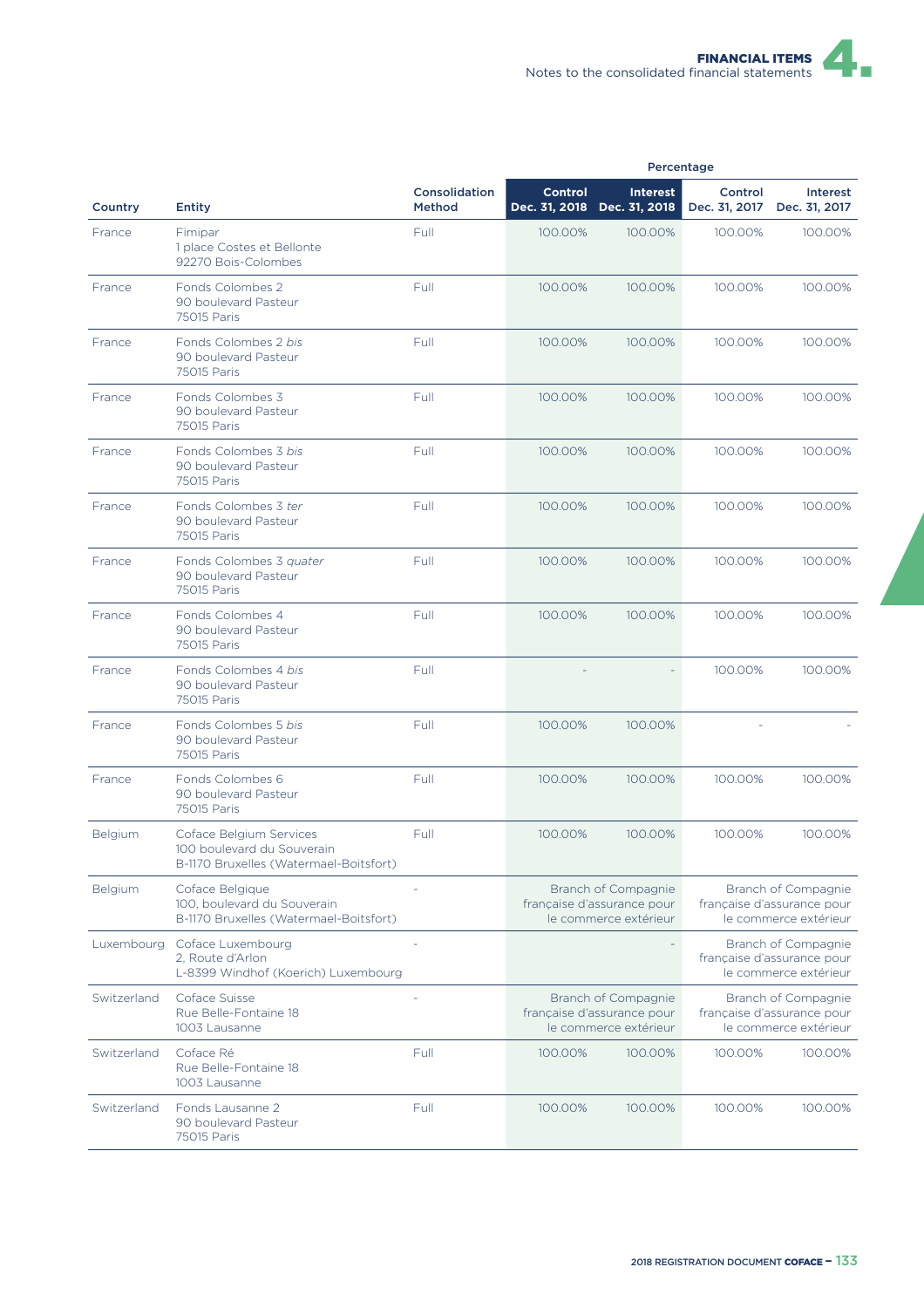| Country | Entity | Consolidation Method | Percentage | | | |
|---|---|---|---|---|---|---|
| | | | Control Dec. 31, 2018 | Interest Dec. 31, 2018 | Control Dec. 31, 2017 | Interest Dec. 31, 2017 |
| France | Fimipar<br>1 place Costes et Bellonte<br>92270 Bois-Colombes | Full | 100.00% | 100.00% | 100.00% | 100.00% |
| France | Fonds Colombes 2<br>90 boulevard Pasteur<br>75015 Paris | Full | 100.00% | 100.00% | 100.00% | 100.00% |
| France | Fonds Colombes 2 *bis*<br>90 boulevard Pasteur<br>75015 Paris | Full | 100.00% | 100.00% | 100.00% | 100.00% |
| France | Fonds Colombes 3<br>90 boulevard Pasteur<br>75015 Paris | Full | 100.00% | 100.00% | 100.00% | 100.00% |
| France | Fonds Colombes 3 *bis*<br>90 boulevard Pasteur<br>75015 Paris | Full | 100.00% | 100.00% | 100.00% | 100.00% |
| France | Fonds Colombes 3 *ter*<br>90 boulevard Pasteur<br>75015 Paris | Full | 100.00% | 100.00% | 100.00% | 100.00% |
| France | Fonds Colombes 3 *quater*<br>90 boulevard Pasteur<br>75015 Paris | Full | 100.00% | 100.00% | 100.00% | 100.00% |
| France | Fonds Colombes 4<br>90 boulevard Pasteur<br>75015 Paris | Full | 100.00% | 100.00% | 100.00% | 100.00% |
| France | Fonds Colombes 4 *bis*<br>90 boulevard Pasteur<br>75015 Paris | Full | - | - | 100.00% | 100.00% |
| France | Fonds Colombes 5 *bis*<br>90 boulevard Pasteur<br>75015 Paris | Full | 100.00% | 100.00% | - | - |
| France | Fonds Colombes 6<br>90 boulevard Pasteur<br>75015 Paris | Full | 100.00% | 100.00% | 100.00% | 100.00% |
| Belgium | Coface Belgium Services<br>100 boulevard du Souverain<br>B-1170 Bruxelles (Watermael-Boitsfort) | Full | 100.00% | 100.00% | 100.00% | 100.00% |
| Belgium | Coface Belgique<br>100, boulevard du Souverain<br>B-1170 Bruxelles (Watermael-Boitsfort) | - | Branch of Compagnie française d'assurance pour le commerce extérieur | | Branch of Compagnie française d'assurance pour le commerce extérieur | |
| Luxembourg | Coface Luxembourg<br>2, Route d'Arlon<br>L-8399 Windhof (Koerich) Luxembourg | - | | - | Branch of Compagnie française d'assurance pour le commerce extérieur | |
| Switzerland | Coface Suisse<br>Rue Belle-Fontaine 18<br>1003 Lausanne | - | Branch of Compagnie française d'assurance pour le commerce extérieur | | Branch of Compagnie française d'assurance pour le commerce extérieur | |
| Switzerland | Coface Ré<br>Rue Belle-Fontaine 18<br>1003 Lausanne | Full | 100.00% | 100.00% | 100.00% | 100.00% |
| Switzerland | Fonds Lausanne 2<br>90 boulevard Pasteur<br>75015 Paris | Full | 100.00% | 100.00% | 100.00% | 100.00% |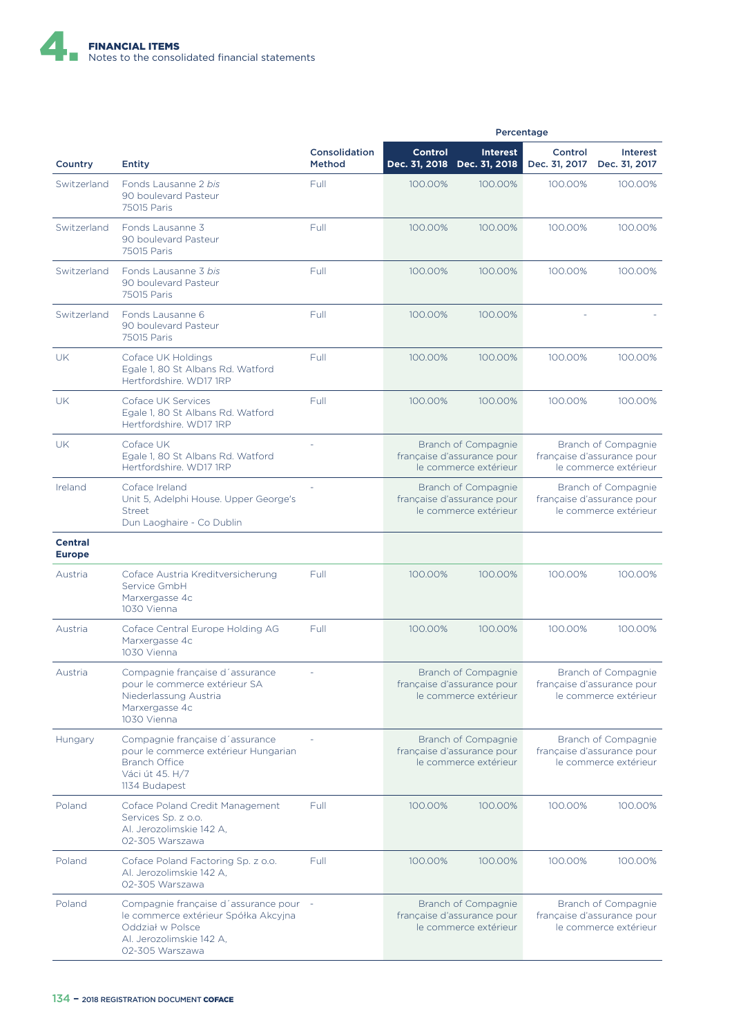| Country | Entity | Consolidation Method | Percentage | | | |
|---|---|---|---|---|---|---|
| | | | Control Dec. 31, 2018 | Interest Dec. 31, 2018 | Control Dec. 31, 2017 | Interest Dec. 31, 2017 |
| Switzerland | Fonds Lausanne 2 *bis* 90 boulevard Pasteur 75015 Paris | Full | 100.00% | 100.00% | 100.00% | 100.00% |
| Switzerland | Fonds Lausanne 3 90 boulevard Pasteur 75015 Paris | Full | 100.00% | 100.00% | 100.00% | 100.00% |
| Switzerland | Fonds Lausanne 3 *bis* 90 boulevard Pasteur 75015 Paris | Full | 100.00% | 100.00% | 100.00% | 100.00% |
| Switzerland | Fonds Lausanne 6 90 boulevard Pasteur 75015 Paris | Full | 100.00% | 100.00% | - | - |
| UK | Coface UK Holdings Egale 1, 80 St Albans Rd. Watford Hertfordshire. WD17 1RP | Full | 100.00% | 100.00% | 100.00% | 100.00% |
| UK | Coface UK Services Egale 1, 80 St Albans Rd. Watford Hertfordshire. WD17 1RP | Full | 100.00% | 100.00% | 100.00% | 100.00% |
| UK | Coface UK Egale 1, 80 St Albans Rd. Watford Hertfordshire. WD17 1RP | - | Branch of Compagnie française d'assurance pour le commerce extérieur | | Branch of Compagnie française d'assurance pour le commerce extérieur | |
| Ireland | Coface Ireland Unit 5, Adelphi House. Upper George's Street Dun Laoghaire - Co Dublin | - | Branch of Compagnie française d'assurance pour le commerce extérieur | | Branch of Compagnie française d'assurance pour le commerce extérieur | |
| **Central Europe** | | | | | | |
| Austria | Coface Austria Kreditversicherung Service GmbH Marxergasse 4c 1030 Vienna | Full | 100.00% | 100.00% | 100.00% | 100.00% |
| Austria | Coface Central Europe Holding AG Marxergasse 4c 1030 Vienna | Full | 100.00% | 100.00% | 100.00% | 100.00% |
| Austria | Compagnie française d´assurance pour le commerce extérieur SA Niederlassung Austria Marxergasse 4c 1030 Vienna | - | Branch of Compagnie française d'assurance pour le commerce extérieur | | Branch of Compagnie française d'assurance pour le commerce extérieur | |
| Hungary | Compagnie française d´assurance pour le commerce extérieur Hungarian Branch Office Váci út 45. H/7 1134 Budapest | - | Branch of Compagnie française d'assurance pour le commerce extérieur | | Branch of Compagnie française d'assurance pour le commerce extérieur | |
| Poland | Coface Poland Credit Management Services Sp. z o.o. Al. Jerozolimskie 142 A, 02-305 Warszawa | Full | 100.00% | 100.00% | 100.00% | 100.00% |
| Poland | Coface Poland Factoring Sp. z o.o. Al. Jerozolimskie 142 A, 02-305 Warszawa | Full | 100.00% | 100.00% | 100.00% | 100.00% |
| Poland | Compagnie française d´assurance pour le commerce extérieur Spółka Akcyjna Oddział w Polsce Al. Jerozolimskie 142 A, 02-305 Warszawa | - | Branch of Compagnie française d'assurance pour le commerce extérieur | | Branch of Compagnie française d'assurance pour le commerce extérieur | |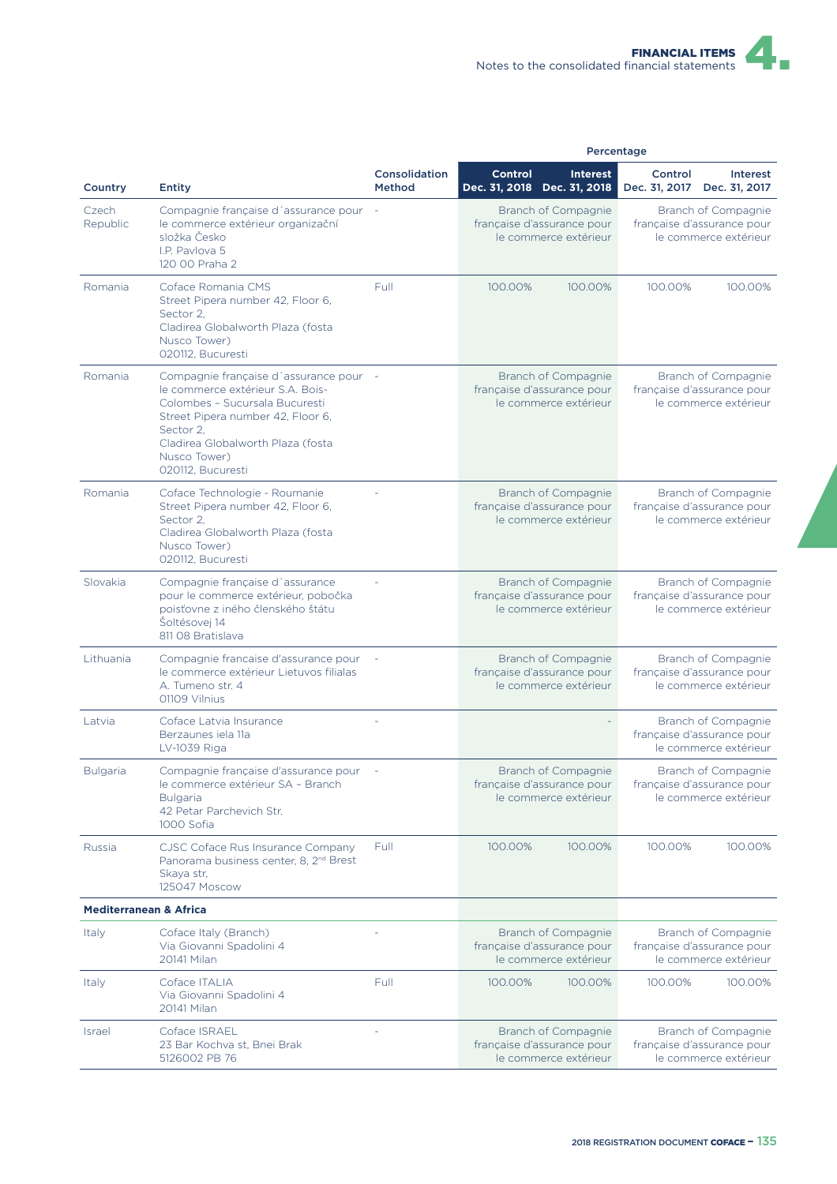| Country | Entity | Consolidation Method | Percentage | | | |
|---|---|---|---|---|---|---|
| | | | Control Dec. 31, 2018 | Interest Dec. 31, 2018 | Control Dec. 31, 2017 | Interest Dec. 31, 2017 |
| Czech Republic | Compagnie française d´assurance pour le commerce extérieur organizační složka Česko I.P. Pavlova 5 120 00 Praha 2 | - | Branch of Compagnie française d'assurance pour le commerce extérieur | | Branch of Compagnie française d'assurance pour le commerce extérieur | |
| Romania | Coface Romania CMS Street Pipera number 42, Floor 6, Sector 2, Cladirea Globalworth Plaza (fosta Nusco Tower) 020112, Bucuresti | Full | 100.00% | 100.00% | 100.00% | 100.00% |
| Romania | Compagnie française d´assurance pour le commerce extérieur S.A. Bois-Colombes – Sucursala Bucuresti Street Pipera number 42, Floor 6, Sector 2, Cladirea Globalworth Plaza (fosta Nusco Tower) 020112, Bucuresti | - | Branch of Compagnie française d'assurance pour le commerce extérieur | | Branch of Compagnie française d'assurance pour le commerce extérieur | |
| Romania | Coface Technologie - Roumanie Street Pipera number 42, Floor 6, Sector 2, Cladirea Globalworth Plaza (fosta Nusco Tower) 020112, Bucuresti | - | Branch of Compagnie française d'assurance pour le commerce extérieur | | Branch of Compagnie française d'assurance pour le commerce extérieur | |
| Slovakia | Compagnie française d´assurance pour le commerce extérieur, pobočka poisťovne z iného členského štátu Šoltésovej 14 811 08 Bratislava | - | Branch of Compagnie française d'assurance pour le commerce extérieur | | Branch of Compagnie française d'assurance pour le commerce extérieur | |
| Lithuania | Compagnie francaise d'assurance pour le commerce extérieur Lietuvos filialas A. Tumeno str. 4 01109 Vilnius | - | Branch of Compagnie française d'assurance pour le commerce extérieur | | Branch of Compagnie française d'assurance pour le commerce extérieur | |
| Latvia | Coface Latvia Insurance Berzaunes iela 11a LV-1039 Riga | - | - | | Branch of Compagnie française d'assurance pour le commerce extérieur | |
| Bulgaria | Compagnie française d'assurance pour le commerce extérieur SA – Branch Bulgaria 42 Petar Parchevich Str. 1000 Sofia | - | Branch of Compagnie française d'assurance pour le commerce extérieur | | Branch of Compagnie française d'assurance pour le commerce extérieur | |
| Russia | CJSC Coface Rus Insurance Company Panorama business center, 8, 2nd Brest Skaya str, 125047 Moscow | Full | 100.00% | 100.00% | 100.00% | 100.00% |
| **Mediterranean & Africa** | | | | | | |
| Italy | Coface Italy (Branch) Via Giovanni Spadolini 4 20141 Milan | - | Branch of Compagnie française d'assurance pour le commerce extérieur | | Branch of Compagnie française d'assurance pour le commerce extérieur | |
| Italy | Coface ITALIA Via Giovanni Spadolini 4 20141 Milan | Full | 100.00% | 100.00% | 100.00% | 100.00% |
| Israel | Coface ISRAEL 23 Bar Kochva st, Bnei Brak 5126002 PB 76 | - | Branch of Compagnie française d'assurance pour le commerce extérieur | | Branch of Compagnie française d'assurance pour le commerce extérieur | |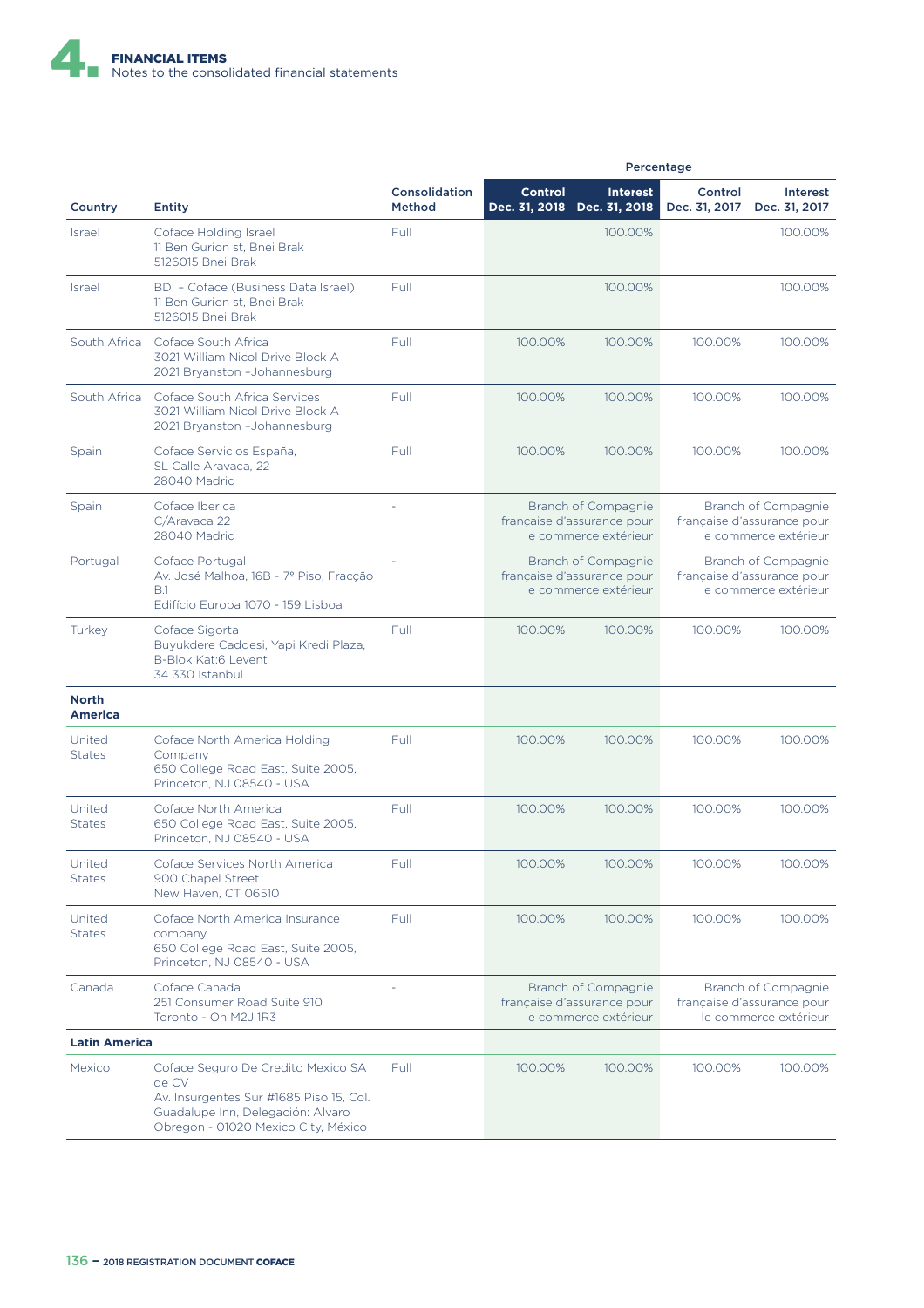| Country | Entity | Consolidation Method | Percentage | | | |
|---|---|---|---|---|---|---|
| | | | Control Dec. 31, 2018 | Interest Dec. 31, 2018 | Control Dec. 31, 2017 | Interest Dec. 31, 2017 |
| Israel | Coface Holding Israel<br>11 Ben Gurion st, Bnei Brak<br>5126015 Bnei Brak | Full | | 100.00% | | 100.00% |
| Israel | BDI – Coface (Business Data Israel)<br>11 Ben Gurion st, Bnei Brak<br>5126015 Bnei Brak | Full | | 100.00% | | 100.00% |
| South Africa | Coface South Africa<br>3021 William Nicol Drive Block A<br>2021 Bryanston –Johannesburg | Full | 100.00% | 100.00% | 100.00% | 100.00% |
| South Africa | Coface South Africa Services<br>3021 William Nicol Drive Block A<br>2021 Bryanston –Johannesburg | Full | 100.00% | 100.00% | 100.00% | 100.00% |
| Spain | Coface Servicios España,<br>SL Calle Aravaca, 22<br>28040 Madrid | Full | 100.00% | 100.00% | 100.00% | 100.00% |
| Spain | Coface Iberica<br>C/Aravaca 22<br>28040 Madrid | - | Branch of Compagnie française d'assurance pour le commerce extérieur | | Branch of Compagnie française d'assurance pour le commerce extérieur | |
| Portugal | Coface Portugal<br>Av. José Malhoa, 16B - 7º Piso, Fracção B.1<br>Edifício Europa 1070 - 159 Lisboa | - | Branch of Compagnie française d'assurance pour le commerce extérieur | | Branch of Compagnie française d'assurance pour le commerce extérieur | |
| Turkey | Coface Sigorta<br>Buyukdere Caddesi, Yapi Kredi Plaza, B-Blok Kat:6 Levent<br>34 330 Istanbul | Full | 100.00% | 100.00% | 100.00% | 100.00% |
| **North America** | | | | | | |
| United States | Coface North America Holding Company<br>650 College Road East, Suite 2005, Princeton, NJ 08540 - USA | Full | 100.00% | 100.00% | 100.00% | 100.00% |
| United States | Coface North America<br>650 College Road East, Suite 2005, Princeton, NJ 08540 - USA | Full | 100.00% | 100.00% | 100.00% | 100.00% |
| United States | Coface Services North America<br>900 Chapel Street<br>New Haven, CT 06510 | Full | 100.00% | 100.00% | 100.00% | 100.00% |
| United States | Coface North America Insurance company<br>650 College Road East, Suite 2005, Princeton, NJ 08540 - USA | Full | 100.00% | 100.00% | 100.00% | 100.00% |
| Canada | Coface Canada<br>251 Consumer Road Suite 910<br>Toronto - On M2J 1R3 | - | Branch of Compagnie française d'assurance pour le commerce extérieur | | Branch of Compagnie française d'assurance pour le commerce extérieur | |
| **Latin America** | | | | | | |
| Mexico | Coface Seguro De Credito Mexico SA de CV<br>Av. Insurgentes Sur #1685 Piso 15, Col. Guadalupe Inn, Delegación: Alvaro Obregon - 01020 Mexico City, México | Full | 100.00% | 100.00% | 100.00% | 100.00% |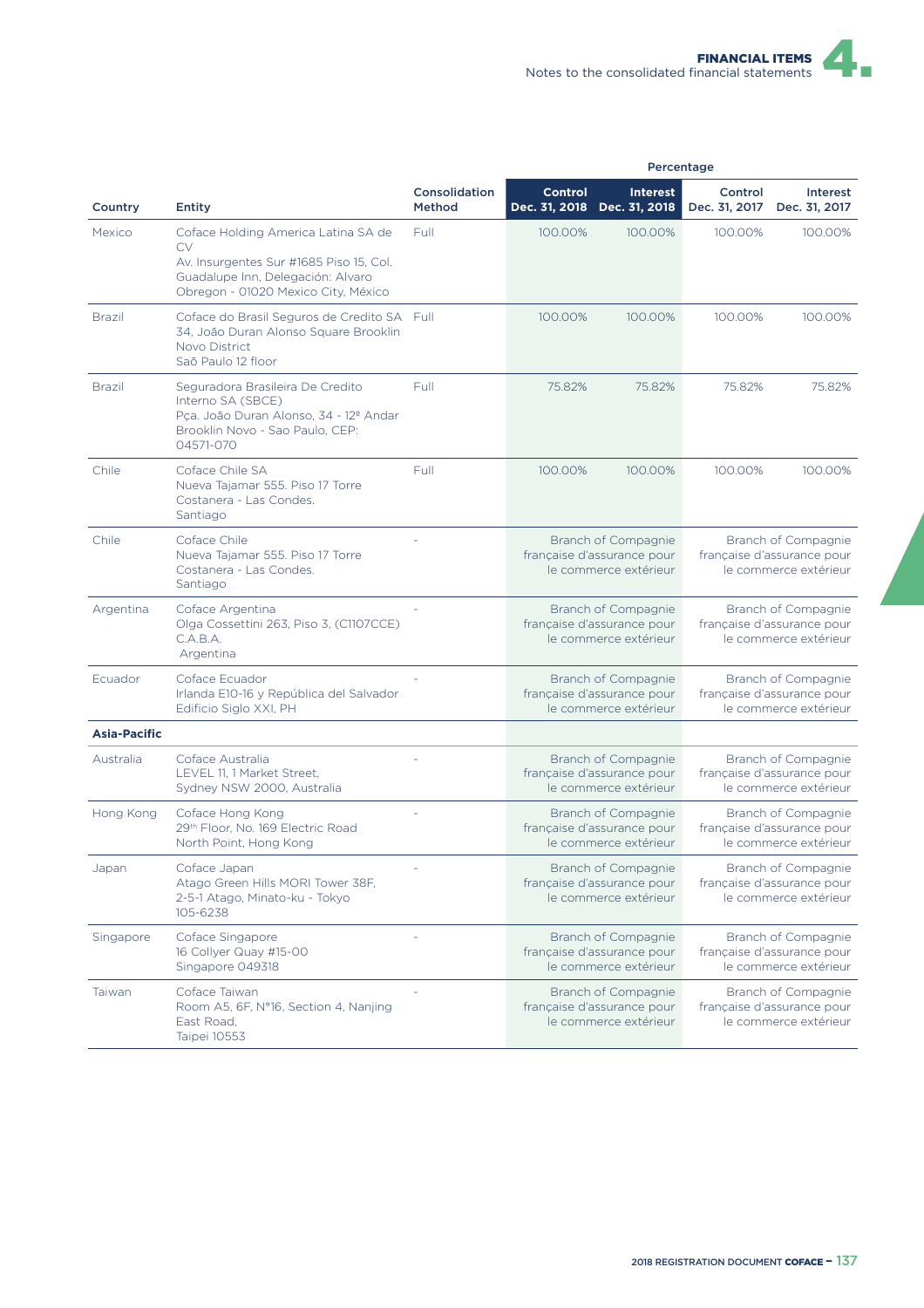| Country | Entity | Consolidation Method | Percentage | | | |
|---|---|---|---|---|---|---|
| | | | Control Dec. 31, 2018 | Interest Dec. 31, 2018 | Control Dec. 31, 2017 | Interest Dec. 31, 2017 |
| Mexico | Coface Holding America Latina SA de CV<br>Av. Insurgentes Sur #1685 Piso 15, Col. Guadalupe Inn, Delegación: Alvaro Obregon - 01020 Mexico City, México | Full | 100.00% | 100.00% | 100.00% | 100.00% |
| Brazil | Coface do Brasil Seguros de Credito SA<br>34, João Duran Alonso Square Brooklin Novo District<br>Saõ Paulo 12 floor | Full | 100.00% | 100.00% | 100.00% | 100.00% |
| Brazil | Seguradora Brasileira De Credito Interno SA (SBCE)<br>Pça. João Duran Alonso, 34 - 12º Andar Brooklin Novo - Sao Paulo, CEP: 04571-070 | Full | 75.82% | 75.82% | 75.82% | 75.82% |
| Chile | Coface Chile SA<br>Nueva Tajamar 555. Piso 17 Torre Costanera - Las Condes.<br>Santiago | Full | 100.00% | 100.00% | 100.00% | 100.00% |
| Chile | Coface Chile<br>Nueva Tajamar 555. Piso 17 Torre Costanera - Las Condes.<br>Santiago | - | Branch of Compagnie française d'assurance pour le commerce extérieur | | Branch of Compagnie française d'assurance pour le commerce extérieur | |
| Argentina | Coface Argentina<br>Olga Cossettini 263, Piso 3, (C1107CCE) C.A.B.A.<br>Argentina | - | Branch of Compagnie française d'assurance pour le commerce extérieur | | Branch of Compagnie française d'assurance pour le commerce extérieur | |
| Ecuador | Coface Ecuador<br>Irlanda E10-16 y República del Salvador Edificio Siglo XXI, PH | - | Branch of Compagnie française d'assurance pour le commerce extérieur | | Branch of Compagnie française d'assurance pour le commerce extérieur | |
| **Asia-Pacific** | | | | | | |
| Australia | Coface Australia<br>LEVEL 11, 1 Market Street,<br>Sydney NSW 2000, Australia | - | Branch of Compagnie française d'assurance pour le commerce extérieur | | Branch of Compagnie française d'assurance pour le commerce extérieur | |
| Hong Kong | Coface Hong Kong<br>29th Floor, No. 169 Electric Road<br>North Point, Hong Kong | - | Branch of Compagnie française d'assurance pour le commerce extérieur | | Branch of Compagnie française d'assurance pour le commerce extérieur | |
| Japan | Coface Japan<br>Atago Green Hills MORI Tower 38F,<br>2-5-1 Atago, Minato-ku - Tokyo<br>105-6238 | - | Branch of Compagnie française d'assurance pour le commerce extérieur | | Branch of Compagnie française d'assurance pour le commerce extérieur | |
| Singapore | Coface Singapore<br>16 Collyer Quay #15-00<br>Singapore 049318 | - | Branch of Compagnie française d'assurance pour le commerce extérieur | | Branch of Compagnie française d'assurance pour le commerce extérieur | |
| Taiwan | Coface Taiwan<br>Room A5, 6F, N°16, Section 4, Nanjing East Road,<br>Taipei 10553 | - | Branch of Compagnie française d'assurance pour le commerce extérieur | | Branch of Compagnie française d'assurance pour le commerce extérieur | |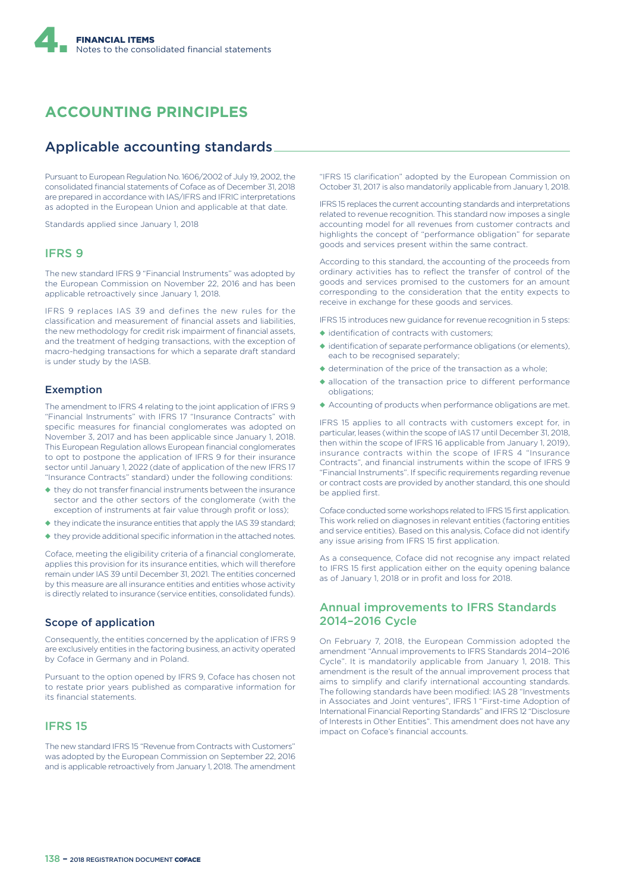# ACCOUNTING PRINCIPLES

## Applicable accounting standards

Pursuant to European Regulation No. 1606/2002 of July 19, 2002, the consolidated financial statements of Coface as of December 31, 2018 are prepared in accordance with IAS/IFRS and IFRIC interpretations as adopted in the European Union and applicable at that date.

Standards applied since January 1, 2018

### IFRS 9

The new standard IFRS 9 "Financial Instruments" was adopted by the European Commission on November 22, 2016 and has been applicable retroactively since January 1, 2018.

IFRS 9 replaces IAS 39 and defines the new rules for the classification and measurement of financial assets and liabilities, the new methodology for credit risk impairment of financial assets, and the treatment of hedging transactions, with the exception of macro-hedging transactions for which a separate draft standard is under study by the IASB.

#### Exemption

The amendment to IFRS 4 relating to the joint application of IFRS 9 "Financial Instruments" with IFRS 17 "Insurance Contracts" with specific measures for financial conglomerates was adopted on November 3, 2017 and has been applicable since January 1, 2018. This European Regulation allows European financial conglomerates to opt to postpone the application of IFRS 9 for their insurance sector until January 1, 2022 (date of application of the new IFRS 17 "Insurance Contracts" standard) under the following conditions:

- they do not transfer financial instruments between the insurance sector and the other sectors of the conglomerate (with the exception of instruments at fair value through profit or loss);
- they indicate the insurance entities that apply the IAS 39 standard;
- they provide additional specific information in the attached notes.

Coface, meeting the eligibility criteria of a financial conglomerate, applies this provision for its insurance entities, which will therefore remain under IAS 39 until December 31, 2021. The entities concerned by this measure are all insurance entities and entities whose activity is directly related to insurance (service entities, consolidated funds).

#### Scope of application

Consequently, the entities concerned by the application of IFRS 9 are exclusively entities in the factoring business, an activity operated by Coface in Germany and in Poland.

Pursuant to the option opened by IFRS 9, Coface has chosen not to restate prior years published as comparative information for its financial statements.

### IFRS 15

The new standard IFRS 15 "Revenue from Contracts with Customers" was adopted by the European Commission on September 22, 2016 and is applicable retroactively from January 1, 2018. The amendment "IFRS 15 clarification" adopted by the European Commission on October 31, 2017 is also mandatorily applicable from January 1, 2018.

IFRS 15 replaces the current accounting standards and interpretations related to revenue recognition. This standard now imposes a single accounting model for all revenues from customer contracts and highlights the concept of "performance obligation" for separate goods and services present within the same contract.

According to this standard, the accounting of the proceeds from ordinary activities has to reflect the transfer of control of the goods and services promised to the customers for an amount corresponding to the consideration that the entity expects to receive in exchange for these goods and services.

IFRS 15 introduces new guidance for revenue recognition in 5 steps:

- identification of contracts with customers;
- identification of separate performance obligations (or elements), each to be recognised separately;
- determination of the price of the transaction as a whole;
- allocation of the transaction price to different performance obligations;
- Accounting of products when performance obligations are met.

IFRS 15 applies to all contracts with customers except for, in particular, leases (within the scope of IAS 17 until December 31, 2018, then within the scope of IFRS 16 applicable from January 1, 2019), insurance contracts within the scope of IFRS 4 "Insurance Contracts", and financial instruments within the scope of IFRS 9 "Financial Instruments". If specific requirements regarding revenue or contract costs are provided by another standard, this one should be applied first.

Coface conducted some workshops related to IFRS 15 first application. This work relied on diagnoses in relevant entities (factoring entities and service entities). Based on this analysis, Coface did not identify any issue arising from IFRS 15 first application.

As a consequence, Coface did not recognise any impact related to IFRS 15 first application either on the equity opening balance as of January 1, 2018 or in profit and loss for 2018.

### Annual improvements to IFRS Standards 2014–2016 Cycle

On February 7, 2018, the European Commission adopted the amendment "Annual improvements to IFRS Standards 2014–2016 Cycle". It is mandatorily applicable from January 1, 2018. This amendment is the result of the annual improvement process that aims to simplify and clarify international accounting standards. The following standards have been modified: IAS 28 "Investments in Associates and Joint ventures", IFRS 1 "First-time Adoption of International Financial Reporting Standards" and IFRS 12 "Disclosure of Interests in Other Entities". This amendment does not have any impact on Coface's financial accounts.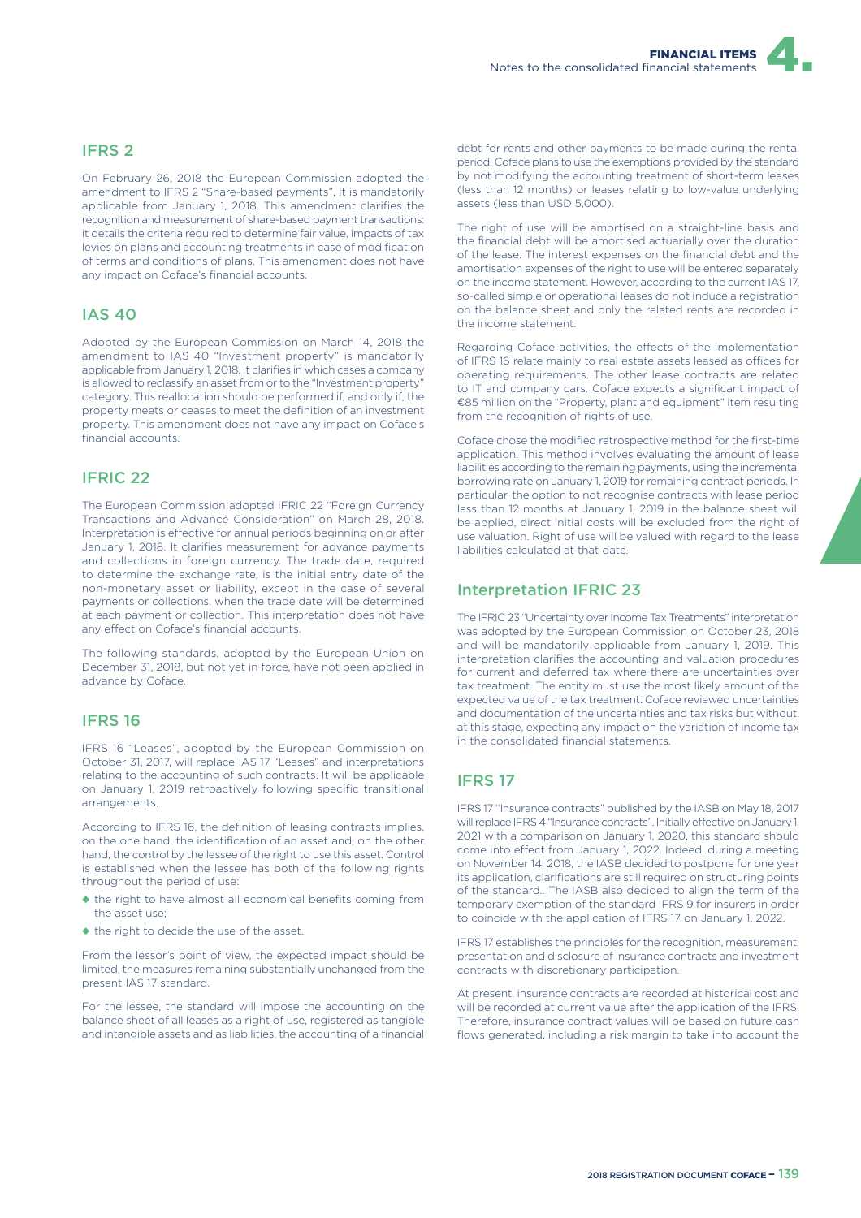## IFRS 2

On February 26, 2018 the European Commission adopted the amendment to IFRS 2 "Share-based payments". It is mandatorily applicable from January 1, 2018. This amendment clarifies the recognition and measurement of share-based payment transactions: it details the criteria required to determine fair value, impacts of tax levies on plans and accounting treatments in case of modification of terms and conditions of plans. This amendment does not have any impact on Coface's financial accounts.

## IAS 40

Adopted by the European Commission on March 14, 2018 the amendment to IAS 40 "Investment property" is mandatorily applicable from January 1, 2018. It clarifies in which cases a company is allowed to reclassify an asset from or to the "Investment property" category. This reallocation should be performed if, and only if, the property meets or ceases to meet the definition of an investment property. This amendment does not have any impact on Coface's financial accounts.

## IFRIC 22

The European Commission adopted IFRIC 22 "Foreign Currency Transactions and Advance Consideration" on March 28, 2018. Interpretation is effective for annual periods beginning on or after January 1, 2018. It clarifies measurement for advance payments and collections in foreign currency. The trade date, required to determine the exchange rate, is the initial entry date of the non-monetary asset or liability, except in the case of several payments or collections, when the trade date will be determined at each payment or collection. This interpretation does not have any effect on Coface's financial accounts.

The following standards, adopted by the European Union on December 31, 2018, but not yet in force, have not been applied in advance by Coface.

## IFRS 16

IFRS 16 "Leases", adopted by the European Commission on October 31, 2017, will replace IAS 17 "Leases" and interpretations relating to the accounting of such contracts. It will be applicable on January 1, 2019 retroactively following specific transitional arrangements.

According to IFRS 16, the definition of leasing contracts implies, on the one hand, the identification of an asset and, on the other hand, the control by the lessee of the right to use this asset. Control is established when the lessee has both of the following rights throughout the period of use:

- the right to have almost all economical benefits coming from the asset use;
- the right to decide the use of the asset.

From the lessor's point of view, the expected impact should be limited, the measures remaining substantially unchanged from the present IAS 17 standard.

For the lessee, the standard will impose the accounting on the balance sheet of all leases as a right of use, registered as tangible and intangible assets and as liabilities, the accounting of a financial debt for rents and other payments to be made during the rental period. Coface plans to use the exemptions provided by the standard by not modifying the accounting treatment of short-term leases (less than 12 months) or leases relating to low-value underlying assets (less than USD 5,000).

The right of use will be amortised on a straight-line basis and the financial debt will be amortised actuarially over the duration of the lease. The interest expenses on the financial debt and the amortisation expenses of the right to use will be entered separately on the income statement. However, according to the current IAS 17, so-called simple or operational leases do not induce a registration on the balance sheet and only the related rents are recorded in the income statement.

Regarding Coface activities, the effects of the implementation of IFRS 16 relate mainly to real estate assets leased as offices for operating requirements. The other lease contracts are related to IT and company cars. Coface expects a significant impact of €85 million on the "Property, plant and equipment" item resulting from the recognition of rights of use.

Coface chose the modified retrospective method for the first-time application. This method involves evaluating the amount of lease liabilities according to the remaining payments, using the incremental borrowing rate on January 1, 2019 for remaining contract periods. In particular, the option to not recognise contracts with lease period less than 12 months at January 1, 2019 in the balance sheet will be applied, direct initial costs will be excluded from the right of use valuation. Right of use will be valued with regard to the lease liabilities calculated at that date.

## Interpretation IFRIC 23

The IFRIC 23 "Uncertainty over Income Tax Treatments" interpretation was adopted by the European Commission on October 23, 2018 and will be mandatorily applicable from January 1, 2019. This interpretation clarifies the accounting and valuation procedures for current and deferred tax where there are uncertainties over tax treatment. The entity must use the most likely amount of the expected value of the tax treatment. Coface reviewed uncertainties and documentation of the uncertainties and tax risks but without, at this stage, expecting any impact on the variation of income tax in the consolidated financial statements.

## IFRS 17

IFRS 17 "Insurance contracts" published by the IASB on May 18, 2017 will replace IFRS 4 "Insurance contracts". Initially effective on January 1, 2021 with a comparison on January 1, 2020, this standard should come into effect from January 1, 2022. Indeed, during a meeting on November 14, 2018, the IASB decided to postpone for one year its application, clarifications are still required on structuring points of the standard.. The IASB also decided to align the term of the temporary exemption of the standard IFRS 9 for insurers in order to coincide with the application of IFRS 17 on January 1, 2022.

IFRS 17 establishes the principles for the recognition, measurement, presentation and disclosure of insurance contracts and investment contracts with discretionary participation.

At present, insurance contracts are recorded at historical cost and will be recorded at current value after the application of the IFRS. Therefore, insurance contract values will be based on future cash flows generated, including a risk margin to take into account the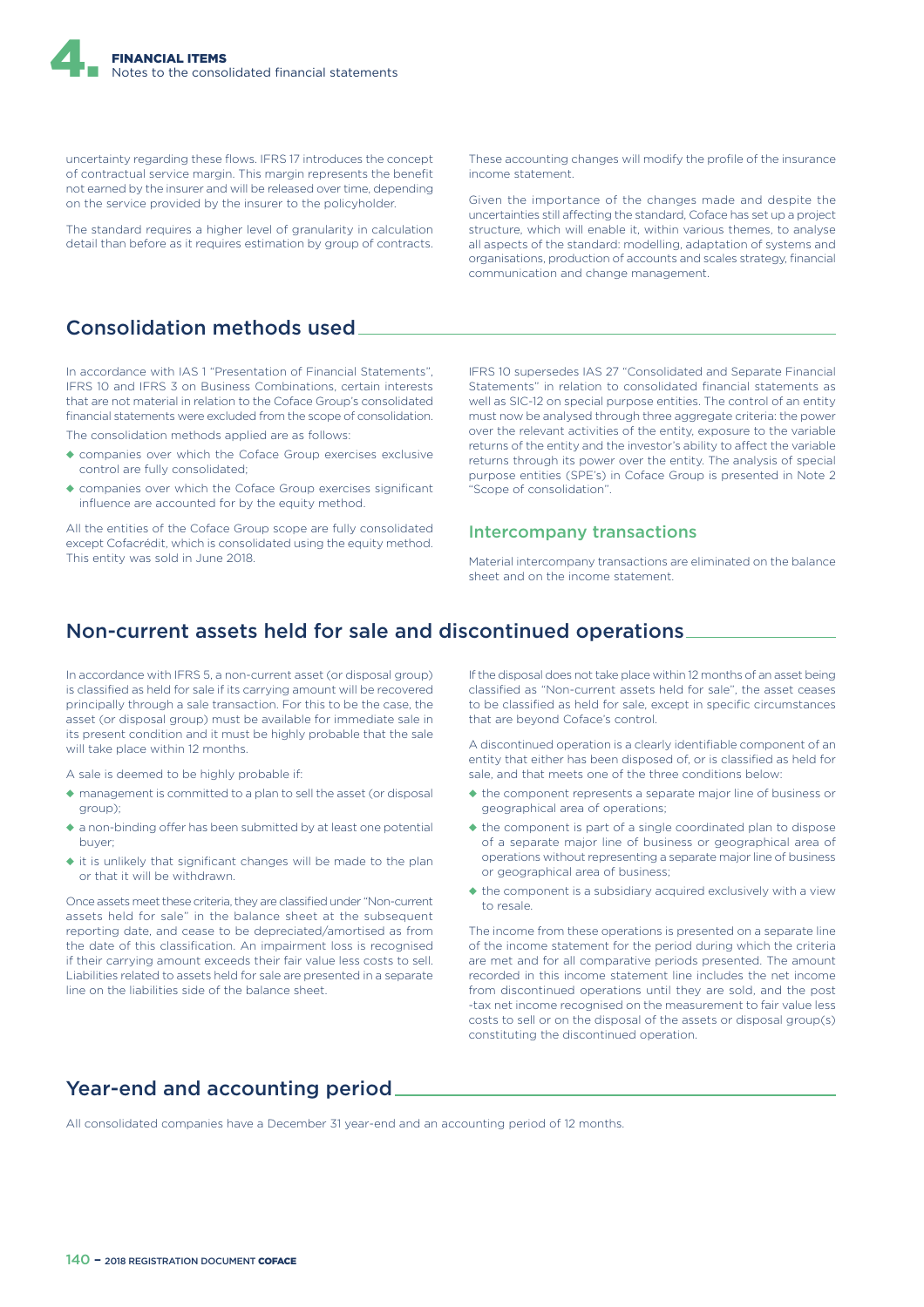uncertainty regarding these flows. IFRS 17 introduces the concept of contractual service margin. This margin represents the benefit not earned by the insurer and will be released over time, depending on the service provided by the insurer to the policyholder.

The standard requires a higher level of granularity in calculation detail than before as it requires estimation by group of contracts.

These accounting changes will modify the profile of the insurance income statement.

Given the importance of the changes made and despite the uncertainties still affecting the standard, Coface has set up a project structure, which will enable it, within various themes, to analyse all aspects of the standard: modelling, adaptation of systems and organisations, production of accounts and scales strategy, financial communication and change management.

## Consolidation methods used

In accordance with IAS 1 "Presentation of Financial Statements", IFRS 10 and IFRS 3 on Business Combinations, certain interests that are not material in relation to the Coface Group's consolidated financial statements were excluded from the scope of consolidation.

The consolidation methods applied are as follows:

- companies over which the Coface Group exercises exclusive control are fully consolidated;
- companies over which the Coface Group exercises significant influence are accounted for by the equity method.

All the entities of the Coface Group scope are fully consolidated except Cofacrédit, which is consolidated using the equity method. This entity was sold in June 2018.

IFRS 10 supersedes IAS 27 "Consolidated and Separate Financial Statements" in relation to consolidated financial statements as well as SIC-12 on special purpose entities. The control of an entity must now be analysed through three aggregate criteria: the power over the relevant activities of the entity, exposure to the variable returns of the entity and the investor's ability to affect the variable returns through its power over the entity. The analysis of special purpose entities (SPE's) in Coface Group is presented in Note 2 "Scope of consolidation".

### Intercompany transactions

Material intercompany transactions are eliminated on the balance sheet and on the income statement.

## Non-current assets held for sale and discontinued operations

In accordance with IFRS 5, a non-current asset (or disposal group) is classified as held for sale if its carrying amount will be recovered principally through a sale transaction. For this to be the case, the asset (or disposal group) must be available for immediate sale in its present condition and it must be highly probable that the sale will take place within 12 months.

A sale is deemed to be highly probable if:

- management is committed to a plan to sell the asset (or disposal group);
- a non-binding offer has been submitted by at least one potential buyer;
- it is unlikely that significant changes will be made to the plan or that it will be withdrawn.

Once assets meet these criteria, they are classified under "Non-current assets held for sale" in the balance sheet at the subsequent reporting date, and cease to be depreciated/amortised as from the date of this classification. An impairment loss is recognised if their carrying amount exceeds their fair value less costs to sell. Liabilities related to assets held for sale are presented in a separate line on the liabilities side of the balance sheet.

If the disposal does not take place within 12 months of an asset being classified as "Non-current assets held for sale", the asset ceases to be classified as held for sale, except in specific circumstances that are beyond Coface's control.

A discontinued operation is a clearly identifiable component of an entity that either has been disposed of, or is classified as held for sale, and that meets one of the three conditions below:

- the component represents a separate major line of business or geographical area of operations;
- the component is part of a single coordinated plan to dispose of a separate major line of business or geographical area of operations without representing a separate major line of business or geographical area of business;
- the component is a subsidiary acquired exclusively with a view to resale.

The income from these operations is presented on a separate line of the income statement for the period during which the criteria are met and for all comparative periods presented. The amount recorded in this income statement line includes the net income from discontinued operations until they are sold, and the post -tax net income recognised on the measurement to fair value less costs to sell or on the disposal of the assets or disposal group(s) constituting the discontinued operation.

## Year-end and accounting period

All consolidated companies have a December 31 year-end and an accounting period of 12 months.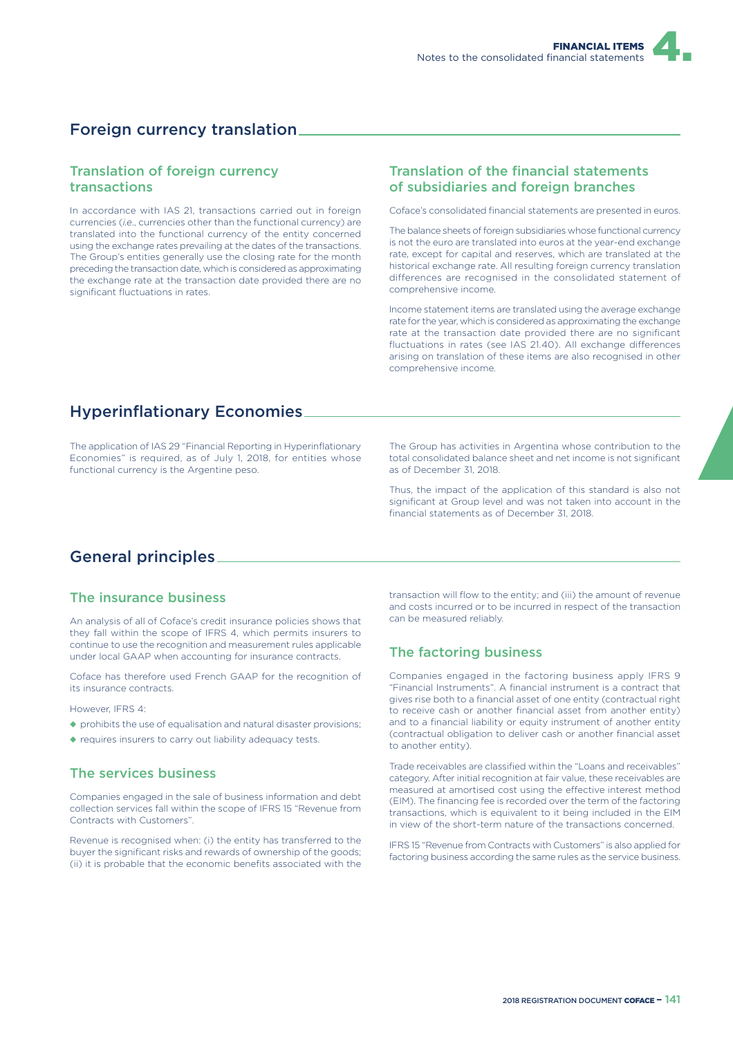## Foreign currency translation

### Translation of foreign currency transactions

In accordance with IAS 21, transactions carried out in foreign currencies (*i.e.*, currencies other than the functional currency) are translated into the functional currency of the entity concerned using the exchange rates prevailing at the dates of the transactions. The Group's entities generally use the closing rate for the month preceding the transaction date, which is considered as approximating the exchange rate at the transaction date provided there are no significant fluctuations in rates.

### Translation of the financial statements of subsidiaries and foreign branches

Coface's consolidated financial statements are presented in euros.

The balance sheets of foreign subsidiaries whose functional currency is not the euro are translated into euros at the year-end exchange rate, except for capital and reserves, which are translated at the historical exchange rate. All resulting foreign currency translation differences are recognised in the consolidated statement of comprehensive income.

Income statement items are translated using the average exchange rate for the year, which is considered as approximating the exchange rate at the transaction date provided there are no significant fluctuations in rates (see IAS 21.40). All exchange differences arising on translation of these items are also recognised in other comprehensive income.

## Hyperinflationary Economies

The application of IAS 29 "Financial Reporting in Hyperinflationary Economies" is required, as of July 1, 2018, for entities whose functional currency is the Argentine peso.

The Group has activities in Argentina whose contribution to the total consolidated balance sheet and net income is not significant as of December 31, 2018.

Thus, the impact of the application of this standard is also not significant at Group level and was not taken into account in the financial statements as of December 31, 2018.

## General principles

### The insurance business

An analysis of all of Coface's credit insurance policies shows that they fall within the scope of IFRS 4, which permits insurers to continue to use the recognition and measurement rules applicable under local GAAP when accounting for insurance contracts.

Coface has therefore used French GAAP for the recognition of its insurance contracts.

However, IFRS 4:

- prohibits the use of equalisation and natural disaster provisions;
- requires insurers to carry out liability adequacy tests.

### The services business

Companies engaged in the sale of business information and debt collection services fall within the scope of IFRS 15 "Revenue from Contracts with Customers".

Revenue is recognised when: (i) the entity has transferred to the buyer the significant risks and rewards of ownership of the goods; (ii) it is probable that the economic benefits associated with the transaction will flow to the entity; and (iii) the amount of revenue and costs incurred or to be incurred in respect of the transaction can be measured reliably.

### The factoring business

Companies engaged in the factoring business apply IFRS 9 "Financial Instruments". A financial instrument is a contract that gives rise both to a financial asset of one entity (contractual right to receive cash or another financial asset from another entity) and to a financial liability or equity instrument of another entity (contractual obligation to deliver cash or another financial asset to another entity).

Trade receivables are classified within the "Loans and receivables" category. After initial recognition at fair value, these receivables are measured at amortised cost using the effective interest method (EIM). The financing fee is recorded over the term of the factoring transactions, which is equivalent to it being included in the EIM in view of the short-term nature of the transactions concerned.

IFRS 15 "Revenue from Contracts with Customers" is also applied for factoring business according the same rules as the service business.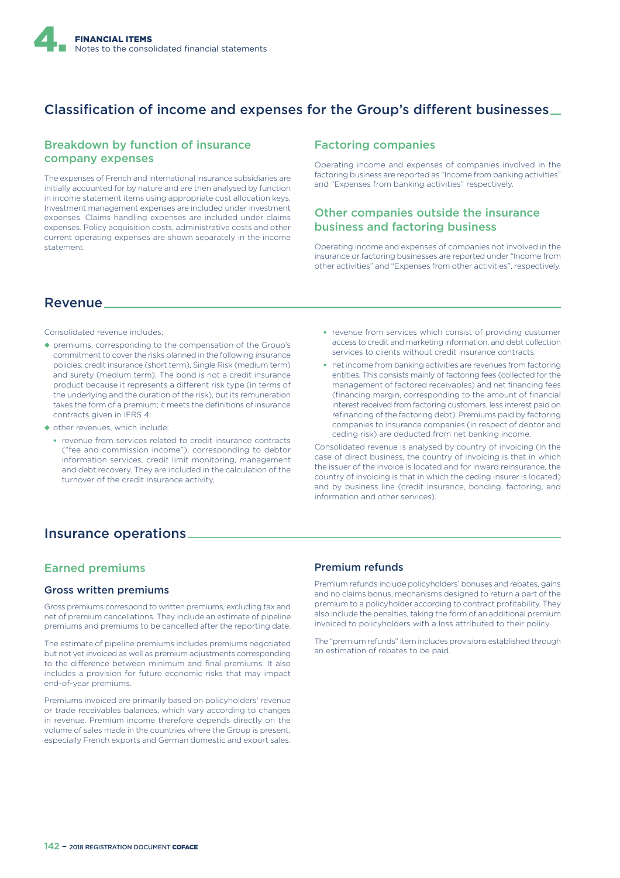## Classification of income and expenses for the Group's different businesses

### Breakdown by function of insurance company expenses

The expenses of French and international insurance subsidiaries are initially accounted for by nature and are then analysed by function in income statement items using appropriate cost allocation keys. Investment management expenses are included under investment expenses. Claims handling expenses are included under claims expenses. Policy acquisition costs, administrative costs and other current operating expenses are shown separately in the income statement.

### Factoring companies

Operating income and expenses of companies involved in the factoring business are reported as "Income from banking activities" and "Expenses from banking activities" respectively.

### Other companies outside the insurance business and factoring business

Operating income and expenses of companies not involved in the insurance or factoring businesses are reported under "Income from other activities" and "Expenses from other activities", respectively.

## Revenue

Consolidated revenue includes:

- premiums, corresponding to the compensation of the Group's commitment to cover the risks planned in the following insurance policies: credit insurance (short term), Single Risk (medium term) and surety (medium term). The bond is not a credit insurance product because it represents a different risk type (in terms of the underlying and the duration of the risk), but its remuneration takes the form of a premium; it meets the definitions of insurance contracts given in IFRS 4;
- other revenues, which include:
  - revenue from services related to credit insurance contracts ("fee and commission income"), corresponding to debtor information services, credit limit monitoring, management and debt recovery. They are included in the calculation of the turnover of the credit insurance activity,
  - revenue from services which consist of providing customer access to credit and marketing information, and debt collection services to clients without credit insurance contracts,
  - net income from banking activities are revenues from factoring entities. This consists mainly of factoring fees (collected for the management of factored receivables) and net financing fees (financing margin, corresponding to the amount of financial interest received from factoring customers, less interest paid on refinancing of the factoring debt). Premiums paid by factoring companies to insurance companies (in respect of debtor and ceding risk) are deducted from net banking income.

Consolidated revenue is analysed by country of invoicing (in the case of direct business, the country of invoicing is that in which the issuer of the invoice is located and for inward reinsurance, the country of invoicing is that in which the ceding insurer is located) and by business line (credit insurance, bonding, factoring, and information and other services).

## Insurance operations

### Earned premiums

#### Gross written premiums

Gross premiums correspond to written premiums, excluding tax and net of premium cancellations. They include an estimate of pipeline premiums and premiums to be cancelled after the reporting date.

The estimate of pipeline premiums includes premiums negotiated but not yet invoiced as well as premium adjustments corresponding to the difference between minimum and final premiums. It also includes a provision for future economic risks that may impact end-of-year premiums.

Premiums invoiced are primarily based on policyholders' revenue or trade receivables balances, which vary according to changes in revenue. Premium income therefore depends directly on the volume of sales made in the countries where the Group is present, especially French exports and German domestic and export sales.

#### Premium refunds

Premium refunds include policyholders' bonuses and rebates, gains and no claims bonus, mechanisms designed to return a part of the premium to a policyholder according to contract profitability. They also include the penalties, taking the form of an additional premium invoiced to policyholders with a loss attributed to their policy.

The "premium refunds" item includes provisions established through an estimation of rebates to be paid.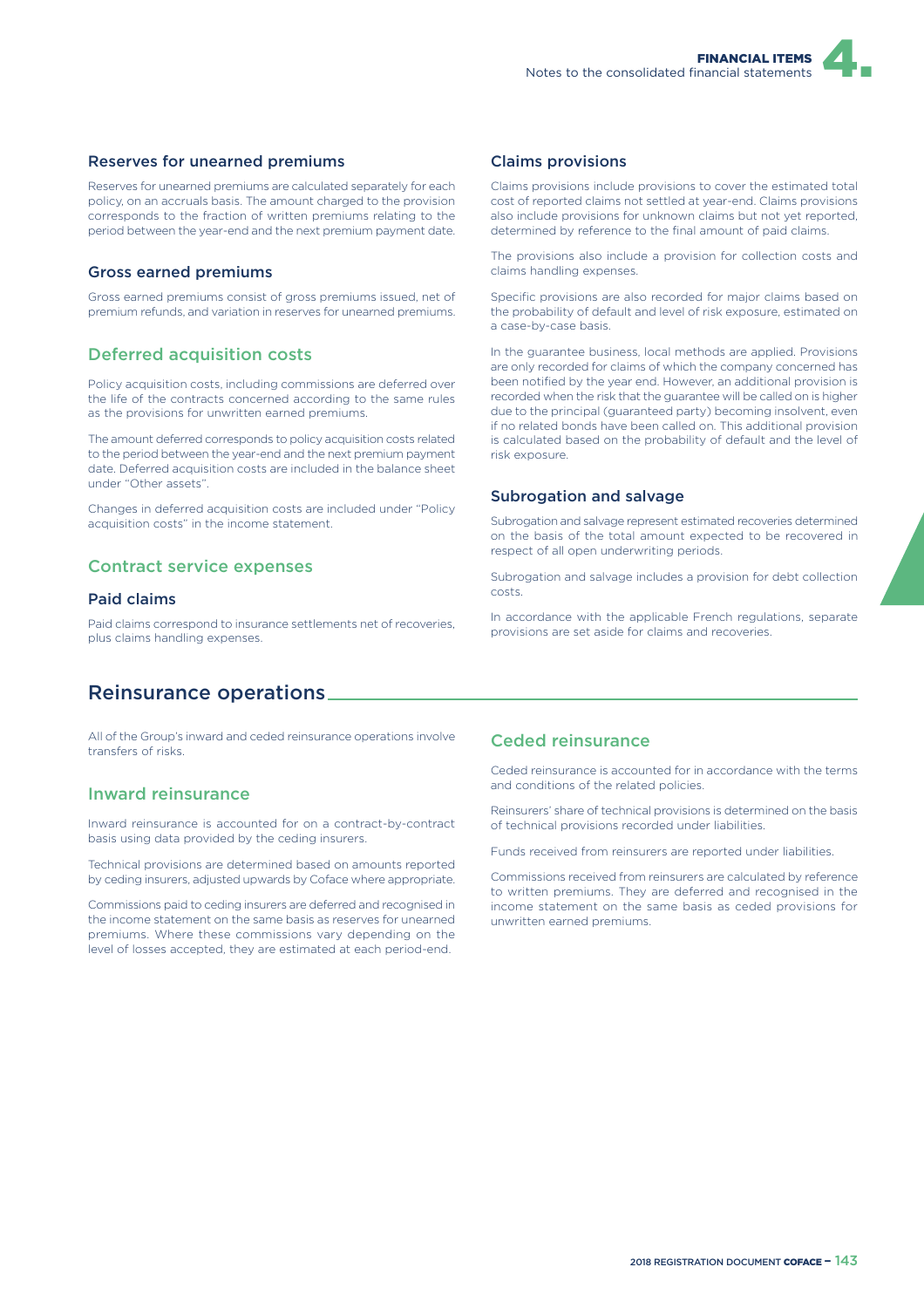### Reserves for unearned premiums

Reserves for unearned premiums are calculated separately for each policy, on an accruals basis. The amount charged to the provision corresponds to the fraction of written premiums relating to the period between the year-end and the next premium payment date.

### Gross earned premiums

Gross earned premiums consist of gross premiums issued, net of premium refunds, and variation in reserves for unearned premiums.

### Deferred acquisition costs

Policy acquisition costs, including commissions are deferred over the life of the contracts concerned according to the same rules as the provisions for unwritten earned premiums.

The amount deferred corresponds to policy acquisition costs related to the period between the year-end and the next premium payment date. Deferred acquisition costs are included in the balance sheet under "Other assets".

Changes in deferred acquisition costs are included under "Policy acquisition costs" in the income statement.

### Contract service expenses

### Paid claims

Paid claims correspond to insurance settlements net of recoveries, plus claims handling expenses.

### Claims provisions

Claims provisions include provisions to cover the estimated total cost of reported claims not settled at year-end. Claims provisions also include provisions for unknown claims but not yet reported, determined by reference to the final amount of paid claims.

The provisions also include a provision for collection costs and claims handling expenses.

Specific provisions are also recorded for major claims based on the probability of default and level of risk exposure, estimated on a case-by-case basis.

In the guarantee business, local methods are applied. Provisions are only recorded for claims of which the company concerned has been notified by the year end. However, an additional provision is recorded when the risk that the guarantee will be called on is higher due to the principal (guaranteed party) becoming insolvent, even if no related bonds have been called on. This additional provision is calculated based on the probability of default and the level of risk exposure.

### Subrogation and salvage

Subrogation and salvage represent estimated recoveries determined on the basis of the total amount expected to be recovered in respect of all open underwriting periods.

Subrogation and salvage includes a provision for debt collection costs.

In accordance with the applicable French regulations, separate provisions are set aside for claims and recoveries.

## Reinsurance operations

All of the Group's inward and ceded reinsurance operations involve transfers of risks.

### Inward reinsurance

Inward reinsurance is accounted for on a contract-by-contract basis using data provided by the ceding insurers.

Technical provisions are determined based on amounts reported by ceding insurers, adjusted upwards by Coface where appropriate.

Commissions paid to ceding insurers are deferred and recognised in the income statement on the same basis as reserves for unearned premiums. Where these commissions vary depending on the level of losses accepted, they are estimated at each period-end.

### Ceded reinsurance

Ceded reinsurance is accounted for in accordance with the terms and conditions of the related policies.

Reinsurers' share of technical provisions is determined on the basis of technical provisions recorded under liabilities.

Funds received from reinsurers are reported under liabilities.

Commissions received from reinsurers are calculated by reference to written premiums. They are deferred and recognised in the income statement on the same basis as ceded provisions for unwritten earned premiums.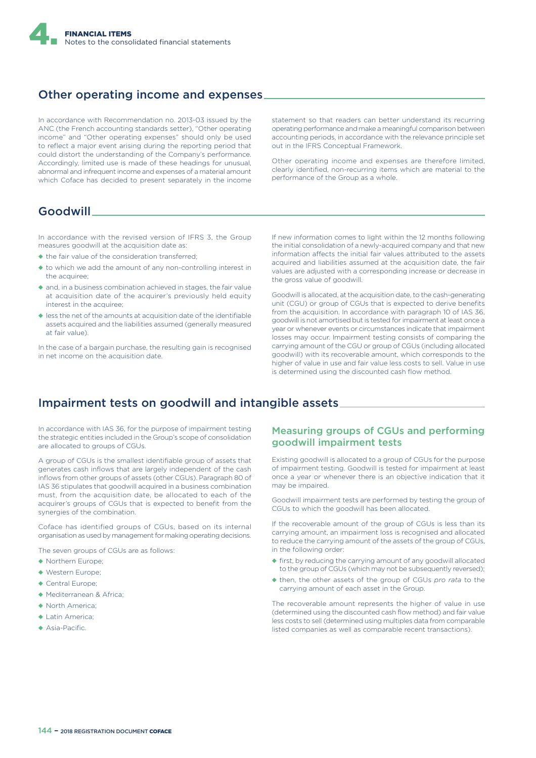## Other operating income and expenses

In accordance with Recommendation no. 2013-03 issued by the ANC (the French accounting standards setter), "Other operating income" and "Other operating expenses" should only be used to reflect a major event arising during the reporting period that could distort the understanding of the Company's performance. Accordingly, limited use is made of these headings for unusual, abnormal and infrequent income and expenses of a material amount which Coface has decided to present separately in the income statement so that readers can better understand its recurring operating performance and make a meaningful comparison between accounting periods, in accordance with the relevance principle set out in the IFRS Conceptual Framework.

Other operating income and expenses are therefore limited, clearly identified, non-recurring items which are material to the performance of the Group as a whole.

## Goodwill

In accordance with the revised version of IFRS 3, the Group measures goodwill at the acquisition date as:

- the fair value of the consideration transferred;
- to which we add the amount of any non-controlling interest in the acquiree;
- and, in a business combination achieved in stages, the fair value at acquisition date of the acquirer's previously held equity interest in the acquiree;
- less the net of the amounts at acquisition date of the identifiable assets acquired and the liabilities assumed (generally measured at fair value).

In the case of a bargain purchase, the resulting gain is recognised in net income on the acquisition date.

If new information comes to light within the 12 months following the initial consolidation of a newly-acquired company and that new information affects the initial fair values attributed to the assets acquired and liabilities assumed at the acquisition date, the fair values are adjusted with a corresponding increase or decrease in the gross value of goodwill.

Goodwill is allocated, at the acquisition date, to the cash-generating unit (CGU) or group of CGUs that is expected to derive benefits from the acquisition. In accordance with paragraph 10 of IAS 36, goodwill is not amortised but is tested for impairment at least once a year or whenever events or circumstances indicate that impairment losses may occur. Impairment testing consists of comparing the carrying amount of the CGU or group of CGUs (including allocated goodwill) with its recoverable amount, which corresponds to the higher of value in use and fair value less costs to sell. Value in use is determined using the discounted cash flow method.

## Impairment tests on goodwill and intangible assets

In accordance with IAS 36, for the purpose of impairment testing the strategic entities included in the Group's scope of consolidation are allocated to groups of CGUs.

A group of CGUs is the smallest identifiable group of assets that generates cash inflows that are largely independent of the cash inflows from other groups of assets (other CGUs). Paragraph 80 of IAS 36 stipulates that goodwill acquired in a business combination must, from the acquisition date, be allocated to each of the acquirer's groups of CGUs that is expected to benefit from the synergies of the combination.

Coface has identified groups of CGUs, based on its internal organisation as used by management for making operating decisions.

The seven groups of CGUs are as follows:

- Northern Europe;
- Western Europe;
- Central Europe;
- Mediterranean & Africa;
- North America;
- Latin America;
- Asia-Pacific.

### Measuring groups of CGUs and performing goodwill impairment tests

Existing goodwill is allocated to a group of CGUs for the purpose of impairment testing. Goodwill is tested for impairment at least once a year or whenever there is an objective indication that it may be impaired.

Goodwill impairment tests are performed by testing the group of CGUs to which the goodwill has been allocated.

If the recoverable amount of the group of CGUs is less than its carrying amount, an impairment loss is recognised and allocated to reduce the carrying amount of the assets of the group of CGUs, in the following order:

- first, by reducing the carrying amount of any goodwill allocated to the group of CGUs (which may not be subsequently reversed);
- then, the other assets of the group of CGUs *pro rata* to the carrying amount of each asset in the Group.

The recoverable amount represents the higher of value in use (determined using the discounted cash flow method) and fair value less costs to sell (determined using multiples data from comparable listed companies as well as comparable recent transactions).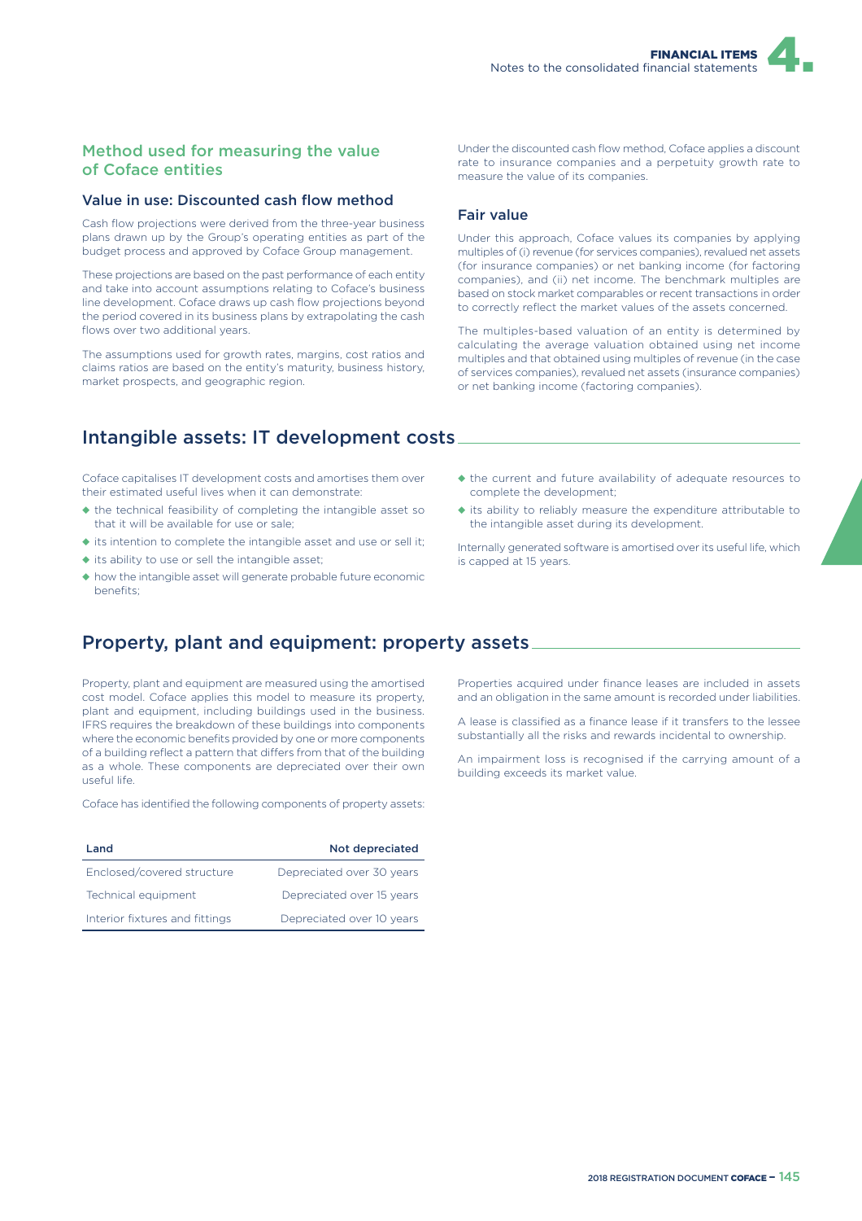### Method used for measuring the value of Coface entities

#### Value in use: Discounted cash flow method

Cash flow projections were derived from the three-year business plans drawn up by the Group's operating entities as part of the budget process and approved by Coface Group management.

These projections are based on the past performance of each entity and take into account assumptions relating to Coface's business line development. Coface draws up cash flow projections beyond the period covered in its business plans by extrapolating the cash flows over two additional years.

The assumptions used for growth rates, margins, cost ratios and claims ratios are based on the entity's maturity, business history, market prospects, and geographic region.

Under the discounted cash flow method, Coface applies a discount rate to insurance companies and a perpetuity growth rate to measure the value of its companies.

#### Fair value

Under this approach, Coface values its companies by applying multiples of (i) revenue (for services companies), revalued net assets (for insurance companies) or net banking income (for factoring companies), and (ii) net income. The benchmark multiples are based on stock market comparables or recent transactions in order to correctly reflect the market values of the assets concerned.

The multiples-based valuation of an entity is determined by calculating the average valuation obtained using net income multiples and that obtained using multiples of revenue (in the case of services companies), revalued net assets (insurance companies) or net banking income (factoring companies).

## Intangible assets: IT development costs

Coface capitalises IT development costs and amortises them over their estimated useful lives when it can demonstrate:

- the technical feasibility of completing the intangible asset so that it will be available for use or sale;
- its intention to complete the intangible asset and use or sell it;
- its ability to use or sell the intangible asset;
- how the intangible asset will generate probable future economic benefits;
- the current and future availability of adequate resources to complete the development;
- its ability to reliably measure the expenditure attributable to the intangible asset during its development.

Internally generated software is amortised over its useful life, which is capped at 15 years.

## Property, plant and equipment: property assets

Property, plant and equipment are measured using the amortised cost model. Coface applies this model to measure its property, plant and equipment, including buildings used in the business. IFRS requires the breakdown of these buildings into components where the economic benefits provided by one or more components of a building reflect a pattern that differs from that of the building as a whole. These components are depreciated over their own useful life.

Coface has identified the following components of property assets:

| Land | Not depreciated |
|---|---|
| Enclosed/covered structure | Depreciated over 30 years |
| Technical equipment | Depreciated over 15 years |
| Interior fixtures and fittings | Depreciated over 10 years |

Properties acquired under finance leases are included in assets and an obligation in the same amount is recorded under liabilities.

A lease is classified as a finance lease if it transfers to the lessee substantially all the risks and rewards incidental to ownership.

An impairment loss is recognised if the carrying amount of a building exceeds its market value.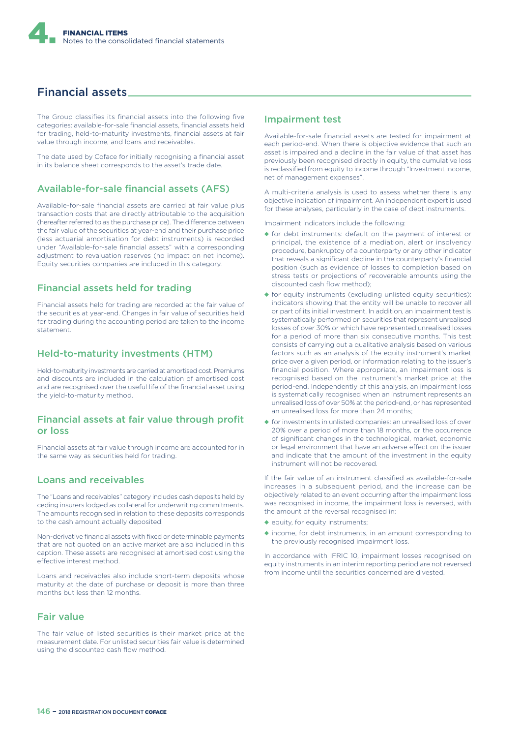## Financial assets

The Group classifies its financial assets into the following five categories: available-for-sale financial assets, financial assets held for trading, held-to-maturity investments, financial assets at fair value through income, and loans and receivables.

The date used by Coface for initially recognising a financial asset in its balance sheet corresponds to the asset's trade date.

### Available-for-sale financial assets (AFS)

Available-for-sale financial assets are carried at fair value plus transaction costs that are directly attributable to the acquisition (hereafter referred to as the purchase price). The difference between the fair value of the securities at year-end and their purchase price (less actuarial amortisation for debt instruments) is recorded under "Available-for-sale financial assets" with a corresponding adjustment to revaluation reserves (no impact on net income). Equity securities companies are included in this category.

### Financial assets held for trading

Financial assets held for trading are recorded at the fair value of the securities at year-end. Changes in fair value of securities held for trading during the accounting period are taken to the income statement.

### Held-to-maturity investments (HTM)

Held-to-maturity investments are carried at amortised cost. Premiums and discounts are included in the calculation of amortised cost and are recognised over the useful life of the financial asset using the yield-to-maturity method.

### Financial assets at fair value through profit or loss

Financial assets at fair value through income are accounted for in the same way as securities held for trading.

### Loans and receivables

The "Loans and receivables" category includes cash deposits held by ceding insurers lodged as collateral for underwriting commitments. The amounts recognised in relation to these deposits corresponds to the cash amount actually deposited.

Non-derivative financial assets with fixed or determinable payments that are not quoted on an active market are also included in this caption. These assets are recognised at amortised cost using the effective interest method.

Loans and receivables also include short-term deposits whose maturity at the date of purchase or deposit is more than three months but less than 12 months.

### Fair value

The fair value of listed securities is their market price at the measurement date. For unlisted securities fair value is determined using the discounted cash flow method.

### Impairment test

Available-for-sale financial assets are tested for impairment at each period-end. When there is objective evidence that such an asset is impaired and a decline in the fair value of that asset has previously been recognised directly in equity, the cumulative loss is reclassified from equity to income through "Investment income, net of management expenses".

A multi-criteria analysis is used to assess whether there is any objective indication of impairment. An independent expert is used for these analyses, particularly in the case of debt instruments.

Impairment indicators include the following:

- for debt instruments: default on the payment of interest or principal, the existence of a mediation, alert or insolvency procedure, bankruptcy of a counterparty or any other indicator that reveals a significant decline in the counterparty's financial position (such as evidence of losses to completion based on stress tests or projections of recoverable amounts using the discounted cash flow method);
- for equity instruments (excluding unlisted equity securities): indicators showing that the entity will be unable to recover all or part of its initial investment. In addition, an impairment test is systematically performed on securities that represent unrealised losses of over 30% or which have represented unrealised losses for a period of more than six consecutive months. This test consists of carrying out a qualitative analysis based on various factors such as an analysis of the equity instrument's market price over a given period, or information relating to the issuer's financial position. Where appropriate, an impairment loss is recognised based on the instrument's market price at the period-end. Independently of this analysis, an impairment loss is systematically recognised when an instrument represents an unrealised loss of over 50% at the period-end, or has represented an unrealised loss for more than 24 months;
- for investments in unlisted companies: an unrealised loss of over 20% over a period of more than 18 months, or the occurrence of significant changes in the technological, market, economic or legal environment that have an adverse effect on the issuer and indicate that the amount of the investment in the equity instrument will not be recovered.

If the fair value of an instrument classified as available-for-sale increases in a subsequent period, and the increase can be objectively related to an event occurring after the impairment loss was recognised in income, the impairment loss is reversed, with the amount of the reversal recognised in:

- equity, for equity instruments;
- income, for debt instruments, in an amount corresponding to the previously recognised impairment loss.

In accordance with IFRIC 10, impairment losses recognised on equity instruments in an interim reporting period are not reversed from income until the securities concerned are divested.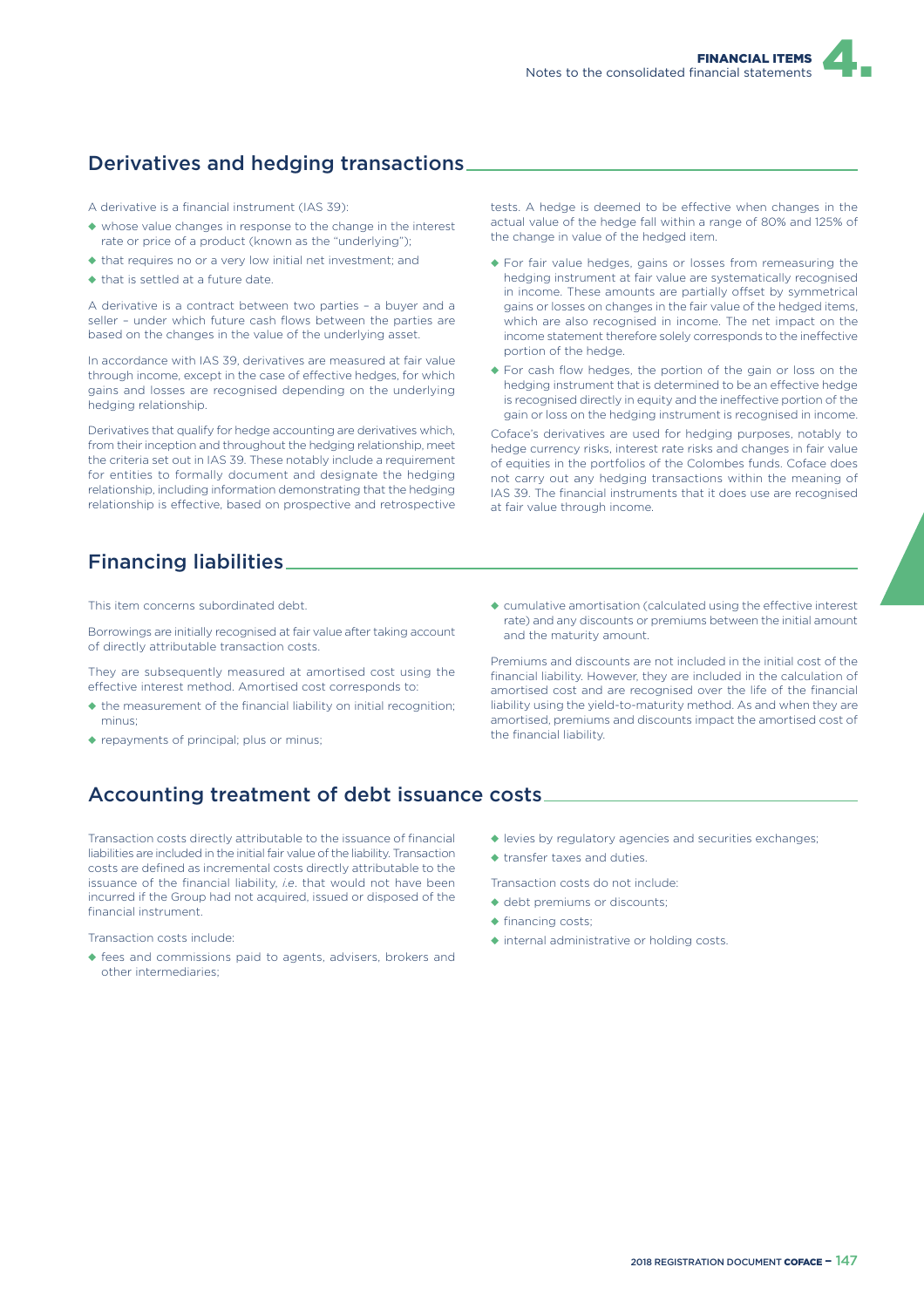## Derivatives and hedging transactions

A derivative is a financial instrument (IAS 39):

- whose value changes in response to the change in the interest rate or price of a product (known as the "underlying");
- that requires no or a very low initial net investment; and
- that is settled at a future date.

A derivative is a contract between two parties – a buyer and a seller – under which future cash flows between the parties are based on the changes in the value of the underlying asset.

In accordance with IAS 39, derivatives are measured at fair value through income, except in the case of effective hedges, for which gains and losses are recognised depending on the underlying hedging relationship.

Derivatives that qualify for hedge accounting are derivatives which, from their inception and throughout the hedging relationship, meet the criteria set out in IAS 39. These notably include a requirement for entities to formally document and designate the hedging relationship, including information demonstrating that the hedging relationship is effective, based on prospective and retrospective tests. A hedge is deemed to be effective when changes in the actual value of the hedge fall within a range of 80% and 125% of the change in value of the hedged item.

- For fair value hedges, gains or losses from remeasuring the hedging instrument at fair value are systematically recognised in income. These amounts are partially offset by symmetrical gains or losses on changes in the fair value of the hedged items, which are also recognised in income. The net impact on the income statement therefore solely corresponds to the ineffective portion of the hedge.
- For cash flow hedges, the portion of the gain or loss on the hedging instrument that is determined to be an effective hedge is recognised directly in equity and the ineffective portion of the gain or loss on the hedging instrument is recognised in income.

Coface's derivatives are used for hedging purposes, notably to hedge currency risks, interest rate risks and changes in fair value of equities in the portfolios of the Colombes funds. Coface does not carry out any hedging transactions within the meaning of IAS 39. The financial instruments that it does use are recognised at fair value through income.

## Financing liabilities

This item concerns subordinated debt.

Borrowings are initially recognised at fair value after taking account of directly attributable transaction costs.

They are subsequently measured at amortised cost using the effective interest method. Amortised cost corresponds to:

- the measurement of the financial liability on initial recognition; minus;
- repayments of principal; plus or minus;
- cumulative amortisation (calculated using the effective interest rate) and any discounts or premiums between the initial amount and the maturity amount.

Premiums and discounts are not included in the initial cost of the financial liability. However, they are included in the calculation of amortised cost and are recognised over the life of the financial liability using the yield-to-maturity method. As and when they are amortised, premiums and discounts impact the amortised cost of the financial liability.

## Accounting treatment of debt issuance costs

Transaction costs directly attributable to the issuance of financial liabilities are included in the initial fair value of the liability. Transaction costs are defined as incremental costs directly attributable to the issuance of the financial liability, *i.e.* that would not have been incurred if the Group had not acquired, issued or disposed of the financial instrument.

Transaction costs include:

- fees and commissions paid to agents, advisers, brokers and other intermediaries;
- levies by regulatory agencies and securities exchanges;
- transfer taxes and duties.

Transaction costs do not include:

- debt premiums or discounts;
- financing costs;
- internal administrative or holding costs.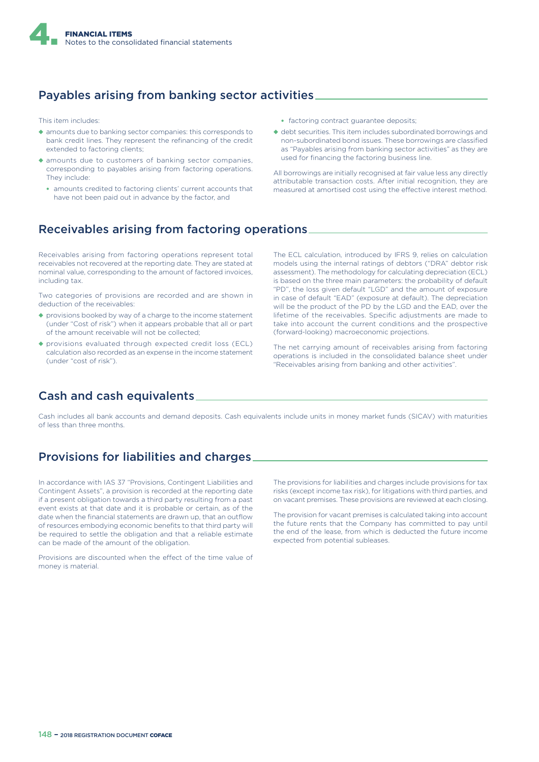## Payables arising from banking sector activities

This item includes:

- amounts due to banking sector companies: this corresponds to bank credit lines. They represent the refinancing of the credit extended to factoring clients;
- amounts due to customers of banking sector companies, corresponding to payables arising from factoring operations. They include:
  - amounts credited to factoring clients' current accounts that have not been paid out in advance by the factor, and
  - factoring contract guarantee deposits;
- debt securities. This item includes subordinated borrowings and non-subordinated bond issues. These borrowings are classified as "Payables arising from banking sector activities" as they are used for financing the factoring business line.

All borrowings are initially recognised at fair value less any directly attributable transaction costs. After initial recognition, they are measured at amortised cost using the effective interest method.

## Receivables arising from factoring operations

Receivables arising from factoring operations represent total receivables not recovered at the reporting date. They are stated at nominal value, corresponding to the amount of factored invoices, including tax.

Two categories of provisions are recorded and are shown in deduction of the receivables:

- provisions booked by way of a charge to the income statement (under "Cost of risk") when it appears probable that all or part of the amount receivable will not be collected;
- provisions evaluated through expected credit loss (ECL) calculation also recorded as an expense in the income statement (under "cost of risk").

The ECL calculation, introduced by IFRS 9, relies on calculation models using the internal ratings of debtors ("DRA" debtor risk assessment). The methodology for calculating depreciation (ECL) is based on the three main parameters: the probability of default "PD", the loss given default "LGD" and the amount of exposure in case of default "EAD" (exposure at default). The depreciation will be the product of the PD by the LGD and the EAD, over the lifetime of the receivables. Specific adjustments are made to take into account the current conditions and the prospective (forward-looking) macroeconomic projections.

The net carrying amount of receivables arising from factoring operations is included in the consolidated balance sheet under "Receivables arising from banking and other activities".

## Cash and cash equivalents

Cash includes all bank accounts and demand deposits. Cash equivalents include units in money market funds (SICAV) with maturities of less than three months.

## Provisions for liabilities and charges

In accordance with IAS 37 "Provisions, Contingent Liabilities and Contingent Assets", a provision is recorded at the reporting date if a present obligation towards a third party resulting from a past event exists at that date and it is probable or certain, as of the date when the financial statements are drawn up, that an outflow of resources embodying economic benefits to that third party will be required to settle the obligation and that a reliable estimate can be made of the amount of the obligation.

Provisions are discounted when the effect of the time value of money is material.

The provisions for liabilities and charges include provisions for tax risks (except income tax risk), for litigations with third parties, and on vacant premises. These provisions are reviewed at each closing.

The provision for vacant premises is calculated taking into account the future rents that the Company has committed to pay until the end of the lease, from which is deducted the future income expected from potential subleases.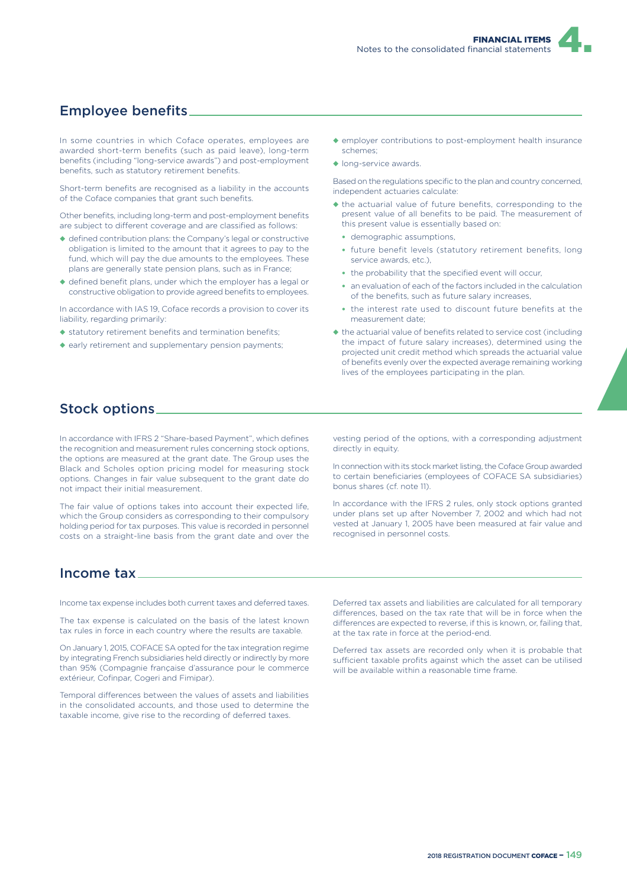## Employee benefits

In some countries in which Coface operates, employees are awarded short-term benefits (such as paid leave), long-term benefits (including "long-service awards") and post-employment benefits, such as statutory retirement benefits.

Short-term benefits are recognised as a liability in the accounts of the Coface companies that grant such benefits.

Other benefits, including long-term and post-employment benefits are subject to different coverage and are classified as follows:

- defined contribution plans: the Company's legal or constructive obligation is limited to the amount that it agrees to pay to the fund, which will pay the due amounts to the employees. These plans are generally state pension plans, such as in France;
- defined benefit plans, under which the employer has a legal or constructive obligation to provide agreed benefits to employees.

In accordance with IAS 19, Coface records a provision to cover its liability, regarding primarily:

- statutory retirement benefits and termination benefits;
- early retirement and supplementary pension payments;
- employer contributions to post-employment health insurance schemes;
- long-service awards.

Based on the regulations specific to the plan and country concerned, independent actuaries calculate:

- the actuarial value of future benefits, corresponding to the present value of all benefits to be paid. The measurement of this present value is essentially based on:
  - demographic assumptions,
  - future benefit levels (statutory retirement benefits, long service awards, etc.),
  - the probability that the specified event will occur,
  - an evaluation of each of the factors included in the calculation of the benefits, such as future salary increases,
  - the interest rate used to discount future benefits at the measurement date;
- the actuarial value of benefits related to service cost (including the impact of future salary increases), determined using the projected unit credit method which spreads the actuarial value of benefits evenly over the expected average remaining working lives of the employees participating in the plan.

## Stock options

In accordance with IFRS 2 "Share-based Payment", which defines the recognition and measurement rules concerning stock options, the options are measured at the grant date. The Group uses the Black and Scholes option pricing model for measuring stock options. Changes in fair value subsequent to the grant date do not impact their initial measurement.

The fair value of options takes into account their expected life, which the Group considers as corresponding to their compulsory holding period for tax purposes. This value is recorded in personnel costs on a straight-line basis from the grant date and over the vesting period of the options, with a corresponding adjustment directly in equity.

In connection with its stock market listing, the Coface Group awarded to certain beneficiaries (employees of COFACE SA subsidiaries) bonus shares (cf. note 11).

In accordance with the IFRS 2 rules, only stock options granted under plans set up after November 7, 2002 and which had not vested at January 1, 2005 have been measured at fair value and recognised in personnel costs.

## Income tax

Income tax expense includes both current taxes and deferred taxes.

The tax expense is calculated on the basis of the latest known tax rules in force in each country where the results are taxable.

On January 1, 2015, COFACE SA opted for the tax integration regime by integrating French subsidiaries held directly or indirectly by more than 95% (Compagnie française d'assurance pour le commerce extérieur, Cofinpar, Cogeri and Fimipar).

Temporal differences between the values of assets and liabilities in the consolidated accounts, and those used to determine the taxable income, give rise to the recording of deferred taxes.

Deferred tax assets and liabilities are calculated for all temporary differences, based on the tax rate that will be in force when the differences are expected to reverse, if this is known, or, failing that, at the tax rate in force at the period-end.

Deferred tax assets are recorded only when it is probable that sufficient taxable profits against which the asset can be utilised will be available within a reasonable time frame.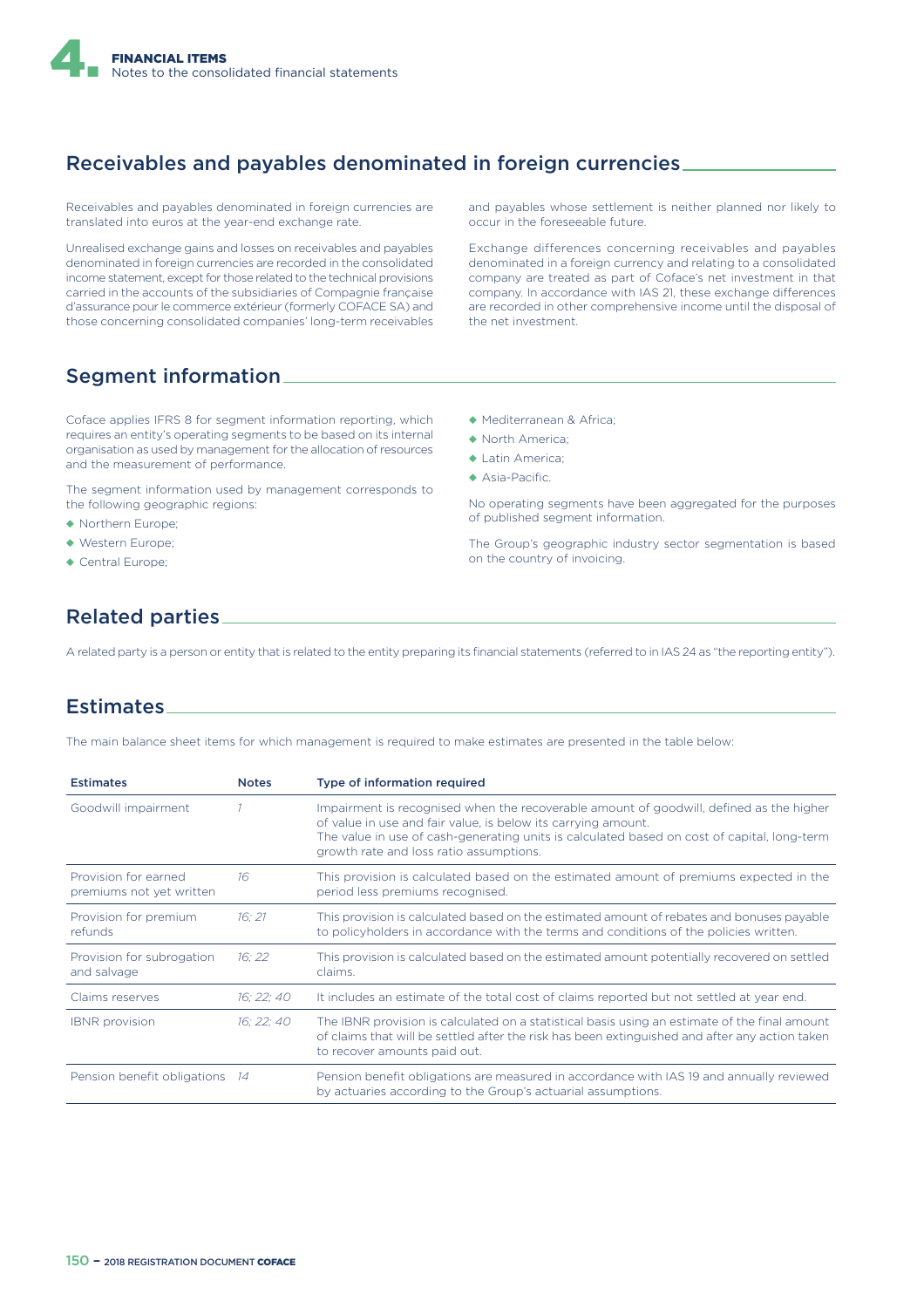## Receivables and payables denominated in foreign currencies

Receivables and payables denominated in foreign currencies are translated into euros at the year-end exchange rate.

Unrealised exchange gains and losses on receivables and payables denominated in foreign currencies are recorded in the consolidated income statement, except for those related to the technical provisions carried in the accounts of the subsidiaries of Compagnie française d'assurance pour le commerce extérieur (formerly COFACE SA) and those concerning consolidated companies' long-term receivables and payables whose settlement is neither planned nor likely to occur in the foreseeable future.

Exchange differences concerning receivables and payables denominated in a foreign currency and relating to a consolidated company are treated as part of Coface's net investment in that company. In accordance with IAS 21, these exchange differences are recorded in other comprehensive income until the disposal of the net investment.

## Segment information

Coface applies IFRS 8 for segment information reporting, which requires an entity's operating segments to be based on its internal organisation as used by management for the allocation of resources and the measurement of performance.

The segment information used by management corresponds to the following geographic regions:

- Northern Europe;
- Western Europe;
- Central Europe;
- Mediterranean & Africa;
- North America;
- Latin America;
- Asia-Pacific.

No operating segments have been aggregated for the purposes of published segment information.

The Group's geographic industry sector segmentation is based on the country of invoicing.

## Related parties

A related party is a person or entity that is related to the entity preparing its financial statements (referred to in IAS 24 as "the reporting entity").

## Estimates

The main balance sheet items for which management is required to make estimates are presented in the table below:

| Estimates | Notes | Type of information required |
|---|---|---|
| Goodwill impairment | *1* | Impairment is recognised when the recoverable amount of goodwill, defined as the higher of value in use and fair value, is below its carrying amount. The value in use of cash-generating units is calculated based on cost of capital, long-term growth rate and loss ratio assumptions. |
| Provision for earned premiums not yet written | *16* | This provision is calculated based on the estimated amount of premiums expected in the period less premiums recognised. |
| Provision for premium refunds | *16; 21* | This provision is calculated based on the estimated amount of rebates and bonuses payable to policyholders in accordance with the terms and conditions of the policies written. |
| Provision for subrogation and salvage | *16; 22* | This provision is calculated based on the estimated amount potentially recovered on settled claims. |
| Claims reserves | *16; 22; 40* | It includes an estimate of the total cost of claims reported but not settled at year end. |
| IBNR provision | *16; 22; 40* | The IBNR provision is calculated on a statistical basis using an estimate of the final amount of claims that will be settled after the risk has been extinguished and after any action taken to recover amounts paid out. |
| Pension benefit obligations | *14* | Pension benefit obligations are measured in accordance with IAS 19 and annually reviewed by actuaries according to the Group's actuarial assumptions. |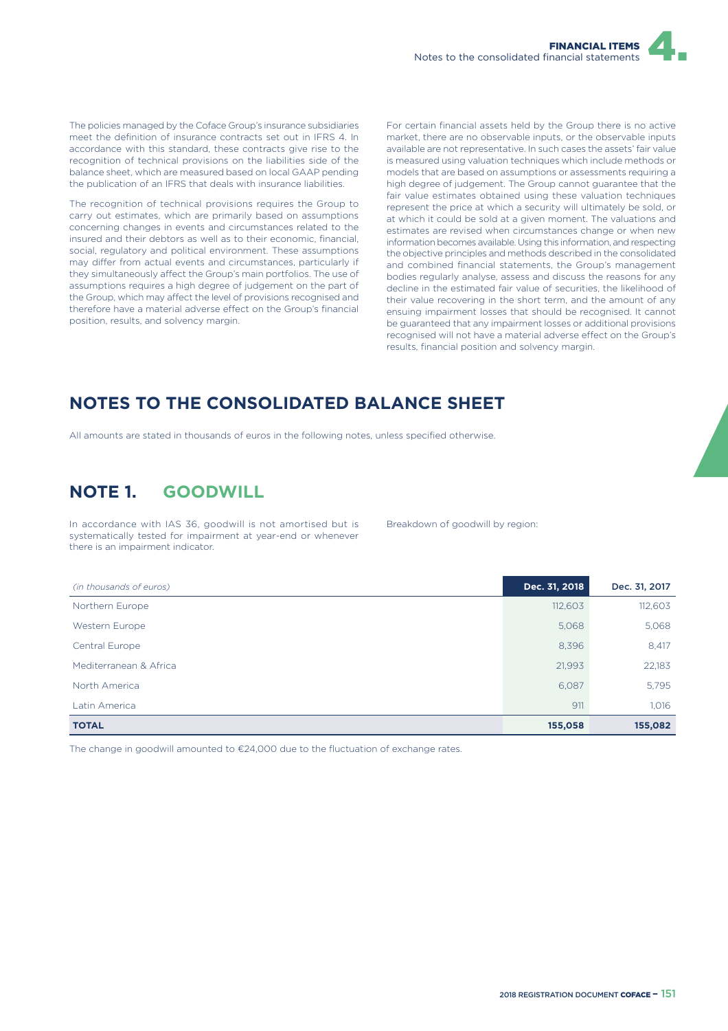The policies managed by the Coface Group's insurance subsidiaries meet the definition of insurance contracts set out in IFRS 4. In accordance with this standard, these contracts give rise to the recognition of technical provisions on the liabilities side of the balance sheet, which are measured based on local GAAP pending the publication of an IFRS that deals with insurance liabilities.

The recognition of technical provisions requires the Group to carry out estimates, which are primarily based on assumptions concerning changes in events and circumstances related to the insured and their debtors as well as to their economic, financial, social, regulatory and political environment. These assumptions may differ from actual events and circumstances, particularly if they simultaneously affect the Group's main portfolios. The use of assumptions requires a high degree of judgement on the part of the Group, which may affect the level of provisions recognised and therefore have a material adverse effect on the Group's financial position, results, and solvency margin.

For certain financial assets held by the Group there is no active market, there are no observable inputs, or the observable inputs available are not representative. In such cases the assets' fair value is measured using valuation techniques which include methods or models that are based on assumptions or assessments requiring a high degree of judgement. The Group cannot guarantee that the fair value estimates obtained using these valuation techniques represent the price at which a security will ultimately be sold, or at which it could be sold at a given moment. The valuations and estimates are revised when circumstances change or when new information becomes available. Using this information, and respecting the objective principles and methods described in the consolidated and combined financial statements, the Group's management bodies regularly analyse, assess and discuss the reasons for any decline in the estimated fair value of securities, the likelihood of their value recovering in the short term, and the amount of any ensuing impairment losses that should be recognised. It cannot be guaranteed that any impairment losses or additional provisions recognised will not have a material adverse effect on the Group's results, financial position and solvency margin.

# NOTES TO THE CONSOLIDATED BALANCE SHEET

All amounts are stated in thousands of euros in the following notes, unless specified otherwise.

## NOTE 1. GOODWILL

In accordance with IAS 36, goodwill is not amortised but is systematically tested for impairment at year-end or whenever there is an impairment indicator.

Breakdown of goodwill by region:

| *(in thousands of euros)* | Dec. 31, 2018 | Dec. 31, 2017 |
|---|---|---|
| Northern Europe | 112,603 | 112,603 |
| Western Europe | 5,068 | 5,068 |
| Central Europe | 8,396 | 8,417 |
| Mediterranean & Africa | 21,993 | 22,183 |
| North America | 6,087 | 5,795 |
| Latin America | 911 | 1,016 |
| **TOTAL** | **155,058** | **155,082** |

The change in goodwill amounted to €24,000 due to the fluctuation of exchange rates.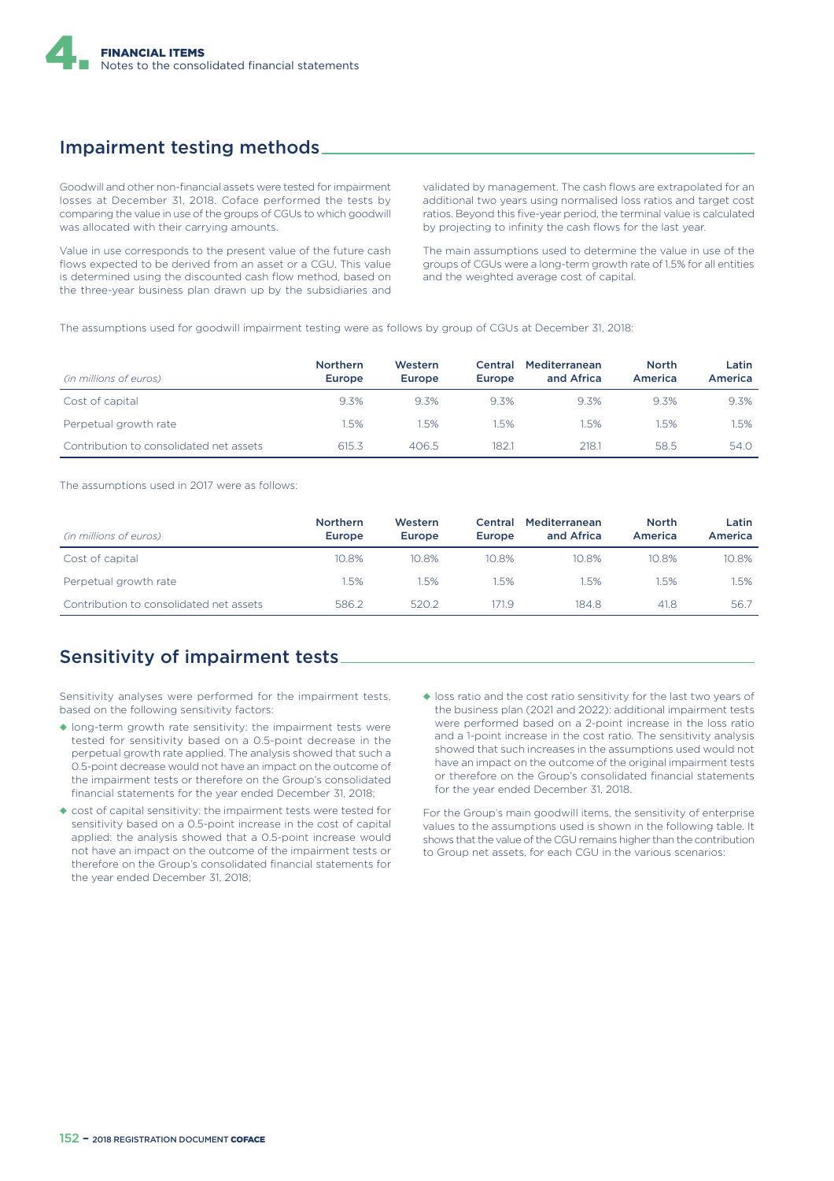## Impairment testing methods

Goodwill and other non-financial assets were tested for impairment losses at December 31, 2018. Coface performed the tests by comparing the value in use of the groups of CGUs to which goodwill was allocated with their carrying amounts.

Value in use corresponds to the present value of the future cash flows expected to be derived from an asset or a CGU. This value is determined using the discounted cash flow method, based on the three-year business plan drawn up by the subsidiaries and validated by management. The cash flows are extrapolated for an additional two years using normalised loss ratios and target cost ratios. Beyond this five-year period, the terminal value is calculated by projecting to infinity the cash flows for the last year.

The main assumptions used to determine the value in use of the groups of CGUs were a long-term growth rate of 1.5% for all entities and the weighted average cost of capital.

The assumptions used for goodwill impairment testing were as follows by group of CGUs at December 31, 2018:

| *(in millions of euros)* | Northern Europe | Western Europe | Central Europe | Mediterranean and Africa | North America | Latin America |
|---|---|---|---|---|---|---|
| Cost of capital | 9.3% | 9.3% | 9.3% | 9.3% | 9.3% | 9.3% |
| Perpetual growth rate | 1.5% | 1.5% | 1.5% | 1.5% | 1.5% | 1.5% |
| Contribution to consolidated net assets | 615.3 | 406.5 | 182.1 | 218.1 | 58.5 | 54.0 |

The assumptions used in 2017 were as follows:

| *(in millions of euros)* | Northern Europe | Western Europe | Central Europe | Mediterranean and Africa | North America | Latin America |
|---|---|---|---|---|---|---|
| Cost of capital | 10.8% | 10.8% | 10.8% | 10.8% | 10.8% | 10.8% |
| Perpetual growth rate | 1.5% | 1.5% | 1.5% | 1.5% | 1.5% | 1.5% |
| Contribution to consolidated net assets | 586.2 | 520.2 | 171.9 | 184.8 | 41.8 | 56.7 |

## Sensitivity of impairment tests

Sensitivity analyses were performed for the impairment tests, based on the following sensitivity factors:

- long-term growth rate sensitivity: the impairment tests were tested for sensitivity based on a 0.5-point decrease in the perpetual growth rate applied. The analysis showed that such a 0.5-point decrease would not have an impact on the outcome of the impairment tests or therefore on the Group's consolidated financial statements for the year ended December 31, 2018;
- cost of capital sensitivity: the impairment tests were tested for sensitivity based on a 0.5-point increase in the cost of capital applied: the analysis showed that a 0.5-point increase would not have an impact on the outcome of the impairment tests or therefore on the Group's consolidated financial statements for the year ended December 31, 2018;
- loss ratio and the cost ratio sensitivity for the last two years of the business plan (2021 and 2022): additional impairment tests were performed based on a 2-point increase in the loss ratio and a 1-point increase in the cost ratio. The sensitivity analysis showed that such increases in the assumptions used would not have an impact on the outcome of the original impairment tests or therefore on the Group's consolidated financial statements for the year ended December 31, 2018.

For the Group's main goodwill items, the sensitivity of enterprise values to the assumptions used is shown in the following table. It shows that the value of the CGU remains higher than the contribution to Group net assets, for each CGU in the various scenarios: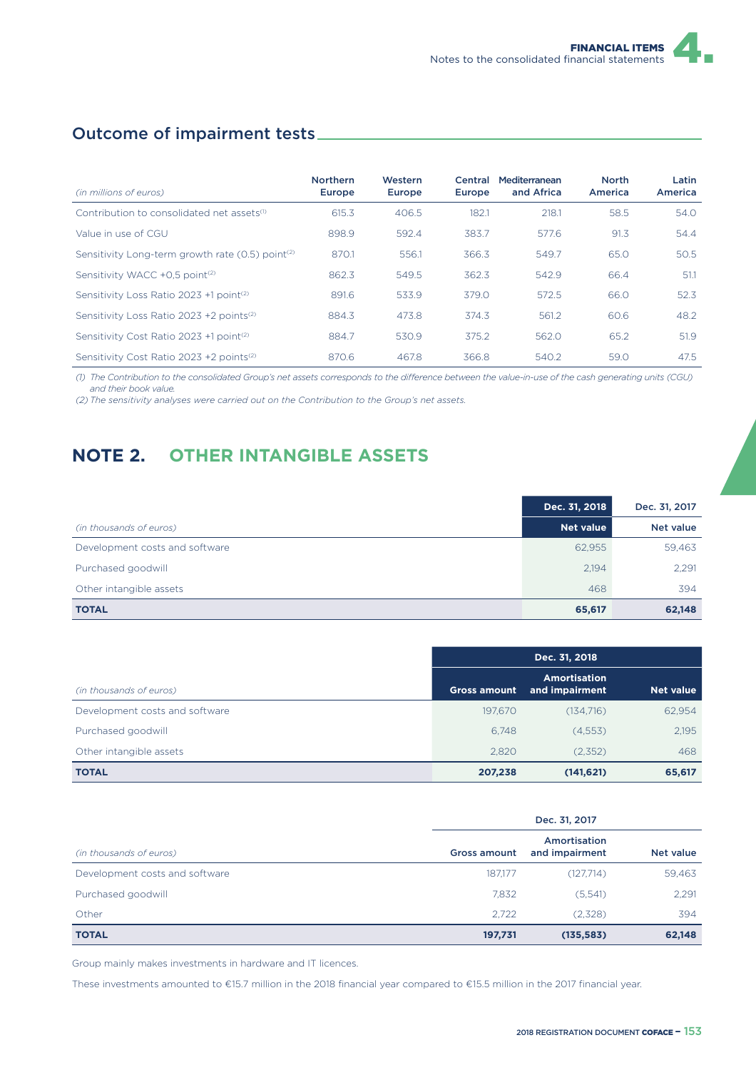## Outcome of impairment tests

| *(in millions of euros)* | Northern Europe | Western Europe | Central Europe | Mediterranean and Africa | North America | Latin America |
|---|---|---|---|---|---|---|
| Contribution to consolidated net assets[1] | 615.3 | 406.5 | 182.1 | 218.1 | 58.5 | 54.0 |
| Value in use of CGU | 898.9 | 592.4 | 383.7 | 577.6 | 91.3 | 54.4 |
| Sensitivity Long-term growth rate (0.5) point[2] | 870.1 | 556.1 | 366.3 | 549.7 | 65.0 | 50.5 |
| Sensitivity WACC +0,5 point[2] | 862.3 | 549.5 | 362.3 | 542.9 | 66.4 | 51.1 |
| Sensitivity Loss Ratio 2023 +1 point[2] | 891.6 | 533.9 | 379.0 | 572.5 | 66.0 | 52.3 |
| Sensitivity Loss Ratio 2023 +2 points[2] | 884.3 | 473.8 | 374.3 | 561.2 | 60.6 | 48.2 |
| Sensitivity Cost Ratio 2023 +1 point[2] | 884.7 | 530.9 | 375.2 | 562.0 | 65.2 | 51.9 |
| Sensitivity Cost Ratio 2023 +2 points[2] | 870.6 | 467.8 | 366.8 | 540.2 | 59.0 | 47.5 |

*(1) The Contribution to the consolidated Group's net assets corresponds to the difference between the value-in-use of the cash generating units (CGU) and their book value.*
*(2) The sensitivity analyses were carried out on the Contribution to the Group's net assets.*

# NOTE 2. OTHER INTANGIBLE ASSETS

| | Dec. 31, 2018 | Dec. 31, 2017 |
|---|---|---|
| *(in thousands of euros)* | Net value | Net value |
| Development costs and software | 62,955 | 59,463 |
| Purchased goodwill | 2,194 | 2,291 |
| Other intangible assets | 468 | 394 |
| **TOTAL** | **65,617** | **62,148** |

| | Dec. 31, 2018 | | |
|---|---|---|---|
| *(in thousands of euros)* | Gross amount | Amortisation and impairment | Net value |
| Development costs and software | 197,670 | (134,716) | 62,954 |
| Purchased goodwill | 6,748 | (4,553) | 2,195 |
| Other intangible assets | 2,820 | (2,352) | 468 |
| **TOTAL** | **207,238** | **(141,621)** | **65,617** |

| | Dec. 31, 2017 | | |
|---|---|---|---|
| *(in thousands of euros)* | Gross amount | Amortisation and impairment | Net value |
| Development costs and software | 187,177 | (127,714) | 59,463 |
| Purchased goodwill | 7,832 | (5,541) | 2,291 |
| Other | 2,722 | (2,328) | 394 |
| **TOTAL** | **197,731** | **(135,583)** | **62,148** |

Group mainly makes investments in hardware and IT licences.

These investments amounted to €15.7 million in the 2018 financial year compared to €15.5 million in the 2017 financial year.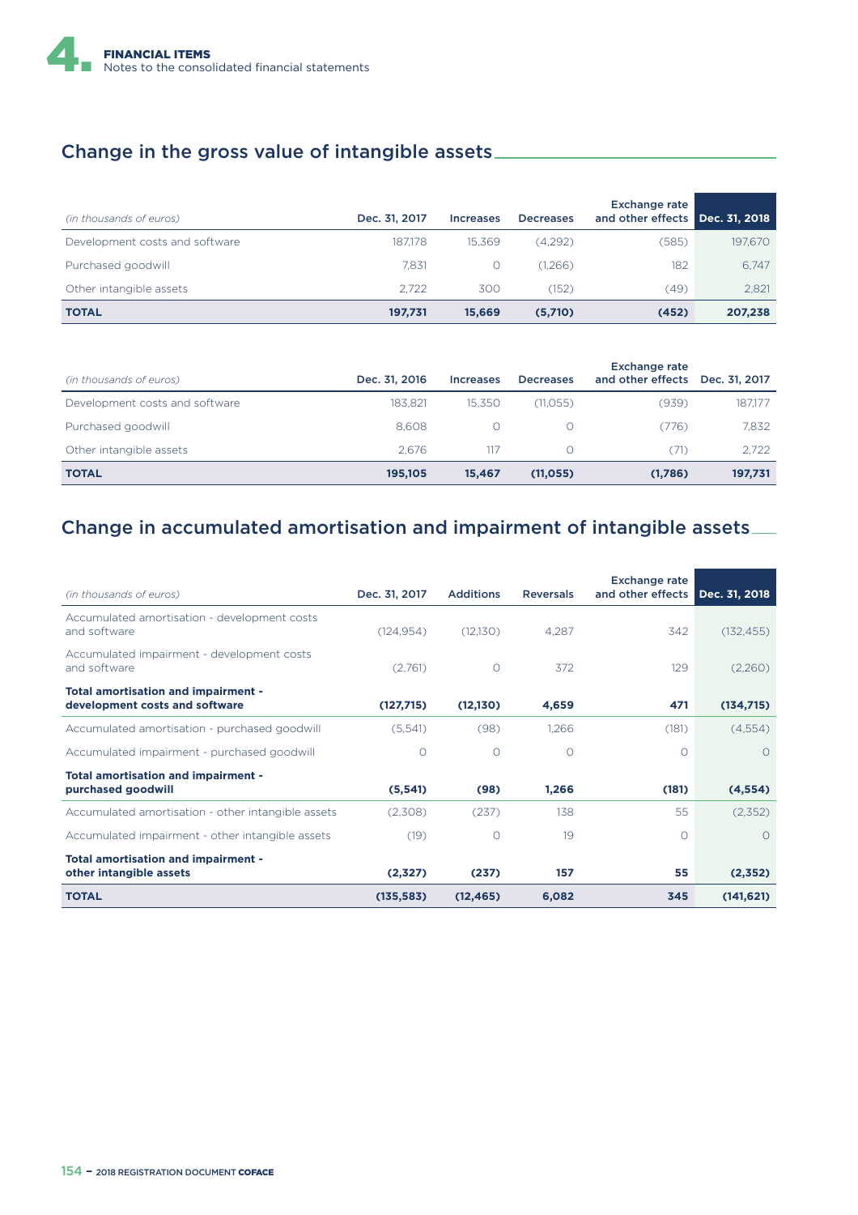## Change in the gross value of intangible assets

| *(in thousands of euros)* | Dec. 31, 2017 | Increases | Decreases | Exchange rate and other effects | Dec. 31, 2018 |
|---|---|---|---|---|---|
| Development costs and software | 187,178 | 15,369 | (4,292) | (585) | 197,670 |
| Purchased goodwill | 7,831 | 0 | (1,266) | 182 | 6,747 |
| Other intangible assets | 2,722 | 300 | (152) | (49) | 2,821 |
| **TOTAL** | **197,731** | **15,669** | **(5,710)** | **(452)** | **207,238** |

| *(in thousands of euros)* | Dec. 31, 2016 | Increases | Decreases | Exchange rate and other effects | Dec. 31, 2017 |
|---|---|---|---|---|---|
| Development costs and software | 183,821 | 15,350 | (11,055) | (939) | 187,177 |
| Purchased goodwill | 8,608 | 0 | 0 | (776) | 7,832 |
| Other intangible assets | 2,676 | 117 | 0 | (71) | 2,722 |
| **TOTAL** | **195,105** | **15,467** | **(11,055)** | **(1,786)** | **197,731** |

## Change in accumulated amortisation and impairment of intangible assets

| *(in thousands of euros)* | Dec. 31, 2017 | Additions | Reversals | Exchange rate and other effects | Dec. 31, 2018 |
|---|---|---|---|---|---|
| Accumulated amortisation - development costs and software | (124,954) | (12,130) | 4,287 | 342 | (132,455) |
| Accumulated impairment - development costs and software | (2,761) | 0 | 372 | 129 | (2,260) |
| **Total amortisation and impairment - development costs and software** | **(127,715)** | **(12,130)** | **4,659** | **471** | **(134,715)** |
| Accumulated amortisation - purchased goodwill | (5,541) | (98) | 1,266 | (181) | (4,554) |
| Accumulated impairment - purchased goodwill | 0 | 0 | 0 | 0 | 0 |
| **Total amortisation and impairment - purchased goodwill** | **(5,541)** | **(98)** | **1,266** | **(181)** | **(4,554)** |
| Accumulated amortisation - other intangible assets | (2,308) | (237) | 138 | 55 | (2,352) |
| Accumulated impairment - other intangible assets | (19) | 0 | 19 | 0 | 0 |
| **Total amortisation and impairment - other intangible assets** | **(2,327)** | **(237)** | **157** | **55** | **(2,352)** |
| **TOTAL** | **(135,583)** | **(12,465)** | **6,082** | **345** | **(141,621)** |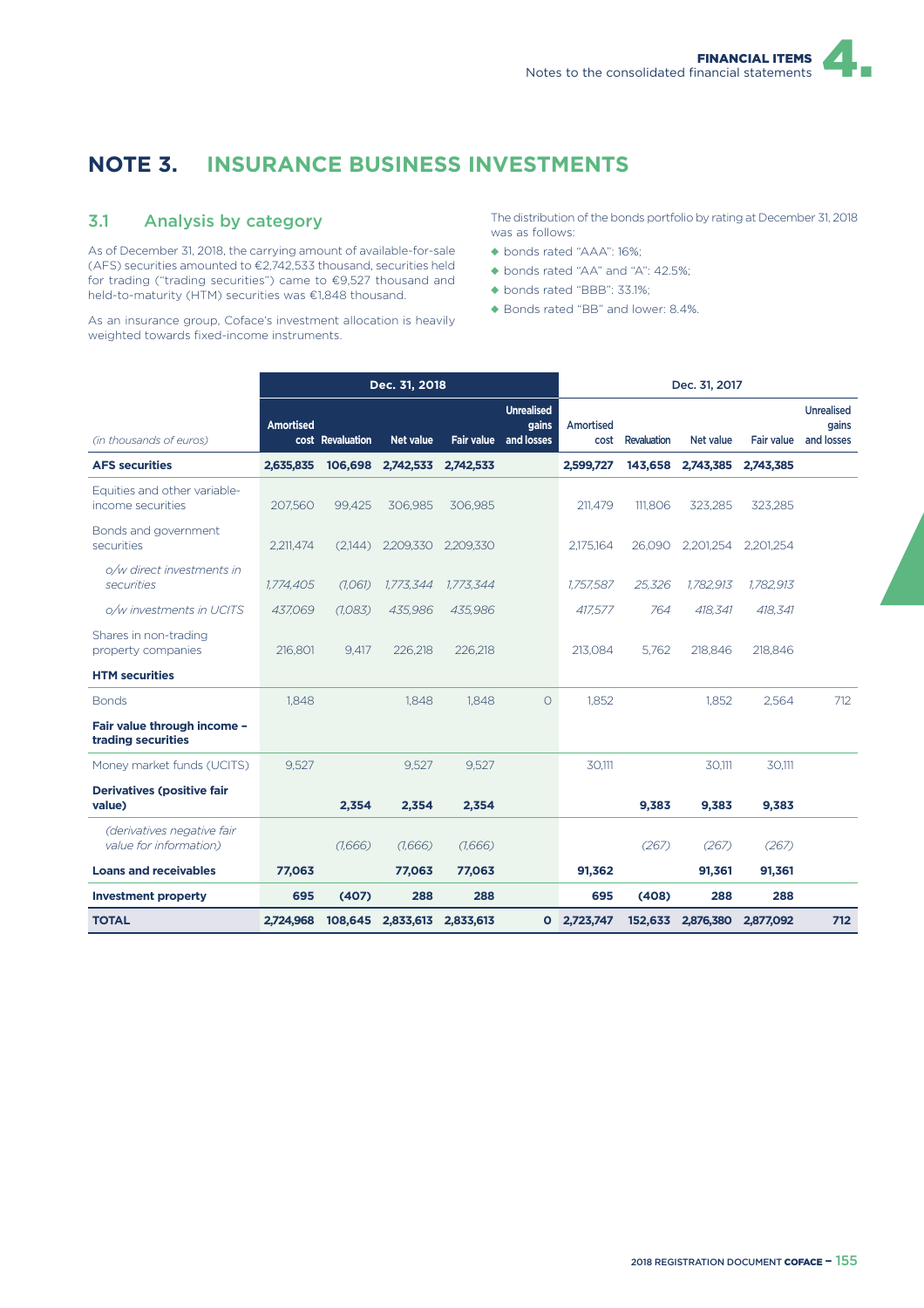# NOTE 3. INSURANCE BUSINESS INVESTMENTS

## 3.1 Analysis by category

As of December 31, 2018, the carrying amount of available-for-sale (AFS) securities amounted to €2,742,533 thousand, securities held for trading ("trading securities") came to €9,527 thousand and held-to-maturity (HTM) securities was €1,848 thousand.

As an insurance group, Coface's investment allocation is heavily weighted towards fixed-income instruments.

The distribution of the bonds portfolio by rating at December 31, 2018 was as follows:

- bonds rated "AAA": 16%;
- bonds rated "AA" and "A": 42.5%;
- bonds rated "BBB": 33.1%;
- Bonds rated "BB" and lower: 8.4%.

| *(in thousands of euros)* | Dec. 31, 2018 | | | | | Dec. 31, 2017 | | | | |
|---|---|---|---|---|---|---|---|---|---|---|
| | Amortised cost | Revaluation | Net value | Fair value | Unrealised gains and losses | Amortised cost | Revaluation | Net value | Fair value | Unrealised gains and losses |
| **AFS securities** | **2,635,835** | **106,698** | **2,742,533** | **2,742,533** | | **2,599,727** | **143,658** | **2,743,385** | **2,743,385** | |
| Equities and other variable-income securities | 207,560 | 99,425 | 306,985 | 306,985 | | 211,479 | 111,806 | 323,285 | 323,285 | |
| Bonds and government securities | 2,211,474 | (2,144) | 2,209,330 | 2,209,330 | | 2,175,164 | 26,090 | 2,201,254 | 2,201,254 | |
| *o/w direct investments in securities* | *1,774,405* | *(1,061)* | *1,773,344* | *1,773,344* | | *1,757,587* | *25,326* | *1,782,913* | *1,782,913* | |
| *o/w investments in UCITS* | *437,069* | *(1,083)* | *435,986* | *435,986* | | *417,577* | *764* | *418,341* | *418,341* | |
| Shares in non-trading property companies | 216,801 | 9,417 | 226,218 | 226,218 | | 213,084 | 5,762 | 218,846 | 218,846 | |
| **HTM securities** | | | | | | | | | | |
| Bonds | 1,848 | | 1,848 | 1,848 | 0 | 1,852 | | 1,852 | 2,564 | 712 |
| **Fair value through income – trading securities** | | | | | | | | | | |
| Money market funds (UCITS) | 9,527 | | 9,527 | 9,527 | | 30,111 | | 30,111 | 30,111 | |
| **Derivatives (positive fair value)** | | **2,354** | **2,354** | **2,354** | | | **9,383** | **9,383** | **9,383** | |
| *(derivatives negative fair value for information)* | | *(1,666)* | *(1,666)* | *(1,666)* | | | *(267)* | *(267)* | *(267)* | |
| **Loans and receivables** | **77,063** | | **77,063** | **77,063** | | **91,362** | | **91,361** | **91,361** | |
| **Investment property** | **695** | **(407)** | **288** | **288** | | **695** | **(408)** | **288** | **288** | |
| **TOTAL** | **2,724,968** | **108,645** | **2,833,613** | **2,833,613** | **0** | **2,723,747** | **152,633** | **2,876,380** | **2,877,092** | **712** |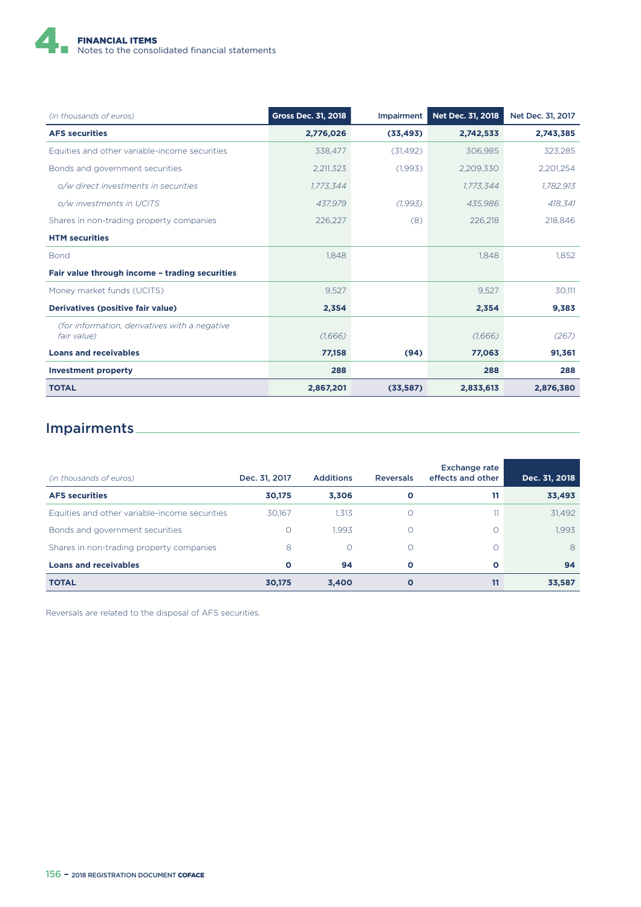| (in thousands of euros) | Gross Dec. 31, 2018 | Impairment | Net Dec. 31, 2018 | Net Dec. 31, 2017 |
|---|---|---|---|---|
| **AFS securities** | **2,776,026** | **(33,493)** | **2,742,533** | **2,743,385** |
| Equities and other variable-income securities | 338,477 | (31,492) | 306,985 | 323,285 |
| Bonds and government securities | 2,211,323 | (1,993) | 2,209,330 | 2,201,254 |
| *o/w direct investments in securities* | *1,773,344* | | *1,773,344* | *1,782,913* |
| *o/w investments in UCITS* | *437,979* | *(1,993)* | *435,986* | *418,341* |
| Shares in non-trading property companies | 226,227 | (8) | 226,218 | 218,846 |
| **HTM securities** | | | | |
| Bond | 1,848 | | 1,848 | 1,852 |
| **Fair value through income – trading securities** | | | | |
| Money market funds (UCITS) | 9,527 | | 9,527 | 30,111 |
| **Derivatives (positive fair value)** | **2,354** | | **2,354** | **9,383** |
| *(for information, derivatives with a negative fair value)* | *(1,666)* | | *(1,666)* | *(267)* |
| **Loans and receivables** | **77,158** | **(94)** | **77,063** | **91,361** |
| **Investment property** | **288** | | **288** | **288** |
| **TOTAL** | **2,867,201** | **(33,587)** | **2,833,613** | **2,876,380** |

## Impairments

| (in thousands of euros) | Dec. 31, 2017 | Additions | Reversals | Exchange rate effects and other | Dec. 31, 2018 |
|---|---|---|---|---|---|
| **AFS securities** | **30,175** | **3,306** | **0** | **11** | **33,493** |
| Equities and other variable-income securities | 30,167 | 1,313 | 0 | 11 | 31,492 |
| Bonds and government securities | 0 | 1,993 | 0 | 0 | 1,993 |
| Shares in non-trading property companies | 8 | 0 | 0 | 0 | 8 |
| **Loans and receivables** | **0** | **94** | **0** | **0** | **94** |
| **TOTAL** | **30,175** | **3,400** | **0** | **11** | **33,587** |

Reversals are related to the disposal of AFS securities.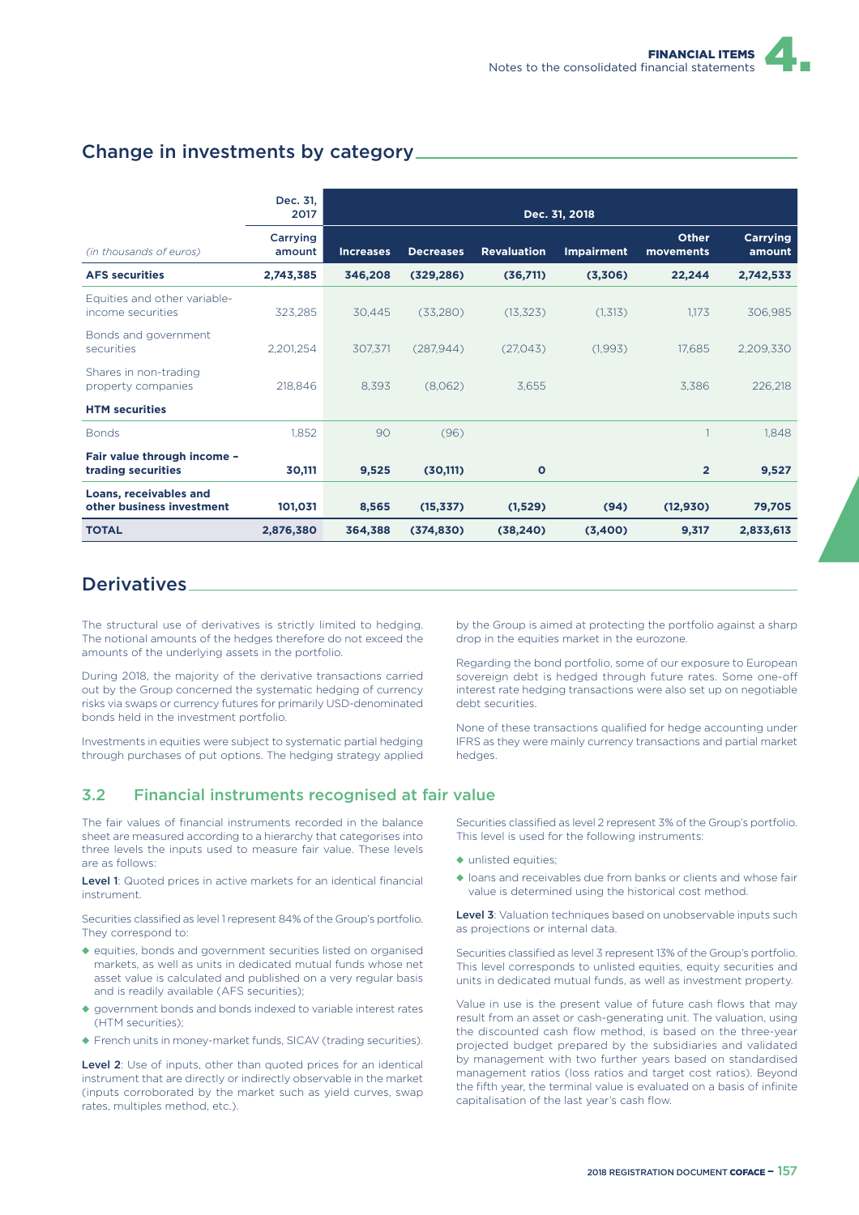## Change in investments by category

| *(in thousands of euros)* | Dec. 31, 2017 | Dec. 31, 2018 | | | | | |
|---|---|---|---|---|---|---|---|
| | Carrying amount | Increases | Decreases | Revaluation | Impairment | Other movements | Carrying amount |
| **AFS securities** | **2,743,385** | **346,208** | **(329,286)** | **(36,711)** | **(3,306)** | **22,244** | **2,742,533** |
| Equities and other variable-income securities | 323,285 | 30,445 | (33,280) | (13,323) | (1,313) | 1,173 | 306,985 |
| Bonds and government securities | 2,201,254 | 307,371 | (287,944) | (27,043) | (1,993) | 17,685 | 2,209,330 |
| Shares in non-trading property companies | 218,846 | 8,393 | (8,062) | 3,655 | | 3,386 | 226,218 |
| **HTM securities** | | | | | | | |
| Bonds | 1,852 | 90 | (96) | | | 1 | 1,848 |
| **Fair value through income – trading securities** | **30,111** | **9,525** | **(30,111)** | **0** | | **2** | **9,527** |
| **Loans, receivables and other business investment** | **101,031** | **8,565** | **(15,337)** | **(1,529)** | **(94)** | **(12,930)** | **79,705** |
| **TOTAL** | **2,876,380** | **364,388** | **(374,830)** | **(38,240)** | **(3,400)** | **9,317** | **2,833,613** |

## Derivatives

The structural use of derivatives is strictly limited to hedging. The notional amounts of the hedges therefore do not exceed the amounts of the underlying assets in the portfolio.

During 2018, the majority of the derivative transactions carried out by the Group concerned the systematic hedging of currency risks via swaps or currency futures for primarily USD-denominated bonds held in the investment portfolio.

Investments in equities were subject to systematic partial hedging through purchases of put options. The hedging strategy applied by the Group is aimed at protecting the portfolio against a sharp drop in the equities market in the eurozone.

Regarding the bond portfolio, some of our exposure to European sovereign debt is hedged through future rates. Some one-off interest rate hedging transactions were also set up on negotiable debt securities.

None of these transactions qualified for hedge accounting under IFRS as they were mainly currency transactions and partial market hedges.

### 3.2 Financial instruments recognised at fair value

The fair values of financial instruments recorded in the balance sheet are measured according to a hierarchy that categorises into three levels the inputs used to measure fair value. These levels are as follows:

**Level 1**: Quoted prices in active markets for an identical financial instrument.

Securities classified as level 1 represent 84% of the Group's portfolio. They correspond to:

- equities, bonds and government securities listed on organised markets, as well as units in dedicated mutual funds whose net asset value is calculated and published on a very regular basis and is readily available (AFS securities);
- government bonds and bonds indexed to variable interest rates (HTM securities);
- French units in money-market funds, SICAV (trading securities).

**Level 2**: Use of inputs, other than quoted prices for an identical instrument that are directly or indirectly observable in the market (inputs corroborated by the market such as yield curves, swap rates, multiples method, etc.).

Securities classified as level 2 represent 3% of the Group's portfolio. This level is used for the following instruments:

- unlisted equities;
- loans and receivables due from banks or clients and whose fair value is determined using the historical cost method.

**Level 3**: Valuation techniques based on unobservable inputs such as projections or internal data.

Securities classified as level 3 represent 13% of the Group's portfolio. This level corresponds to unlisted equities, equity securities and units in dedicated mutual funds, as well as investment property.

Value in use is the present value of future cash flows that may result from an asset or cash-generating unit. The valuation, using the discounted cash flow method, is based on the three-year projected budget prepared by the subsidiaries and validated by management with two further years based on standardised management ratios (loss ratios and target cost ratios). Beyond the fifth year, the terminal value is evaluated on a basis of infinite capitalisation of the last year's cash flow.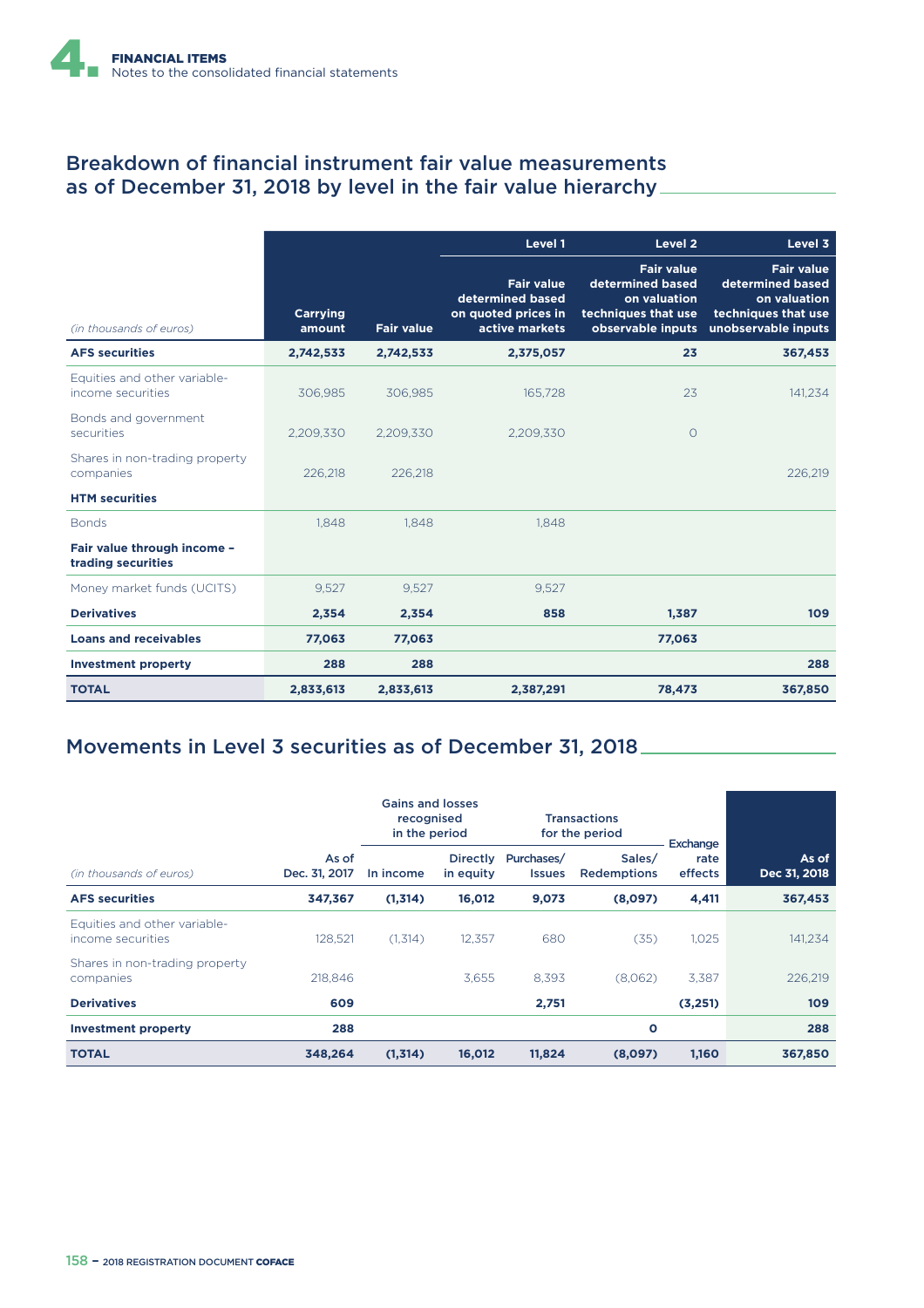## Breakdown of financial instrument fair value measurements as of December 31, 2018 by level in the fair value hierarchy

| *(in thousands of euros)* | Carrying amount | Fair value | Level 1<br>Fair value determined based on quoted prices in active markets | Level 2<br>Fair value determined based on valuation techniques that use observable inputs | Level 3<br>Fair value determined based on valuation techniques that use unobservable inputs |
|---|---|---|---|---|---|
| **AFS securities** | **2,742,533** | **2,742,533** | **2,375,057** | **23** | **367,453** |
| Equities and other variable-income securities | 306,985 | 306,985 | 165,728 | 23 | 141,234 |
| Bonds and government securities | 2,209,330 | 2,209,330 | 2,209,330 | 0 | |
| Shares in non-trading property companies | 226,218 | 226,218 | | | 226,219 |
| **HTM securities** | | | | | |
| Bonds | 1,848 | 1,848 | 1,848 | | |
| **Fair value through income – trading securities** | | | | | |
| Money market funds (UCITS) | 9,527 | 9,527 | 9,527 | | |
| **Derivatives** | **2,354** | **2,354** | **858** | **1,387** | **109** |
| **Loans and receivables** | **77,063** | **77,063** | | **77,063** | |
| **Investment property** | **288** | **288** | | | **288** |
| **TOTAL** | **2,833,613** | **2,833,613** | **2,387,291** | **78,473** | **367,850** |

## Movements in Level 3 securities as of December 31, 2018

| | | Gains and losses recognised in the period | | Transactions for the period | | | |
|---|---|---|---|---|---|---|---|
| *(in thousands of euros)* | As of Dec. 31, 2017 | In income | Directly in equity | Purchases/ Issues | Sales/ Redemptions | Exchange rate effects | As of Dec 31, 2018 |
| **AFS securities** | **347,367** | **(1,314)** | **16,012** | **9,073** | **(8,097)** | **4,411** | **367,453** |
| Equities and other variable-income securities | 128,521 | (1,314) | 12,357 | 680 | (35) | 1,025 | 141,234 |
| Shares in non-trading property companies | 218,846 | | 3,655 | 8,393 | (8,062) | 3,387 | 226,219 |
| **Derivatives** | **609** | | | **2,751** | | **(3,251)** | **109** |
| **Investment property** | **288** | | | | **0** | | **288** |
| **TOTAL** | **348,264** | **(1,314)** | **16,012** | **11,824** | **(8,097)** | **1,160** | **367,850** |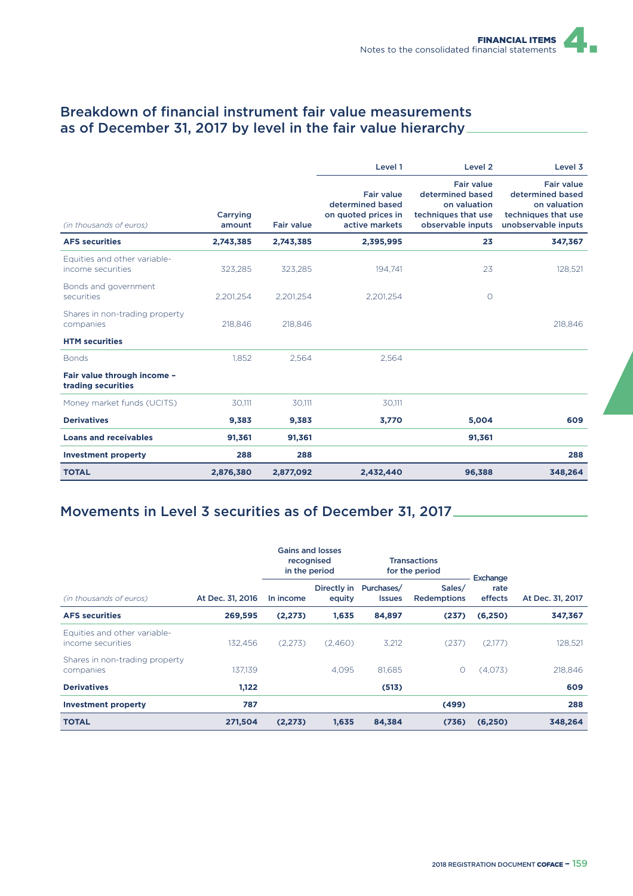## Breakdown of financial instrument fair value measurements as of December 31, 2017 by level in the fair value hierarchy

| *(in thousands of euros)* | Carrying amount | Fair value | Level 1<br>Fair value determined based on quoted prices in active markets | Level 2<br>Fair value determined based on valuation techniques that use observable inputs | Level 3<br>Fair value determined based on valuation techniques that use unobservable inputs |
|---|---|---|---|---|---|
| **AFS securities** | **2,743,385** | **2,743,385** | **2,395,995** | **23** | **347,367** |
| Equities and other variable-income securities | 323,285 | 323,285 | 194,741 | 23 | 128,521 |
| Bonds and government securities | 2,201,254 | 2,201,254 | 2,201,254 | 0 | |
| Shares in non-trading property companies | 218,846 | 218,846 | | | 218,846 |
| **HTM securities** | | | | | |
| Bonds | 1,852 | 2,564 | 2,564 | | |
| **Fair value through income – trading securities** | | | | | |
| Money market funds (UCITS) | 30,111 | 30,111 | 30,111 | | |
| **Derivatives** | **9,383** | **9,383** | **3,770** | **5,004** | **609** |
| **Loans and receivables** | **91,361** | **91,361** | | **91,361** | |
| **Investment property** | **288** | **288** | | | **288** |
| **TOTAL** | **2,876,380** | **2,877,092** | **2,432,440** | **96,388** | **348,264** |

## Movements in Level 3 securities as of December 31, 2017

| | | Gains and losses recognised in the period | | Transactions for the period | | | |
|---|---|---|---|---|---|---|---|
| *(in thousands of euros)* | At Dec. 31, 2016 | In income | Directly in equity | Purchases/ Issues | Sales/ Redemptions | Exchange rate effects | At Dec. 31, 2017 |
| **AFS securities** | **269,595** | **(2,273)** | **1,635** | **84,897** | **(237)** | **(6,250)** | **347,367** |
| Equities and other variable-income securities | 132,456 | (2,273) | (2,460) | 3,212 | (237) | (2,177) | 128,521 |
| Shares in non-trading property companies | 137,139 | | 4,095 | 81,685 | 0 | (4,073) | 218,846 |
| **Derivatives** | **1,122** | | | **(513)** | | | **609** |
| **Investment property** | **787** | | | | **(499)** | | **288** |
| **TOTAL** | **271,504** | **(2,273)** | **1,635** | **84,384** | **(736)** | **(6,250)** | **348,264** |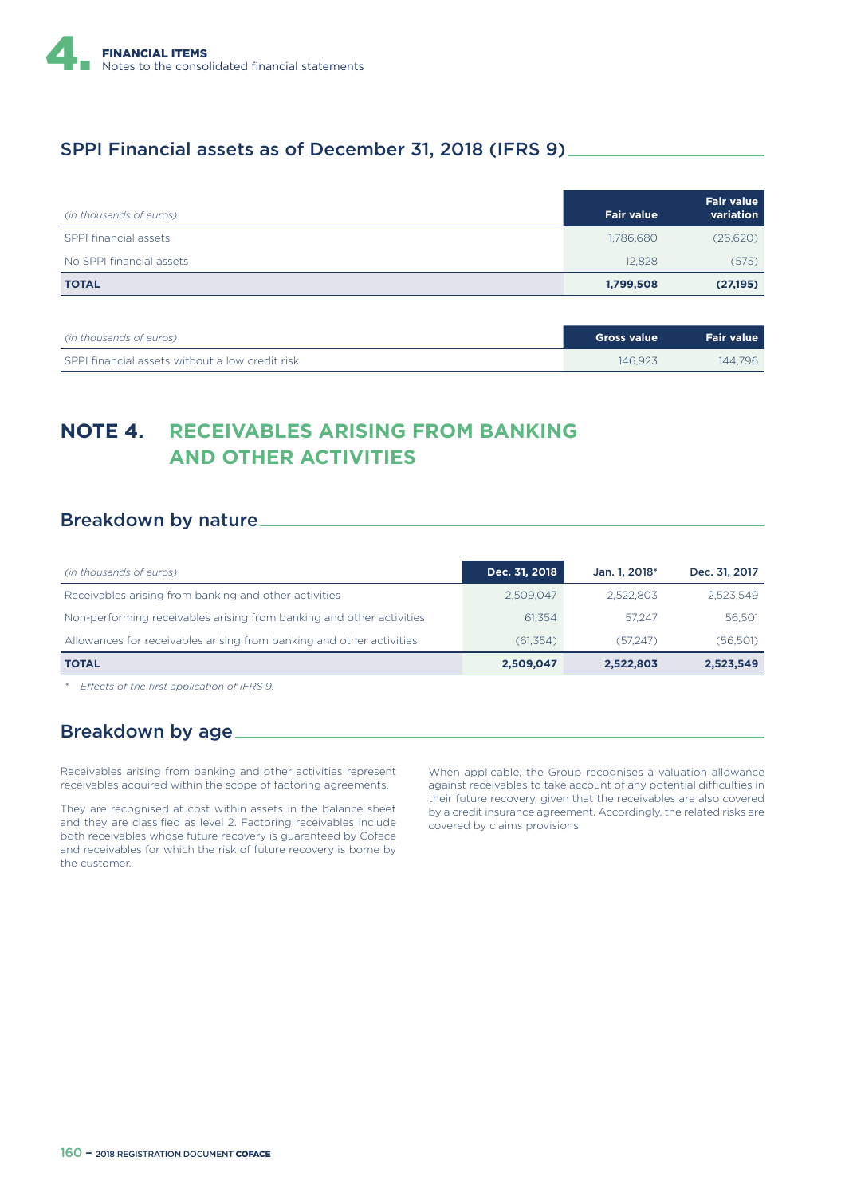## SPPI Financial assets as of December 31, 2018 (IFRS 9)

| *(in thousands of euros)* | Fair value | Fair value variation |
|---|---|---|
| SPPI financial assets | 1,786,680 | (26,620) |
| No SPPI financial assets | 12,828 | (575) |
| **TOTAL** | **1,799,508** | **(27,195)** |

| *(in thousands of euros)* | Gross value | Fair value |
|---|---|---|
| SPPI financial assets without a low credit risk | 146,923 | 144,796 |

# NOTE 4. RECEIVABLES ARISING FROM BANKING AND OTHER ACTIVITIES

## Breakdown by nature

| *(in thousands of euros)* | Dec. 31, 2018 | Jan. 1, 2018* | Dec. 31, 2017 |
|---|---|---|---|
| Receivables arising from banking and other activities | 2,509,047 | 2,522,803 | 2,523,549 |
| Non-performing receivables arising from banking and other activities | 61,354 | 57,247 | 56,501 |
| Allowances for receivables arising from banking and other activities | (61,354) | (57,247) | (56,501) |
| **TOTAL** | **2,509,047** | **2,522,803** | **2,523,549** |

\* *Effects of the first application of IFRS 9.*

## Breakdown by age

Receivables arising from banking and other activities represent receivables acquired within the scope of factoring agreements.

They are recognised at cost within assets in the balance sheet and they are classified as level 2. Factoring receivables include both receivables whose future recovery is guaranteed by Coface and receivables for which the risk of future recovery is borne by the customer.

When applicable, the Group recognises a valuation allowance against receivables to take account of any potential difficulties in their future recovery, given that the receivables are also covered by a credit insurance agreement. Accordingly, the related risks are covered by claims provisions.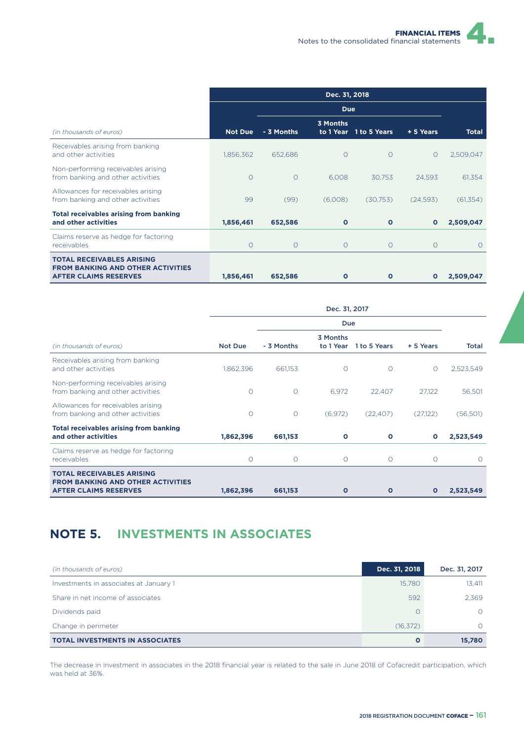| *(in thousands of euros)* | Dec. 31, 2018 | | | | | |
|---|---|---|---|---|---|---|
| | | Due | | | | |
| | Not Due | - 3 Months | 3 Months to 1 Year | 1 to 5 Years | + 5 Years | Total |
| Receivables arising from banking and other activities | 1,856,362 | 652,686 | 0 | 0 | 0 | 2,509,047 |
| Non-performing receivables arising from banking and other activities | 0 | 0 | 6,008 | 30,753 | 24,593 | 61,354 |
| Allowances for receivables arising from banking and other activities | 99 | (99) | (6,008) | (30,753) | (24,593) | (61,354) |
| **Total receivables arising from banking and other activities** | **1,856,461** | **652,586** | **0** | **0** | **0** | **2,509,047** |
| Claims reserve as hedge for factoring receivables | 0 | 0 | 0 | 0 | 0 | 0 |
| **TOTAL RECEIVABLES ARISING FROM BANKING AND OTHER ACTIVITIES AFTER CLAIMS RESERVES** | **1,856,461** | **652,586** | **0** | **0** | **0** | **2,509,047** |

| *(in thousands of euros)* | Dec. 31, 2017 | | | | | |
|---|---|---|---|---|---|---|
| | | Due | | | | |
| | Not Due | - 3 Months | 3 Months to 1 Year | 1 to 5 Years | + 5 Years | Total |
| Receivables arising from banking and other activities | 1,862,396 | 661,153 | 0 | 0 | 0 | 2,523,549 |
| Non-performing receivables arising from banking and other activities | 0 | 0 | 6,972 | 22,407 | 27,122 | 56,501 |
| Allowances for receivables arising from banking and other activities | 0 | 0 | (6,972) | (22,407) | (27,122) | (56,501) |
| **Total receivables arising from banking and other activities** | **1,862,396** | **661,153** | **0** | **0** | **0** | **2,523,549** |
| Claims reserve as hedge for factoring receivables | 0 | 0 | 0 | 0 | 0 | 0 |
| **TOTAL RECEIVABLES ARISING FROM BANKING AND OTHER ACTIVITIES AFTER CLAIMS RESERVES** | **1,862,396** | **661,153** | **0** | **0** | **0** | **2,523,549** |

## NOTE 5. INVESTMENTS IN ASSOCIATES

| *(in thousands of euros)* | Dec. 31, 2018 | Dec. 31, 2017 |
|---|---|---|
| Investments in associates at January 1 | 15,780 | 13,411 |
| Share in net income of associates | 592 | 2,369 |
| Dividends paid | 0 | 0 |
| Change in perimeter | (16,372) | 0 |
| **TOTAL INVESTMENTS IN ASSOCIATES** | **0** | **15,780** |

The decrease in investment in associates in the 2018 financial year is related to the sale in June 2018 of Cofacredit participation, which was held at 36%.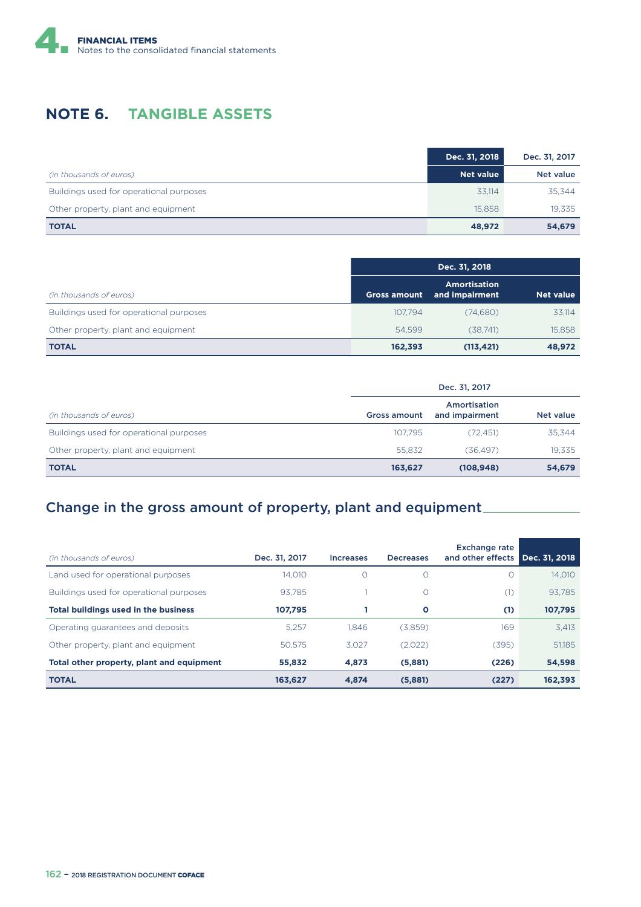## NOTE 6. TANGIBLE ASSETS

| | Dec. 31, 2018 | Dec. 31, 2017 |
|---|---|---|
| *(in thousands of euros)* | Net value | Net value |
| Buildings used for operational purposes | 33,114 | 35,344 |
| Other property, plant and equipment | 15,858 | 19,335 |
| **TOTAL** | **48,972** | **54,679** |

| | Dec. 31, 2018 | | |
|---|---|---|---|
| *(in thousands of euros)* | Gross amount | Amortisation and impairment | Net value |
| Buildings used for operational purposes | 107,794 | (74,680) | 33,114 |
| Other property, plant and equipment | 54,599 | (38,741) | 15,858 |
| **TOTAL** | **162,393** | **(113,421)** | **48,972** |

| | Dec. 31, 2017 | | |
|---|---|---|---|
| *(in thousands of euros)* | Gross amount | Amortisation and impairment | Net value |
| Buildings used for operational purposes | 107,795 | (72,451) | 35,344 |
| Other property, plant and equipment | 55,832 | (36,497) | 19,335 |
| **TOTAL** | **163,627** | **(108,948)** | **54,679** |

### Change in the gross amount of property, plant and equipment

| *(in thousands of euros)* | Dec. 31, 2017 | Increases | Decreases | Exchange rate and other effects | Dec. 31, 2018 |
|---|---|---|---|---|---|
| Land used for operational purposes | 14,010 | 0 | 0 | 0 | 14,010 |
| Buildings used for operational purposes | 93,785 | 1 | 0 | (1) | 93,785 |
| **Total buildings used in the business** | **107,795** | **1** | **0** | **(1)** | **107,795** |
| Operating guarantees and deposits | 5,257 | 1,846 | (3,859) | 169 | 3,413 |
| Other property, plant and equipment | 50,575 | 3,027 | (2,022) | (395) | 51,185 |
| **Total other property, plant and equipment** | **55,832** | **4,873** | **(5,881)** | **(226)** | **54,598** |
| **TOTAL** | **163,627** | **4,874** | **(5,881)** | **(227)** | **162,393** |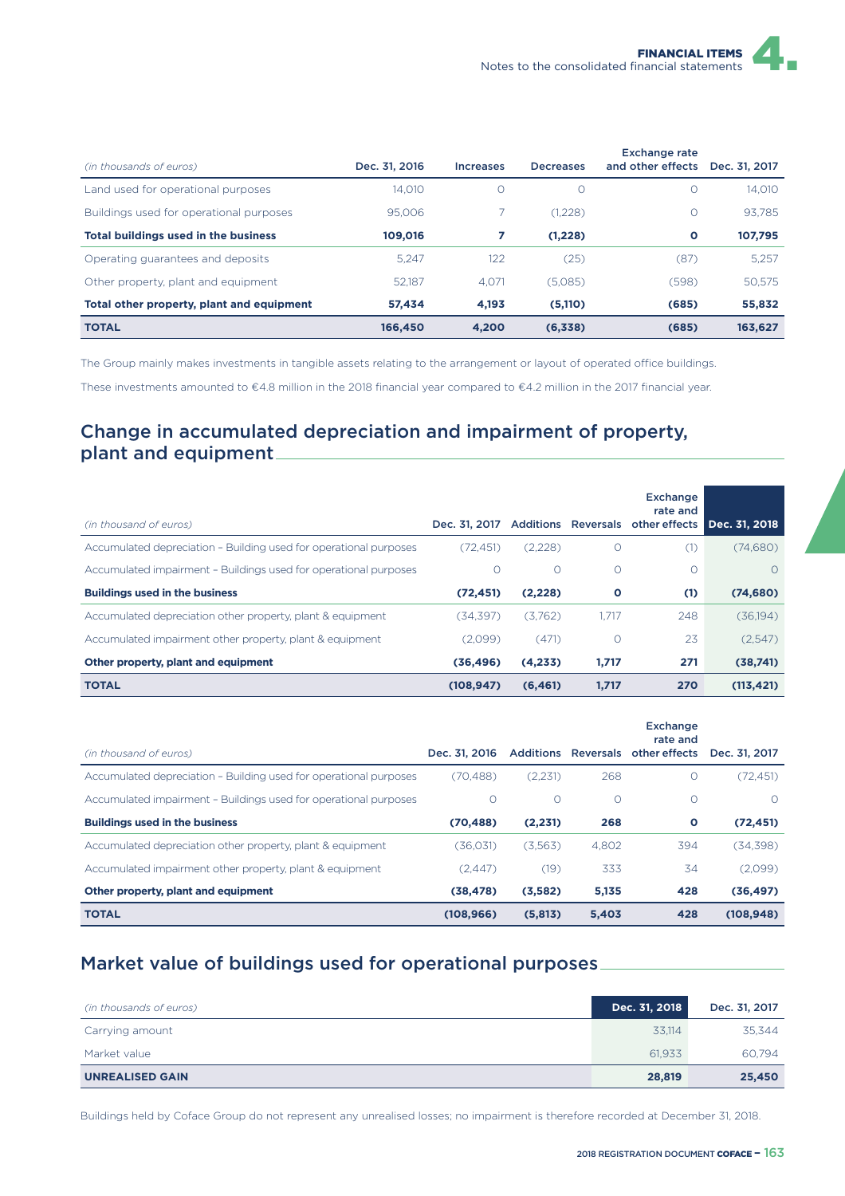| (in thousands of euros) | Dec. 31, 2016 | Increases | Decreases | Exchange rate and other effects | Dec. 31, 2017 |
|---|---|---|---|---|---|
| Land used for operational purposes | 14,010 | 0 | 0 | 0 | 14,010 |
| Buildings used for operational purposes | 95,006 | 7 | (1,228) | 0 | 93,785 |
| **Total buildings used in the business** | **109,016** | **7** | **(1,228)** | **0** | **107,795** |
| Operating guarantees and deposits | 5,247 | 122 | (25) | (87) | 5,257 |
| Other property, plant and equipment | 52,187 | 4,071 | (5,085) | (598) | 50,575 |
| **Total other property, plant and equipment** | **57,434** | **4,193** | **(5,110)** | **(685)** | **55,832** |
| **TOTAL** | **166,450** | **4,200** | **(6,338)** | **(685)** | **163,627** |

The Group mainly makes investments in tangible assets relating to the arrangement or layout of operated office buildings.

These investments amounted to €4.8 million in the 2018 financial year compared to €4.2 million in the 2017 financial year.

## Change in accumulated depreciation and impairment of property, plant and equipment

| (in thousand of euros) | Dec. 31, 2017 | Additions | Reversals | Exchange rate and other effects | Dec. 31, 2018 |
|---|---|---|---|---|---|
| Accumulated depreciation – Building used for operational purposes | (72,451) | (2,228) | 0 | (1) | (74,680) |
| Accumulated impairment – Buildings used for operational purposes | 0 | 0 | 0 | 0 | 0 |
| **Buildings used in the business** | **(72,451)** | **(2,228)** | **0** | **(1)** | **(74,680)** |
| Accumulated depreciation other property, plant & equipment | (34,397) | (3,762) | 1,717 | 248 | (36,194) |
| Accumulated impairment other property, plant & equipment | (2,099) | (471) | 0 | 23 | (2,547) |
| **Other property, plant and equipment** | **(36,496)** | **(4,233)** | **1,717** | **271** | **(38,741)** |
| **TOTAL** | **(108,947)** | **(6,461)** | **1,717** | **270** | **(113,421)** |

| (in thousand of euros) | Dec. 31, 2016 | Additions | Reversals | Exchange rate and other effects | Dec. 31, 2017 |
|---|---|---|---|---|---|
| Accumulated depreciation – Building used for operational purposes | (70,488) | (2,231) | 268 | 0 | (72,451) |
| Accumulated impairment – Buildings used for operational purposes | 0 | 0 | 0 | 0 | 0 |
| **Buildings used in the business** | **(70,488)** | **(2,231)** | **268** | **0** | **(72,451)** |
| Accumulated depreciation other property, plant & equipment | (36,031) | (3,563) | 4,802 | 394 | (34,398) |
| Accumulated impairment other property, plant & equipment | (2,447) | (19) | 333 | 34 | (2,099) |
| **Other property, plant and equipment** | **(38,478)** | **(3,582)** | **5,135** | **428** | **(36,497)** |
| **TOTAL** | **(108,966)** | **(5,813)** | **5,403** | **428** | **(108,948)** |

## Market value of buildings used for operational purposes

| (in thousands of euros) | Dec. 31, 2018 | Dec. 31, 2017 |
|---|---|---|
| Carrying amount | 33,114 | 35,344 |
| Market value | 61,933 | 60,794 |
| **UNREALISED GAIN** | **28,819** | **25,450** |

Buildings held by Coface Group do not represent any unrealised losses; no impairment is therefore recorded at December 31, 2018.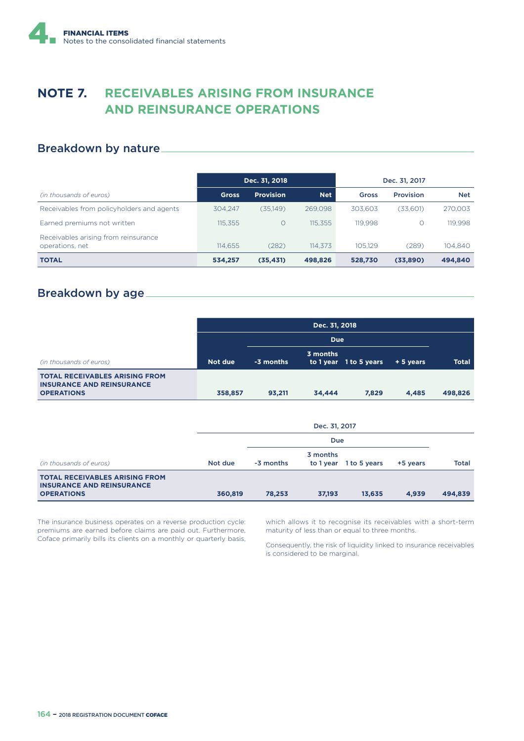## NOTE 7. RECEIVABLES ARISING FROM INSURANCE AND REINSURANCE OPERATIONS

### Breakdown by nature

| | Dec. 31, 2018 | | | Dec. 31, 2017 | | |
|---|---|---|---|---|---|---|
| *(in thousands of euros)* | **Gross** | **Provision** | **Net** | **Gross** | **Provision** | **Net** |
| Receivables from policyholders and agents | 304,247 | (35,149) | 269,098 | 303,603 | (33,601) | 270,003 |
| Earned premiums not written | 115,355 | 0 | 115,355 | 119,998 | 0 | 119,998 |
| Receivables arising from reinsurance operations, net | 114,655 | (282) | 114,373 | 105,129 | (289) | 104,840 |
| **TOTAL** | **534,257** | **(35,431)** | **498,826** | **528,730** | **(33,890)** | **494,840** |

### Breakdown by age

| | Dec. 31, 2018 | | | | | |
|---|---|---|---|---|---|---|
| | | Due | | | | |
| *(in thousands of euros)* | **Not due** | **-3 months** | **3 months to 1 year** | **1 to 5 years** | **+ 5 years** | **Total** |
| **TOTAL RECEIVABLES ARISING FROM INSURANCE AND REINSURANCE OPERATIONS** | **358,857** | **93,211** | **34,444** | **7,829** | **4,485** | **498,826** |

| | Dec. 31, 2017 | | | | | |
|---|---|---|---|---|---|---|
| | | Due | | | | |
| *(in thousands of euros)* | Not due | -3 months | 3 months to 1 year | 1 to 5 years | +5 years | Total |
| **TOTAL RECEIVABLES ARISING FROM INSURANCE AND REINSURANCE OPERATIONS** | **360,819** | **78,253** | **37,193** | **13,635** | **4,939** | **494,839** |

The insurance business operates on a reverse production cycle: premiums are earned before claims are paid out. Furthermore, Coface primarily bills its clients on a monthly or quarterly basis, which allows it to recognise its receivables with a short-term maturity of less than or equal to three months.

Consequently, the risk of liquidity linked to insurance receivables is considered to be marginal.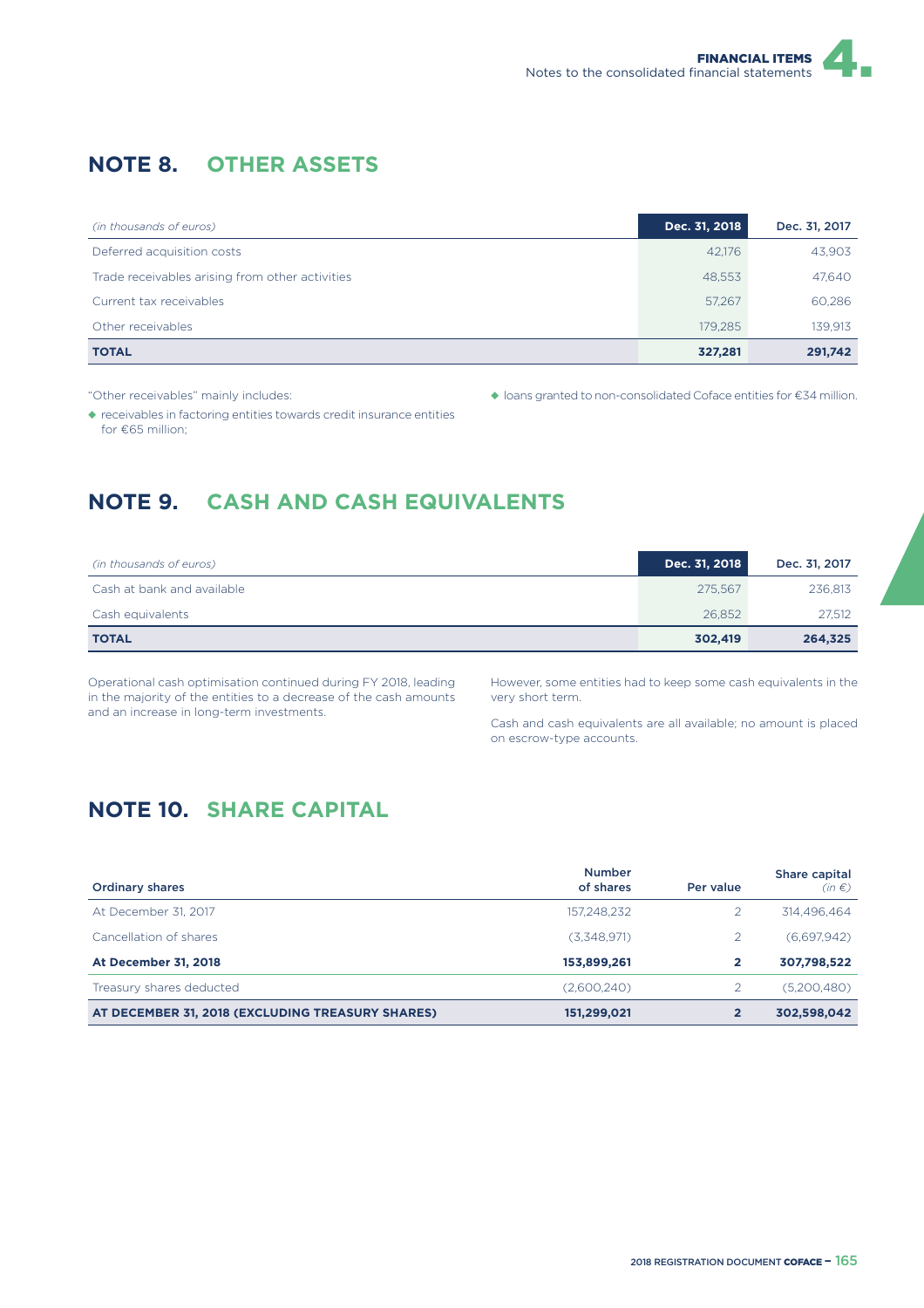## NOTE 8. OTHER ASSETS

| *(in thousands of euros)* | Dec. 31, 2018 | Dec. 31, 2017 |
|---|---|---|
| Deferred acquisition costs | 42,176 | 43,903 |
| Trade receivables arising from other activities | 48,553 | 47,640 |
| Current tax receivables | 57,267 | 60,286 |
| Other receivables | 179,285 | 139,913 |
| **TOTAL** | **327,281** | **291,742** |

"Other receivables" mainly includes:

- receivables in factoring entities towards credit insurance entities for €65 million;
- loans granted to non-consolidated Coface entities for €34 million.

## NOTE 9. CASH AND CASH EQUIVALENTS

| *(in thousands of euros)* | Dec. 31, 2018 | Dec. 31, 2017 |
|---|---|---|
| Cash at bank and available | 275,567 | 236,813 |
| Cash equivalents | 26,852 | 27,512 |
| **TOTAL** | **302,419** | **264,325** |

Operational cash optimisation continued during FY 2018, leading in the majority of the entities to a decrease of the cash amounts and an increase in long-term investments.

However, some entities had to keep some cash equivalents in the very short term.

Cash and cash equivalents are all available; no amount is placed on escrow-type accounts.

## NOTE 10. SHARE CAPITAL

| Ordinary shares | Number of shares | Per value | Share capital *(in €)* |
|---|---|---|---|
| At December 31, 2017 | 157,248,232 | 2 | 314,496,464 |
| Cancellation of shares | (3,348,971) | 2 | (6,697,942) |
| **At December 31, 2018** | **153,899,261** | **2** | **307,798,522** |
| Treasury shares deducted | (2,600,240) | 2 | (5,200,480) |
| **AT DECEMBER 31, 2018 (EXCLUDING TREASURY SHARES)** | **151,299,021** | **2** | **302,598,042** |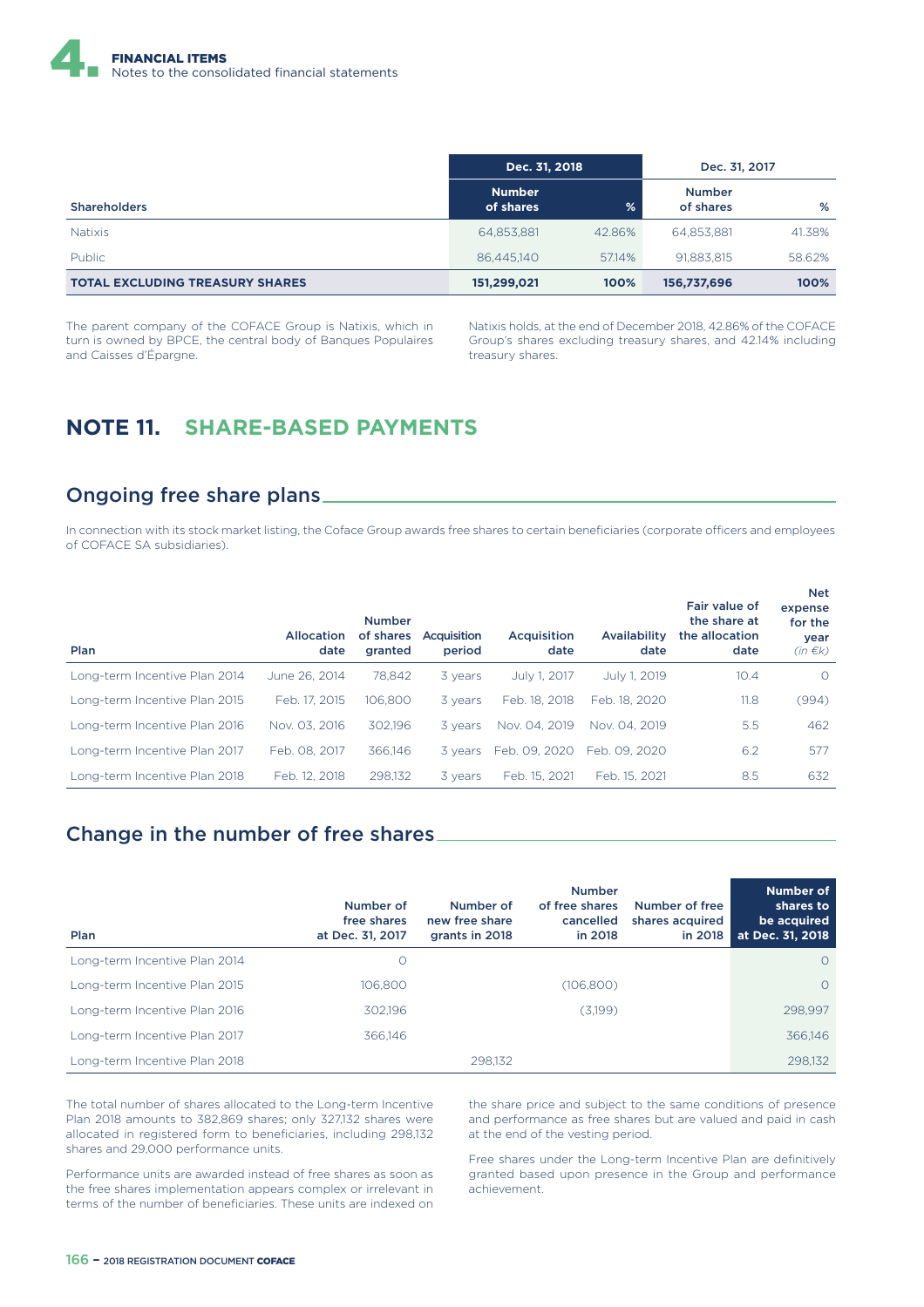| Shareholders | Dec. 31, 2018 | | Dec. 31, 2017 | |
|---|---|---|---|---|
| | Number of shares | % | Number of shares | % |
| Natixis | 64,853,881 | 42.86% | 64,853,881 | 41.38% |
| Public | 86,445,140 | 57.14% | 91,883,815 | 58.62% |
| **TOTAL EXCLUDING TREASURY SHARES** | **151,299,021** | **100%** | **156,737,696** | **100%** |

The parent company of the COFACE Group is Natixis, which in turn is owned by BPCE, the central body of Banques Populaires and Caisses d'Épargne.

Natixis holds, at the end of December 2018, 42.86% of the COFACE Group's shares excluding treasury shares, and 42.14% including treasury shares.

# NOTE 11. SHARE-BASED PAYMENTS

## Ongoing free share plans

In connection with its stock market listing, the Coface Group awards free shares to certain beneficiaries (corporate officers and employees of COFACE SA subsidiaries).

| Plan | Allocation date | Number of shares granted | Acquisition period | Acquisition date | Availability date | Fair value of the share at the allocation date | Net expense for the year *(in €k)* |
|---|---|---|---|---|---|---|---|
| Long-term Incentive Plan 2014 | June 26, 2014 | 78,842 | 3 years | July 1, 2017 | July 1, 2019 | 10.4 | 0 |
| Long-term Incentive Plan 2015 | Feb. 17, 2015 | 106,800 | 3 years | Feb. 18, 2018 | Feb. 18, 2020 | 11.8 | (994) |
| Long-term Incentive Plan 2016 | Nov. 03, 2016 | 302,196 | 3 years | Nov. 04, 2019 | Nov. 04, 2019 | 5.5 | 462 |
| Long-term Incentive Plan 2017 | Feb. 08, 2017 | 366,146 | 3 years | Feb. 09, 2020 | Feb. 09, 2020 | 6.2 | 577 |
| Long-term Incentive Plan 2018 | Feb. 12, 2018 | 298,132 | 3 years | Feb. 15, 2021 | Feb. 15, 2021 | 8.5 | 632 |

## Change in the number of free shares

| Plan | Number of free shares at Dec. 31, 2017 | Number of new free share grants in 2018 | Number of free shares cancelled in 2018 | Number of free shares acquired in 2018 | Number of shares to be acquired at Dec. 31, 2018 |
|---|---|---|---|---|---|
| Long-term Incentive Plan 2014 | 0 | | | | 0 |
| Long-term Incentive Plan 2015 | 106,800 | | (106,800) | | 0 |
| Long-term Incentive Plan 2016 | 302,196 | | (3,199) | | 298,997 |
| Long-term Incentive Plan 2017 | 366,146 | | | | 366,146 |
| Long-term Incentive Plan 2018 | | 298,132 | | | 298,132 |

The total number of shares allocated to the Long-term Incentive Plan 2018 amounts to 382,869 shares; only 327,132 shares were allocated in registered form to beneficiaries, including 298,132 shares and 29,000 performance units.

Performance units are awarded instead of free shares as soon as the free shares implementation appears complex or irrelevant in terms of the number of beneficiaries. These units are indexed on the share price and subject to the same conditions of presence and performance as free shares but are valued and paid in cash at the end of the vesting period.

Free shares under the Long-term Incentive Plan are definitively granted based upon presence in the Group and performance achievement.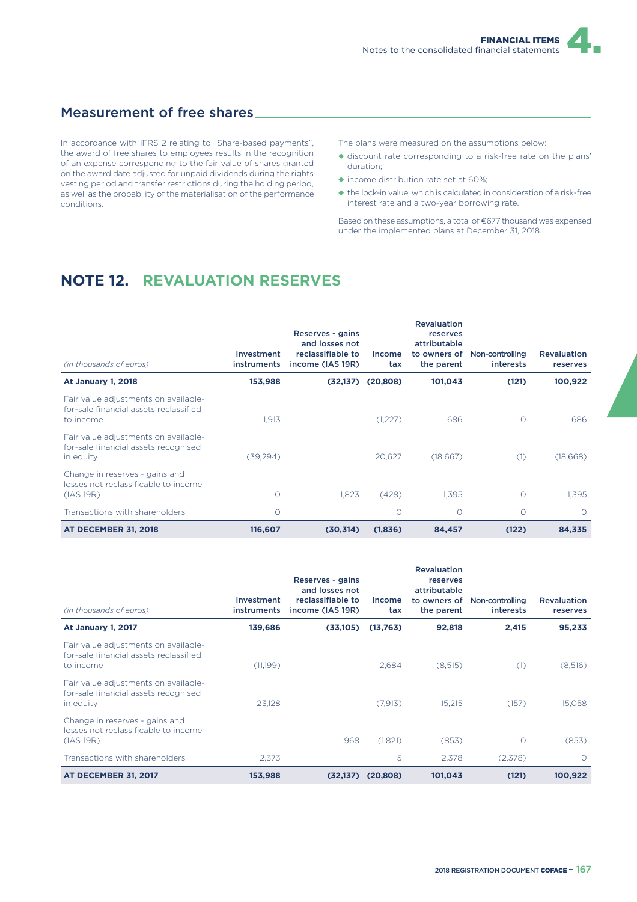## Measurement of free shares

In accordance with IFRS 2 relating to "Share-based payments", the award of free shares to employees results in the recognition of an expense corresponding to the fair value of shares granted on the award date adjusted for unpaid dividends during the rights vesting period and transfer restrictions during the holding period, as well as the probability of the materialisation of the performance conditions.

The plans were measured on the assumptions below:

- discount rate corresponding to a risk-free rate on the plans' duration;
- income distribution rate set at 60%;
- the lock-in value, which is calculated in consideration of a risk-free interest rate and a two-year borrowing rate.

Based on these assumptions, a total of €677 thousand was expensed under the implemented plans at December 31, 2018.

# NOTE 12. REVALUATION RESERVES

| *(in thousands of euros)* | Investment instruments | Reserves - gains and losses not reclassifiable to income (IAS 19R) | Income tax | Revaluation reserves attributable to owners of the parent | Non-controlling interests | Revaluation reserves |
|---|---|---|---|---|---|---|
| **At January 1, 2018** | **153,988** | **(32,137)** | **(20,808)** | **101,043** | **(121)** | **100,922** |
| Fair value adjustments on available-for-sale financial assets reclassified to income | 1,913 | | (1,227) | 686 | 0 | 686 |
| Fair value adjustments on available-for-sale financial assets recognised in equity | (39,294) | | 20,627 | (18,667) | (1) | (18,668) |
| Change in reserves - gains and losses not reclassificable to income (IAS 19R) | 0 | 1,823 | (428) | 1,395 | 0 | 1,395 |
| Transactions with shareholders | 0 | | 0 | 0 | 0 | 0 |
| **AT DECEMBER 31, 2018** | **116,607** | **(30,314)** | **(1,836)** | **84,457** | **(122)** | **84,335** |

| *(in thousands of euros)* | Investment instruments | Reserves - gains and losses not reclassifiable to income (IAS 19R) | Income tax | Revaluation reserves attributable to owners of the parent | Non-controlling interests | Revaluation reserves |
|---|---|---|---|---|---|---|
| **At January 1, 2017** | **139,686** | **(33,105)** | **(13,763)** | **92,818** | **2,415** | **95,233** |
| Fair value adjustments on available-for-sale financial assets reclassified to income | (11,199) | | 2,684 | (8,515) | (1) | (8,516) |
| Fair value adjustments on available-for-sale financial assets recognised in equity | 23,128 | | (7,913) | 15,215 | (157) | 15,058 |
| Change in reserves - gains and losses not reclassificable to income (IAS 19R) | | 968 | (1,821) | (853) | 0 | (853) |
| Transactions with shareholders | 2,373 | | 5 | 2,378 | (2,378) | 0 |
| **AT DECEMBER 31, 2017** | **153,988** | **(32,137)** | **(20,808)** | **101,043** | **(121)** | **100,922** |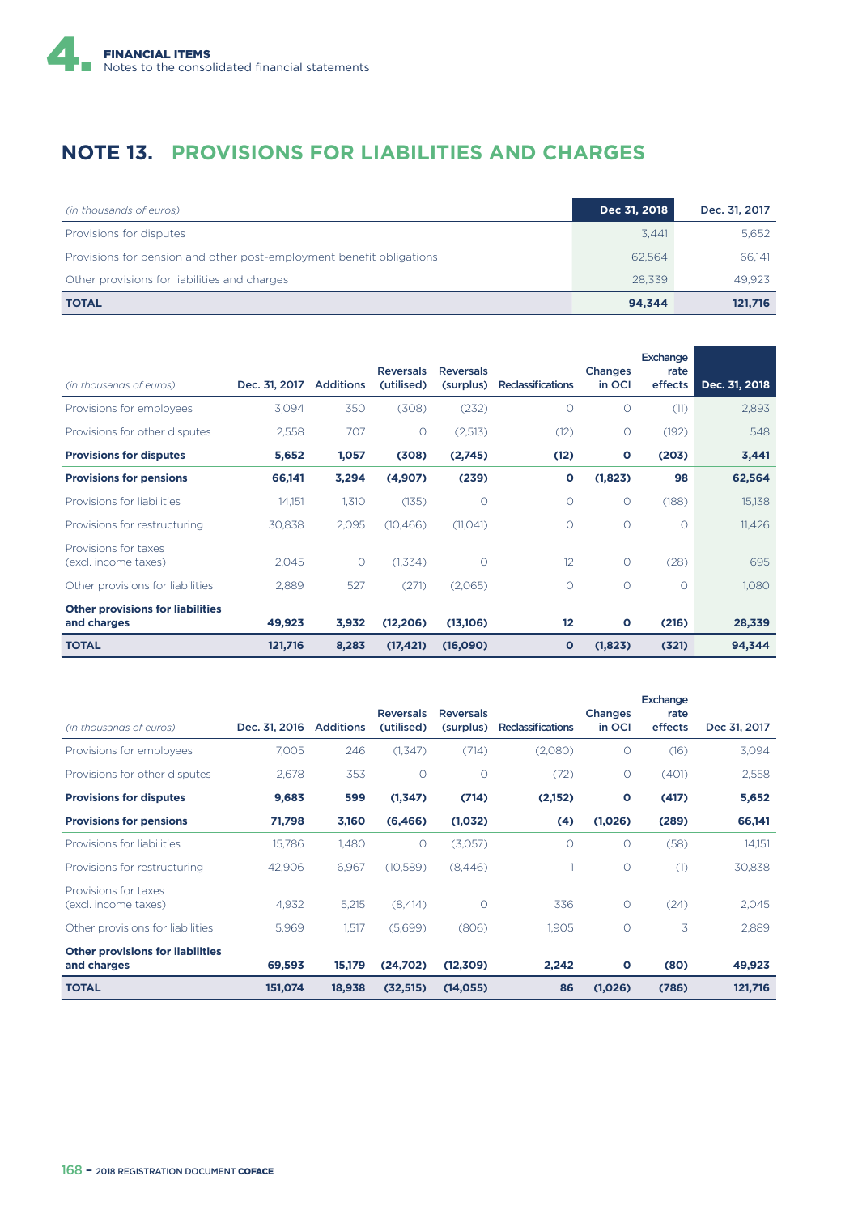## NOTE 13. PROVISIONS FOR LIABILITIES AND CHARGES

| *(in thousands of euros)* | Dec 31, 2018 | Dec. 31, 2017 |
|---|---|---|
| Provisions for disputes | 3,441 | 5,652 |
| Provisions for pension and other post-employment benefit obligations | 62,564 | 66,141 |
| Other provisions for liabilities and charges | 28,339 | 49,923 |
| **TOTAL** | **94,344** | **121,716** |

| *(in thousands of euros)* | Dec. 31, 2017 | Additions | Reversals (utilised) | Reversals (surplus) | Reclassifications | Changes in OCI | Exchange rate effects | Dec. 31, 2018 |
|---|---|---|---|---|---|---|---|---|
| Provisions for employees | 3,094 | 350 | (308) | (232) | 0 | 0 | (11) | 2,893 |
| Provisions for other disputes | 2,558 | 707 | 0 | (2,513) | (12) | 0 | (192) | 548 |
| **Provisions for disputes** | **5,652** | **1,057** | **(308)** | **(2,745)** | **(12)** | **0** | **(203)** | **3,441** |
| **Provisions for pensions** | **66,141** | **3,294** | **(4,907)** | **(239)** | **0** | **(1,823)** | **98** | **62,564** |
| Provisions for liabilities | 14,151 | 1,310 | (135) | 0 | 0 | 0 | (188) | 15,138 |
| Provisions for restructuring | 30,838 | 2,095 | (10,466) | (11,041) | 0 | 0 | 0 | 11,426 |
| Provisions for taxes (excl. income taxes) | 2,045 | 0 | (1,334) | 0 | 12 | 0 | (28) | 695 |
| Other provisions for liabilities | 2,889 | 527 | (271) | (2,065) | 0 | 0 | 0 | 1,080 |
| **Other provisions for liabilities and charges** | **49,923** | **3,932** | **(12,206)** | **(13,106)** | **12** | **0** | **(216)** | **28,339** |
| **TOTAL** | **121,716** | **8,283** | **(17,421)** | **(16,090)** | **0** | **(1,823)** | **(321)** | **94,344** |

| *(in thousands of euros)* | Dec. 31, 2016 | Additions | Reversals (utilised) | Reversals (surplus) | Reclassifications | Changes in OCI | Exchange rate effects | Dec 31, 2017 |
|---|---|---|---|---|---|---|---|---|
| Provisions for employees | 7,005 | 246 | (1,347) | (714) | (2,080) | 0 | (16) | 3,094 |
| Provisions for other disputes | 2,678 | 353 | 0 | 0 | (72) | 0 | (401) | 2,558 |
| **Provisions for disputes** | **9,683** | **599** | **(1,347)** | **(714)** | **(2,152)** | **0** | **(417)** | **5,652** |
| **Provisions for pensions** | **71,798** | **3,160** | **(6,466)** | **(1,032)** | **(4)** | **(1,026)** | **(289)** | **66,141** |
| Provisions for liabilities | 15,786 | 1,480 | 0 | (3,057) | 0 | 0 | (58) | 14,151 |
| Provisions for restructuring | 42,906 | 6,967 | (10,589) | (8,446) | 1 | 0 | (1) | 30,838 |
| Provisions for taxes (excl. income taxes) | 4,932 | 5,215 | (8,414) | 0 | 336 | 0 | (24) | 2,045 |
| Other provisions for liabilities | 5,969 | 1,517 | (5,699) | (806) | 1,905 | 0 | 3 | 2,889 |
| **Other provisions for liabilities and charges** | **69,593** | **15,179** | **(24,702)** | **(12,309)** | **2,242** | **0** | **(80)** | **49,923** |
| **TOTAL** | **151,074** | **18,938** | **(32,515)** | **(14,055)** | **86** | **(1,026)** | **(786)** | **121,716** |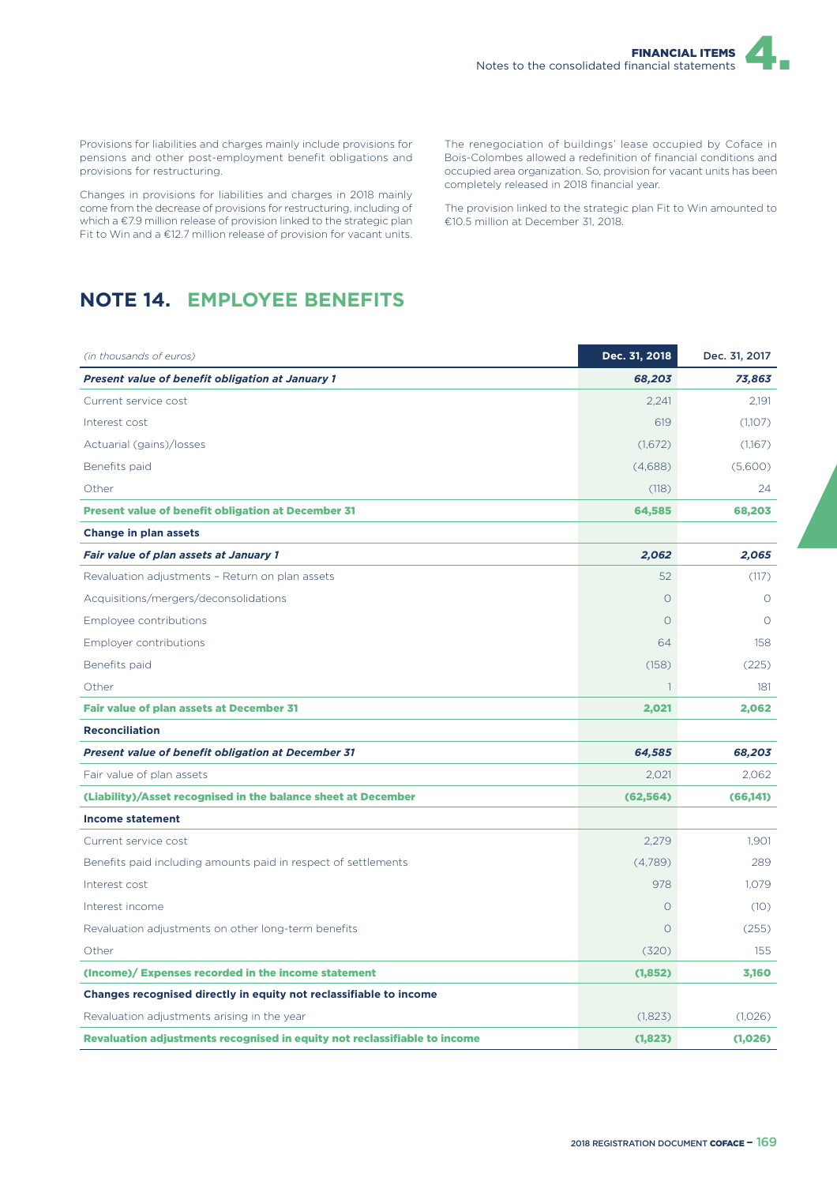Provisions for liabilities and charges mainly include provisions for pensions and other post-employment benefit obligations and provisions for restructuring.

Changes in provisions for liabilities and charges in 2018 mainly come from the decrease of provisions for restructuring, including of which a €7.9 million release of provision linked to the strategic plan Fit to Win and a €12.7 million release of provision for vacant units.

The renegociation of buildings' lease occupied by Coface in Bois-Colombes allowed a redefinition of financial conditions and occupied area organization. So, provision for vacant units has been completely released in 2018 financial year.

The provision linked to the strategic plan Fit to Win amounted to €10.5 million at December 31, 2018.

## NOTE 14. EMPLOYEE BENEFITS

| *(in thousands of euros)* | Dec. 31, 2018 | Dec. 31, 2017 |
|---|---|---|
| ***Present value of benefit obligation at January 1*** | ***68,203*** | ***73,863*** |
| Current service cost | 2,241 | 2,191 |
| Interest cost | 619 | (1,107) |
| Actuarial (gains)/losses | (1,672) | (1,167) |
| Benefits paid | (4,688) | (5,600) |
| Other | (118) | 24 |
| **Present value of benefit obligation at December 31** | **64,585** | **68,203** |
| **Change in plan assets** | | |
| ***Fair value of plan assets at January 1*** | ***2,062*** | ***2,065*** |
| Revaluation adjustments – Return on plan assets | 52 | (117) |
| Acquisitions/mergers/deconsolidations | 0 | 0 |
| Employee contributions | 0 | 0 |
| Employer contributions | 64 | 158 |
| Benefits paid | (158) | (225) |
| Other | 1 | 181 |
| **Fair value of plan assets at December 31** | **2,021** | **2,062** |
| **Reconciliation** | | |
| ***Present value of benefit obligation at December 31*** | ***64,585*** | ***68,203*** |
| Fair value of plan assets | 2,021 | 2,062 |
| **(Liability)/Asset recognised in the balance sheet at December** | **(62,564)** | **(66,141)** |
| **Income statement** | | |
| Current service cost | 2,279 | 1,901 |
| Benefits paid including amounts paid in respect of settlements | (4,789) | 289 |
| Interest cost | 978 | 1,079 |
| Interest income | 0 | (10) |
| Revaluation adjustments on other long-term benefits | 0 | (255) |
| Other | (320) | 155 |
| **(Income)/ Expenses recorded in the income statement** | **(1,852)** | **3,160** |
| **Changes recognised directly in equity not reclassifiable to income** | | |
| Revaluation adjustments arising in the year | (1,823) | (1,026) |
| **Revaluation adjustments recognised in equity not reclassifiable to income** | **(1,823)** | **(1,026)** |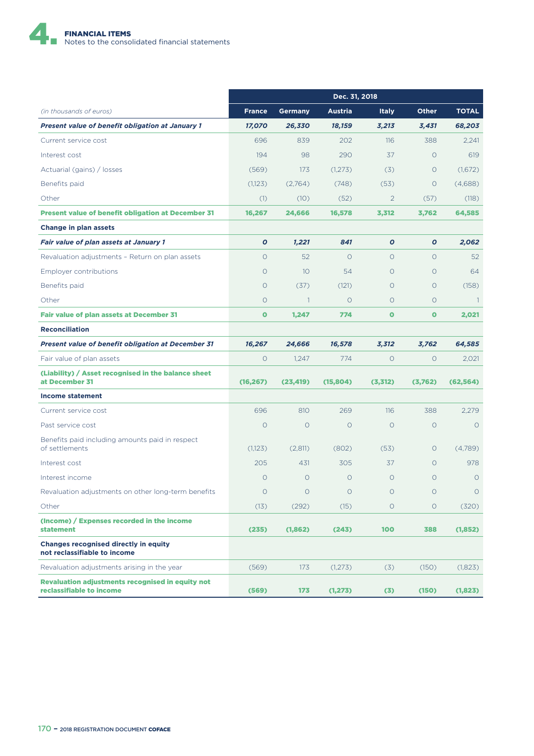| (in thousands of euros) | Dec. 31, 2018 | | | | | |
|---|---|---|---|---|---|---|
| | France | Germany | Austria | Italy | Other | TOTAL |
| ***Present value of benefit obligation at January 1*** | ***17,070*** | ***26,330*** | ***18,159*** | ***3,213*** | ***3,431*** | ***68,203*** |
| Current service cost | 696 | 839 | 202 | 116 | 388 | 2,241 |
| Interest cost | 194 | 98 | 290 | 37 | 0 | 619 |
| Actuarial (gains) / losses | (569) | 173 | (1,273) | (3) | 0 | (1,672) |
| Benefits paid | (1,123) | (2,764) | (748) | (53) | 0 | (4,688) |
| Other | (1) | (10) | (52) | 2 | (57) | (118) |
| **Present value of benefit obligation at December 31** | **16,267** | **24,666** | **16,578** | **3,312** | **3,762** | **64,585** |
| **Change in plan assets** | | | | | | |
| ***Fair value of plan assets at January 1*** | ***0*** | ***1,221*** | ***841*** | ***0*** | ***0*** | ***2,062*** |
| Revaluation adjustments – Return on plan assets | 0 | 52 | 0 | 0 | 0 | 52 |
| Employer contributions | 0 | 10 | 54 | 0 | 0 | 64 |
| Benefits paid | 0 | (37) | (121) | 0 | 0 | (158) |
| Other | 0 | 1 | 0 | 0 | 0 | 1 |
| **Fair value of plan assets at December 31** | **0** | **1,247** | **774** | **0** | **0** | **2,021** |
| **Reconciliation** | | | | | | |
| ***Present value of benefit obligation at December 31*** | ***16,267*** | ***24,666*** | ***16,578*** | ***3,312*** | ***3,762*** | ***64,585*** |
| Fair value of plan assets | 0 | 1,247 | 774 | 0 | 0 | 2,021 |
| **(Liability) / Asset recognised in the balance sheet at December 31** | **(16,267)** | **(23,419)** | **(15,804)** | **(3,312)** | **(3,762)** | **(62,564)** |
| **Income statement** | | | | | | |
| Current service cost | 696 | 810 | 269 | 116 | 388 | 2,279 |
| Past service cost | 0 | 0 | 0 | 0 | 0 | 0 |
| Benefits paid including amounts paid in respect of settlements | (1,123) | (2,811) | (802) | (53) | 0 | (4,789) |
| Interest cost | 205 | 431 | 305 | 37 | 0 | 978 |
| Interest income | 0 | 0 | 0 | 0 | 0 | 0 |
| Revaluation adjustments on other long-term benefits | 0 | 0 | 0 | 0 | 0 | 0 |
| Other | (13) | (292) | (15) | 0 | 0 | (320) |
| **(Income) / Expenses recorded in the income statement** | **(235)** | **(1,862)** | **(243)** | **100** | **388** | **(1,852)** |
| **Changes recognised directly in equity not reclassifiable to income** | | | | | | |
| Revaluation adjustments arising in the year | (569) | 173 | (1,273) | (3) | (150) | (1,823) |
| **Revaluation adjustments recognised in equity not reclassifiable to income** | **(569)** | **173** | **(1,273)** | **(3)** | **(150)** | **(1,823)** |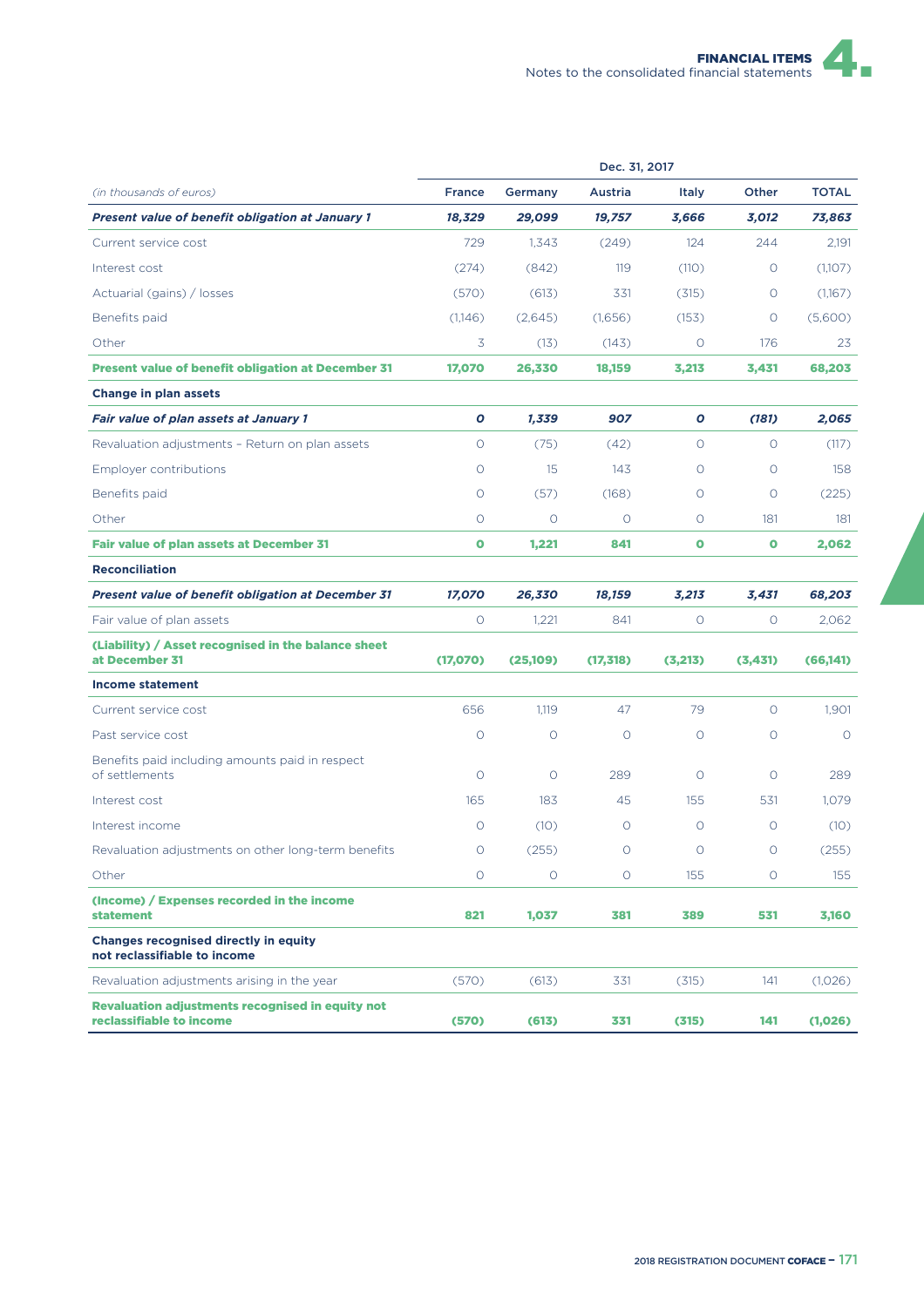| *(in thousands of euros)* | Dec. 31, 2017 | | | | | |
|---|---|---|---|---|---|---|
| | France | Germany | Austria | Italy | Other | TOTAL |
| ***Present value of benefit obligation at January 1*** | ***18,329*** | ***29,099*** | ***19,757*** | ***3,666*** | ***3,012*** | ***73,863*** |
| Current service cost | 729 | 1,343 | (249) | 124 | 244 | 2,191 |
| Interest cost | (274) | (842) | 119 | (110) | 0 | (1,107) |
| Actuarial (gains) / losses | (570) | (613) | 331 | (315) | 0 | (1,167) |
| Benefits paid | (1,146) | (2,645) | (1,656) | (153) | 0 | (5,600) |
| Other | 3 | (13) | (143) | 0 | 176 | 23 |
| **Present value of benefit obligation at December 31** | **17,070** | **26,330** | **18,159** | **3,213** | **3,431** | **68,203** |
| **Change in plan assets** | | | | | | |
| ***Fair value of plan assets at January 1*** | ***0*** | ***1,339*** | ***907*** | ***0*** | ***(181)*** | ***2,065*** |
| Revaluation adjustments – Return on plan assets | 0 | (75) | (42) | 0 | 0 | (117) |
| Employer contributions | 0 | 15 | 143 | 0 | 0 | 158 |
| Benefits paid | 0 | (57) | (168) | 0 | 0 | (225) |
| Other | 0 | 0 | 0 | 0 | 181 | 181 |
| **Fair value of plan assets at December 31** | **0** | **1,221** | **841** | **0** | **0** | **2,062** |
| **Reconciliation** | | | | | | |
| ***Present value of benefit obligation at December 31*** | ***17,070*** | ***26,330*** | ***18,159*** | ***3,213*** | ***3,431*** | ***68,203*** |
| Fair value of plan assets | 0 | 1,221 | 841 | 0 | 0 | 2,062 |
| **(Liability) / Asset recognised in the balance sheet at December 31** | **(17,070)** | **(25,109)** | **(17,318)** | **(3,213)** | **(3,431)** | **(66,141)** |
| **Income statement** | | | | | | |
| Current service cost | 656 | 1,119 | 47 | 79 | 0 | 1,901 |
| Past service cost | 0 | 0 | 0 | 0 | 0 | 0 |
| Benefits paid including amounts paid in respect of settlements | 0 | 0 | 289 | 0 | 0 | 289 |
| Interest cost | 165 | 183 | 45 | 155 | 531 | 1,079 |
| Interest income | 0 | (10) | 0 | 0 | 0 | (10) |
| Revaluation adjustments on other long-term benefits | 0 | (255) | 0 | 0 | 0 | (255) |
| Other | 0 | 0 | 0 | 155 | 0 | 155 |
| **(Income) / Expenses recorded in the income statement** | **821** | **1,037** | **381** | **389** | **531** | **3,160** |
| **Changes recognised directly in equity not reclassifiable to income** | | | | | | |
| Revaluation adjustments arising in the year | (570) | (613) | 331 | (315) | 141 | (1,026) |
| **Revaluation adjustments recognised in equity not reclassifiable to income** | **(570)** | **(613)** | **331** | **(315)** | **141** | **(1,026)** |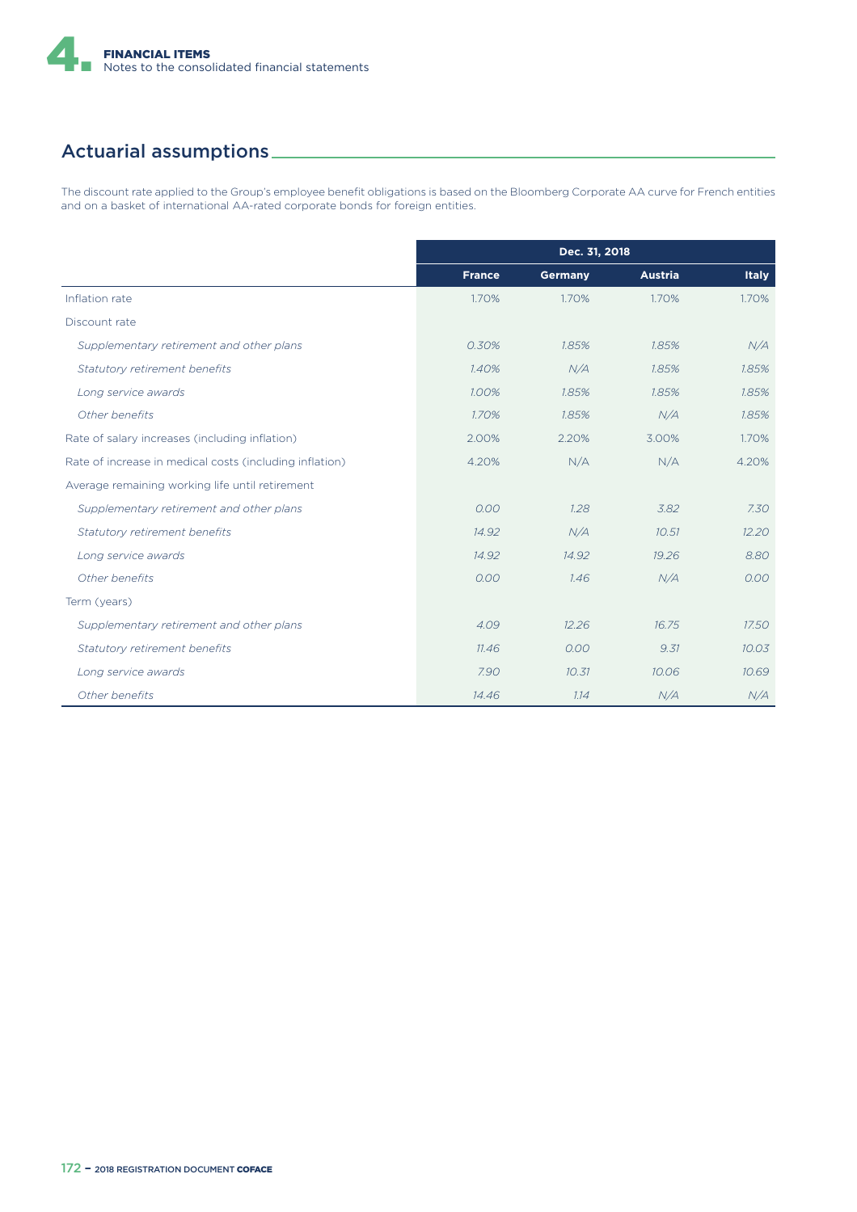## Actuarial assumptions

The discount rate applied to the Group's employee benefit obligations is based on the Bloomberg Corporate AA curve for French entities and on a basket of international AA-rated corporate bonds for foreign entities.

| | Dec. 31, 2018 | | | |
|---|---|---|---|---|
| | **France** | **Germany** | **Austria** | **Italy** |
| Inflation rate | 1.70% | 1.70% | 1.70% | 1.70% |
| Discount rate | | | | |
| *Supplementary retirement and other plans* | *0.30%* | *1.85%* | *1.85%* | *N/A* |
| *Statutory retirement benefits* | *1.40%* | *N/A* | *1.85%* | *1.85%* |
| *Long service awards* | *1.00%* | *1.85%* | *1.85%* | *1.85%* |
| *Other benefits* | *1.70%* | *1.85%* | *N/A* | *1.85%* |
| Rate of salary increases (including inflation) | 2.00% | 2.20% | 3.00% | 1.70% |
| Rate of increase in medical costs (including inflation) | 4.20% | N/A | N/A | 4.20% |
| Average remaining working life until retirement | | | | |
| *Supplementary retirement and other plans* | *0.00* | *1.28* | *3.82* | *7.30* |
| *Statutory retirement benefits* | *14.92* | *N/A* | *10.51* | *12.20* |
| *Long service awards* | *14.92* | *14.92* | *19.26* | *8.80* |
| *Other benefits* | *0.00* | *1.46* | *N/A* | *0.00* |
| Term (years) | | | | |
| *Supplementary retirement and other plans* | *4.09* | *12.26* | *16.75* | *17.50* |
| *Statutory retirement benefits* | *11.46* | *0.00* | *9.31* | *10.03* |
| *Long service awards* | *7.90* | *10.31* | *10.06* | *10.69* |
| *Other benefits* | *14.46* | *1.14* | *N/A* | *N/A* |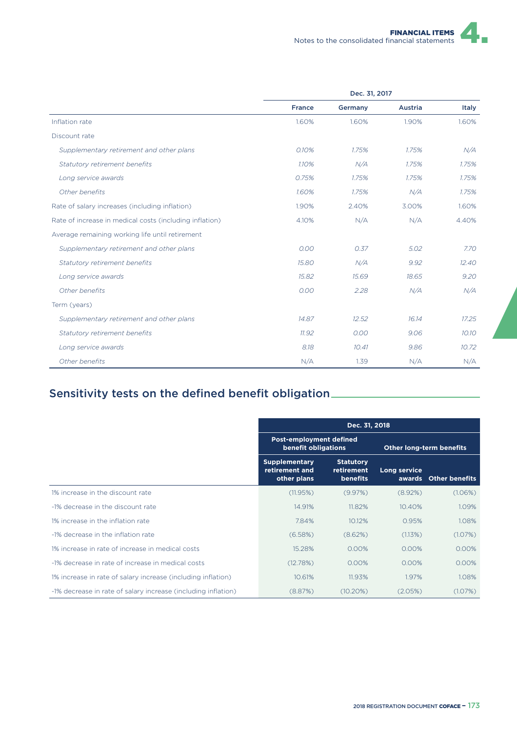| | Dec. 31, 2017 | | | |
|---|---|---|---|---|
| | France | Germany | Austria | Italy |
| Inflation rate | 1.60% | 1.60% | 1.90% | 1.60% |
| Discount rate | | | | |
| *Supplementary retirement and other plans* | *0.10%* | *1.75%* | *1.75%* | *N/A* |
| *Statutory retirement benefits* | *1.10%* | *N/A* | *1.75%* | *1.75%* |
| *Long service awards* | *0.75%* | *1.75%* | *1.75%* | *1.75%* |
| *Other benefits* | *1.60%* | *1.75%* | *N/A* | *1.75%* |
| Rate of salary increases (including inflation) | 1.90% | 2.40% | 3.00% | 1.60% |
| Rate of increase in medical costs (including inflation) | 4.10% | N/A | N/A | 4.40% |
| Average remaining working life until retirement | | | | |
| *Supplementary retirement and other plans* | *0.00* | *0.37* | *5.02* | *7.70* |
| *Statutory retirement benefits* | *15.80* | *N/A* | *9.92* | *12.40* |
| *Long service awards* | *15.82* | *15.69* | *18.65* | *9.20* |
| *Other benefits* | *0.00* | *2.28* | *N/A* | *N/A* |
| Term (years) | | | | |
| *Supplementary retirement and other plans* | *14.87* | *12.52* | *16.14* | *17.25* |
| *Statutory retirement benefits* | *11.92* | *0.00* | *9.06* | *10.10* |
| *Long service awards* | *8.18* | *10.41* | *9.86* | *10.72* |
| *Other benefits* | N/A | 1.39 | N/A | N/A |

## Sensitivity tests on the defined benefit obligation

| | Dec. 31, 2018 | | | |
|---|---|---|---|---|
| | Post-employment defined benefit obligations | | Other long-term benefits | |
| | Supplementary retirement and other plans | Statutory retirement benefits | Long service awards | Other benefits |
| 1% increase in the discount rate | (11.95%) | (9.97%) | (8.92%) | (1.06%) |
| -1% decrease in the discount rate | 14.91% | 11.82% | 10.40% | 1.09% |
| 1% increase in the inflation rate | 7.84% | 10.12% | 0.95% | 1.08% |
| -1% decrease in the inflation rate | (6.58%) | (8.62%) | (1.13%) | (1.07%) |
| 1% increase in rate of increase in medical costs | 15.28% | 0.00% | 0.00% | 0.00% |
| -1% decrease in rate of increase in medical costs | (12.78%) | 0.00% | 0.00% | 0.00% |
| 1% increase in rate of salary increase (including inflation) | 10.61% | 11.93% | 1.97% | 1.08% |
| -1% decrease in rate of salary increase (including inflation) | (8.87%) | (10.20%) | (2.05%) | (1.07%) |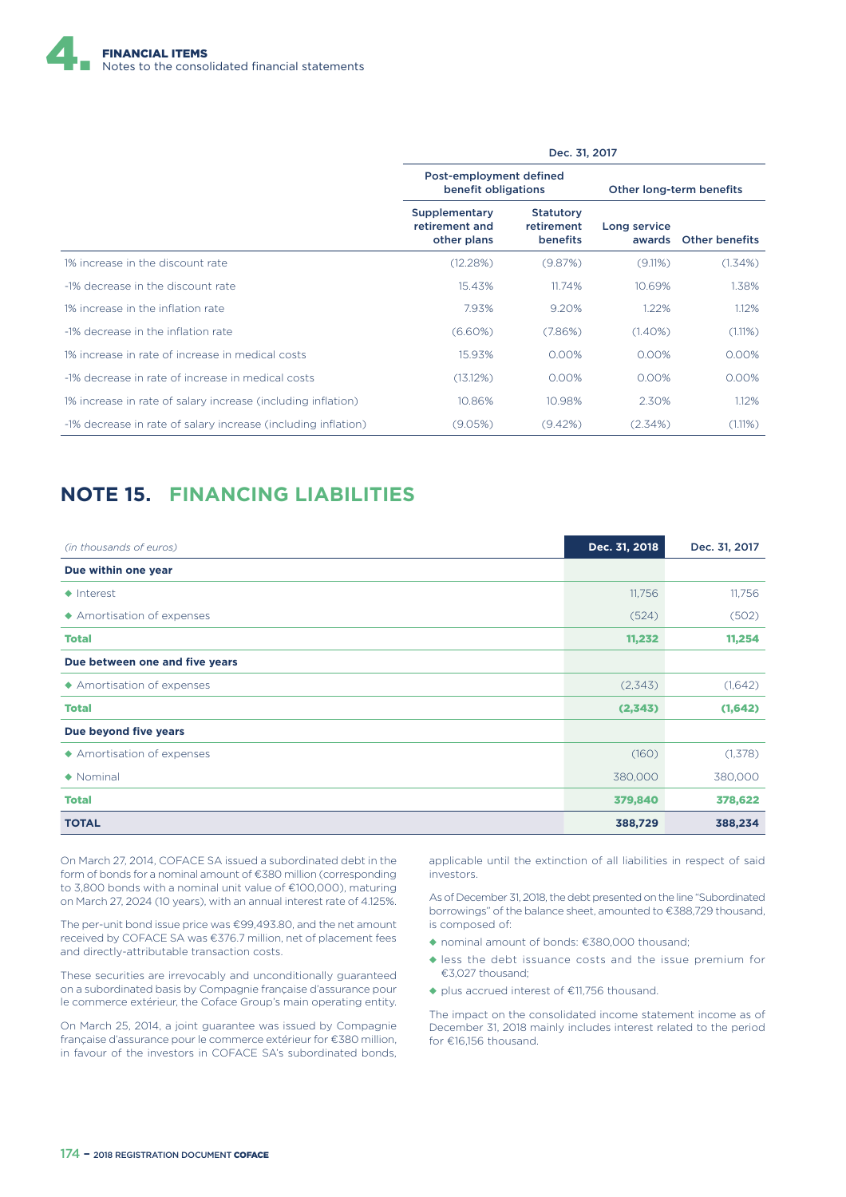| | Dec. 31, 2017 | | | |
|---|---|---|---|---|
| | Post-employment defined benefit obligations | | Other long-term benefits | |
| | Supplementary retirement and other plans | Statutory retirement benefits | Long service awards | Other benefits |
| 1% increase in the discount rate | (12.28%) | (9.87%) | (9.11%) | (1.34%) |
| -1% decrease in the discount rate | 15.43% | 11.74% | 10.69% | 1.38% |
| 1% increase in the inflation rate | 7.93% | 9.20% | 1.22% | 1.12% |
| -1% decrease in the inflation rate | (6.60%) | (7.86%) | (1.40%) | (1.11%) |
| 1% increase in rate of increase in medical costs | 15.93% | 0.00% | 0.00% | 0.00% |
| -1% decrease in rate of increase in medical costs | (13.12%) | 0.00% | 0.00% | 0.00% |
| 1% increase in rate of salary increase (including inflation) | 10.86% | 10.98% | 2.30% | 1.12% |
| -1% decrease in rate of salary increase (including inflation) | (9.05%) | (9.42%) | (2.34%) | (1.11%) |

## NOTE 15. FINANCING LIABILITIES

| *(in thousands of euros)* | Dec. 31, 2018 | Dec. 31, 2017 |
|---|---|---|
| **Due within one year** | | |
| ◆ Interest | 11,756 | 11,756 |
| ◆ Amortisation of expenses | (524) | (502) |
| **Total** | **11,232** | **11,254** |
| **Due between one and five years** | | |
| ◆ Amortisation of expenses | (2,343) | (1,642) |
| **Total** | **(2,343)** | **(1,642)** |
| **Due beyond five years** | | |
| ◆ Amortisation of expenses | (160) | (1,378) |
| ◆ Nominal | 380,000 | 380,000 |
| **Total** | **379,840** | **378,622** |
| **TOTAL** | **388,729** | **388,234** |

On March 27, 2014, COFACE SA issued a subordinated debt in the form of bonds for a nominal amount of €380 million (corresponding to 3,800 bonds with a nominal unit value of €100,000), maturing on March 27, 2024 (10 years), with an annual interest rate of 4.125%.

The per-unit bond issue price was €99,493.80, and the net amount received by COFACE SA was €376.7 million, net of placement fees and directly-attributable transaction costs.

These securities are irrevocably and unconditionally guaranteed on a subordinated basis by Compagnie française d'assurance pour le commerce extérieur, the Coface Group's main operating entity.

On March 25, 2014, a joint guarantee was issued by Compagnie française d'assurance pour le commerce extérieur for €380 million, in favour of the investors in COFACE SA's subordinated bonds, applicable until the extinction of all liabilities in respect of said investors.

As of December 31, 2018, the debt presented on the line "Subordinated borrowings" of the balance sheet, amounted to €388,729 thousand, is composed of:

- nominal amount of bonds: €380,000 thousand;
- less the debt issuance costs and the issue premium for €3,027 thousand;
- plus accrued interest of €11,756 thousand.

The impact on the consolidated income statement income as of December 31, 2018 mainly includes interest related to the period for €16,156 thousand.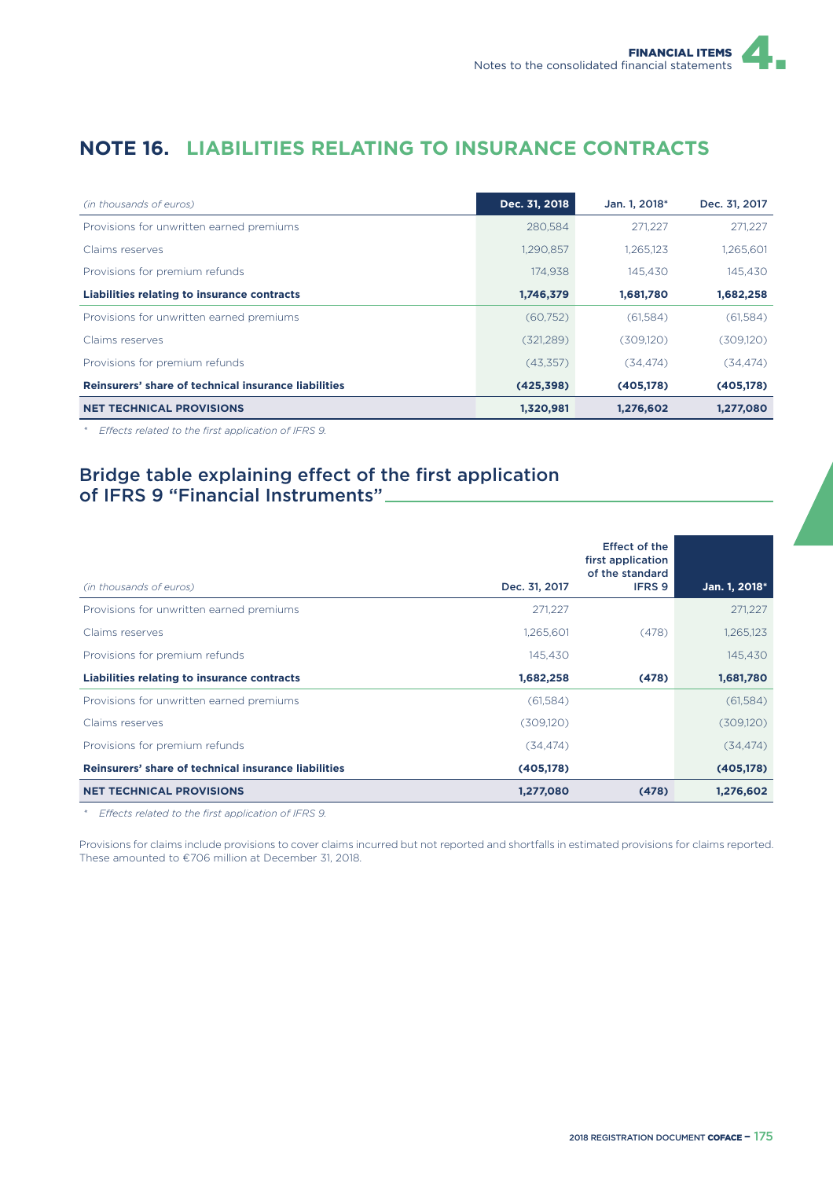## NOTE 16. LIABILITIES RELATING TO INSURANCE CONTRACTS

| *(in thousands of euros)* | Dec. 31, 2018 | Jan. 1, 2018* | Dec. 31, 2017 |
|---|---|---|---|
| Provisions for unwritten earned premiums | 280,584 | 271,227 | 271,227 |
| Claims reserves | 1,290,857 | 1,265,123 | 1,265,601 |
| Provisions for premium refunds | 174,938 | 145,430 | 145,430 |
| **Liabilities relating to insurance contracts** | **1,746,379** | **1,681,780** | **1,682,258** |
| Provisions for unwritten earned premiums | (60,752) | (61,584) | (61,584) |
| Claims reserves | (321,289) | (309,120) | (309,120) |
| Provisions for premium refunds | (43,357) | (34,474) | (34,474) |
| **Reinsurers' share of technical insurance liabilities** | **(425,398)** | **(405,178)** | **(405,178)** |
| **NET TECHNICAL PROVISIONS** | **1,320,981** | **1,276,602** | **1,277,080** |

\* *Effects related to the first application of IFRS 9.*

### Bridge table explaining effect of the first application of IFRS 9 "Financial Instruments"

| *(in thousands of euros)* | Dec. 31, 2017 | Effect of the first application of the standard IFRS 9 | Jan. 1, 2018* |
|---|---|---|---|
| Provisions for unwritten earned premiums | 271,227 | | 271,227 |
| Claims reserves | 1,265,601 | (478) | 1,265,123 |
| Provisions for premium refunds | 145,430 | | 145,430 |
| **Liabilities relating to insurance contracts** | **1,682,258** | **(478)** | **1,681,780** |
| Provisions for unwritten earned premiums | (61,584) | | (61,584) |
| Claims reserves | (309,120) | | (309,120) |
| Provisions for premium refunds | (34,474) | | (34,474) |
| **Reinsurers' share of technical insurance liabilities** | **(405,178)** | | **(405,178)** |
| **NET TECHNICAL PROVISIONS** | **1,277,080** | **(478)** | **1,276,602** |

\* *Effects related to the first application of IFRS 9.*

Provisions for claims include provisions to cover claims incurred but not reported and shortfalls in estimated provisions for claims reported. These amounted to €706 million at December 31, 2018.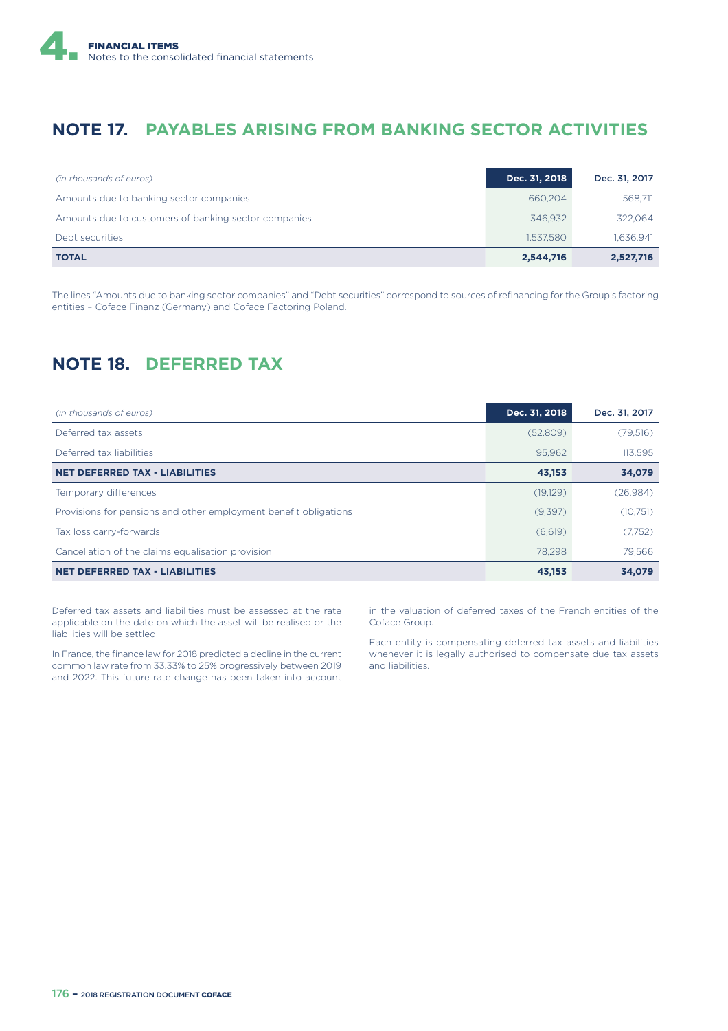## NOTE 17. PAYABLES ARISING FROM BANKING SECTOR ACTIVITIES

| *(in thousands of euros)* | Dec. 31, 2018 | Dec. 31, 2017 |
|---|---|---|
| Amounts due to banking sector companies | 660,204 | 568,711 |
| Amounts due to customers of banking sector companies | 346,932 | 322,064 |
| Debt securities | 1,537,580 | 1,636,941 |
| **TOTAL** | **2,544,716** | **2,527,716** |

The lines "Amounts due to banking sector companies" and "Debt securities" correspond to sources of refinancing for the Group's factoring entities – Coface Finanz (Germany) and Coface Factoring Poland.

## NOTE 18. DEFERRED TAX

| *(in thousands of euros)* | Dec. 31, 2018 | Dec. 31, 2017 |
|---|---|---|
| Deferred tax assets | (52,809) | (79,516) |
| Deferred tax liabilities | 95,962 | 113,595 |
| **NET DEFERRED TAX - LIABILITIES** | **43,153** | **34,079** |
| Temporary differences | (19,129) | (26,984) |
| Provisions for pensions and other employment benefit obligations | (9,397) | (10,751) |
| Tax loss carry-forwards | (6,619) | (7,752) |
| Cancellation of the claims equalisation provision | 78,298 | 79,566 |
| **NET DEFERRED TAX - LIABILITIES** | **43,153** | **34,079** |

Deferred tax assets and liabilities must be assessed at the rate applicable on the date on which the asset will be realised or the liabilities will be settled.

In France, the finance law for 2018 predicted a decline in the current common law rate from 33.33% to 25% progressively between 2019 and 2022. This future rate change has been taken into account in the valuation of deferred taxes of the French entities of the Coface Group.

Each entity is compensating deferred tax assets and liabilities whenever it is legally authorised to compensate due tax assets and liabilities.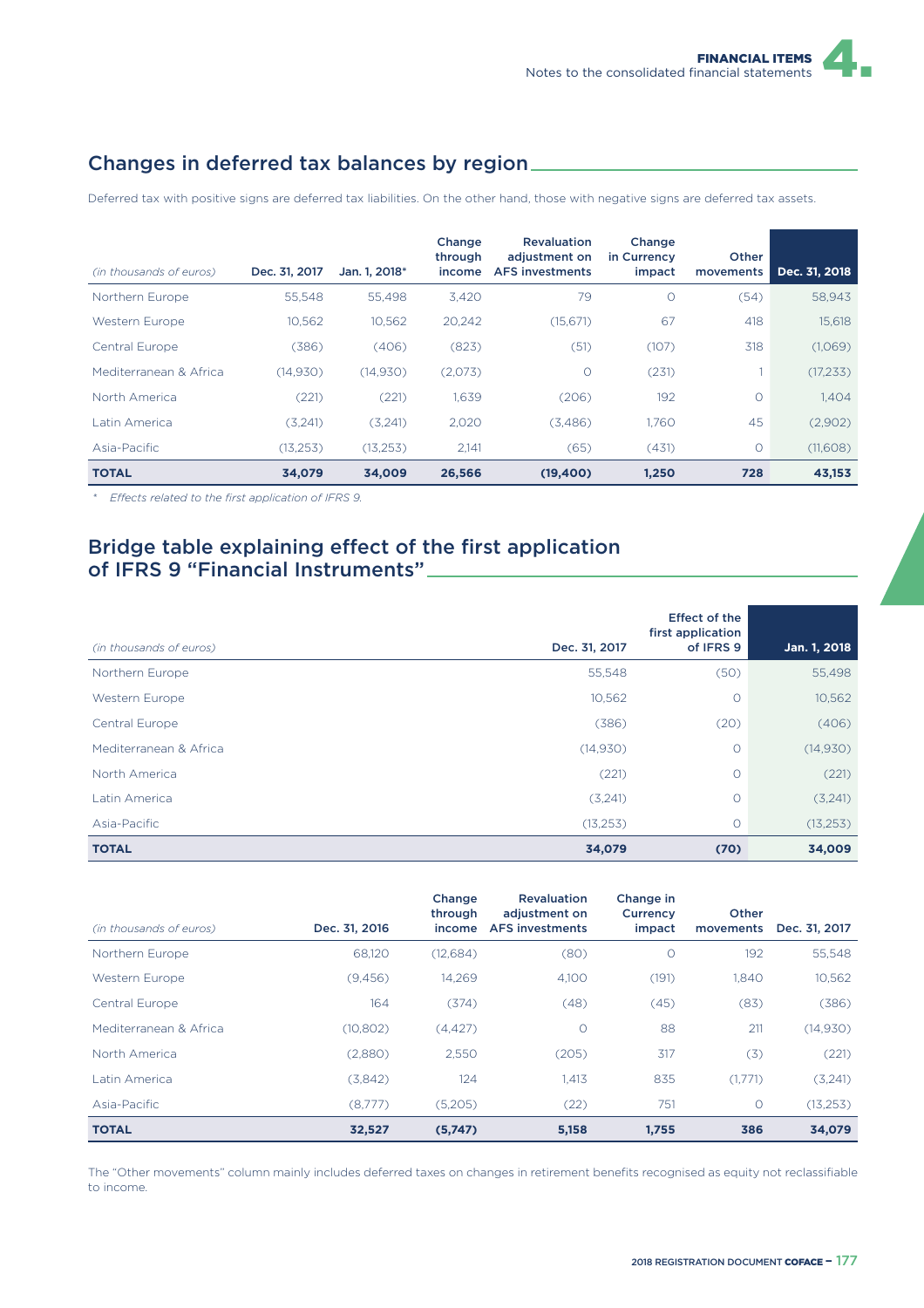## Changes in deferred tax balances by region

Deferred tax with positive signs are deferred tax liabilities. On the other hand, those with negative signs are deferred tax assets.

| *(in thousands of euros)* | Dec. 31, 2017 | Jan. 1, 2018* | Change through income | Revaluation adjustment on AFS investments | Change in Currency impact | Other movements | Dec. 31, 2018 |
|---|---|---|---|---|---|---|---|
| Northern Europe | 55,548 | 55,498 | 3,420 | 79 | 0 | (54) | 58,943 |
| Western Europe | 10,562 | 10,562 | 20,242 | (15,671) | 67 | 418 | 15,618 |
| Central Europe | (386) | (406) | (823) | (51) | (107) | 318 | (1,069) |
| Mediterranean & Africa | (14,930) | (14,930) | (2,073) | 0 | (231) | 1 | (17,233) |
| North America | (221) | (221) | 1,639 | (206) | 192 | 0 | 1,404 |
| Latin America | (3,241) | (3,241) | 2,020 | (3,486) | 1,760 | 45 | (2,902) |
| Asia-Pacific | (13,253) | (13,253) | 2,141 | (65) | (431) | 0 | (11,608) |
| **TOTAL** | **34,079** | **34,009** | **26,566** | **(19,400)** | **1,250** | **728** | **43,153** |

\* *Effects related to the first application of IFRS 9.*

## Bridge table explaining effect of the first application of IFRS 9 "Financial Instruments"

| *(in thousands of euros)* | Dec. 31, 2017 | Effect of the first application of IFRS 9 | Jan. 1, 2018 |
|---|---|---|---|
| Northern Europe | 55,548 | (50) | 55,498 |
| Western Europe | 10,562 | 0 | 10,562 |
| Central Europe | (386) | (20) | (406) |
| Mediterranean & Africa | (14,930) | 0 | (14,930) |
| North America | (221) | 0 | (221) |
| Latin America | (3,241) | 0 | (3,241) |
| Asia-Pacific | (13,253) | 0 | (13,253) |
| **TOTAL** | **34,079** | **(70)** | **34,009** |

| *(in thousands of euros)* | Dec. 31, 2016 | Change through income | Revaluation adjustment on AFS investments | Change in Currency impact | Other movements | Dec. 31, 2017 |
|---|---|---|---|---|---|---|
| Northern Europe | 68,120 | (12,684) | (80) | 0 | 192 | 55,548 |
| Western Europe | (9,456) | 14,269 | 4,100 | (191) | 1,840 | 10,562 |
| Central Europe | 164 | (374) | (48) | (45) | (83) | (386) |
| Mediterranean & Africa | (10,802) | (4,427) | 0 | 88 | 211 | (14,930) |
| North America | (2,880) | 2,550 | (205) | 317 | (3) | (221) |
| Latin America | (3,842) | 124 | 1,413 | 835 | (1,771) | (3,241) |
| Asia-Pacific | (8,777) | (5,205) | (22) | 751 | 0 | (13,253) |
| **TOTAL** | **32,527** | **(5,747)** | **5,158** | **1,755** | **386** | **34,079** |

The "Other movements" column mainly includes deferred taxes on changes in retirement benefits recognised as equity not reclassifiable to income.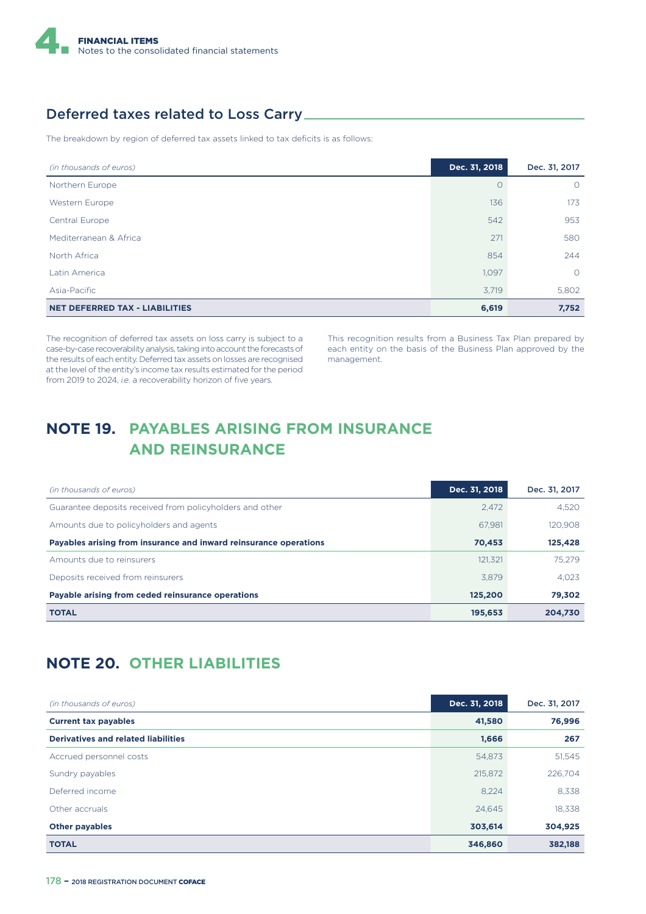## Deferred taxes related to Loss Carry

The breakdown by region of deferred tax assets linked to tax deficits is as follows:

| *(in thousands of euros)* | Dec. 31, 2018 | Dec. 31, 2017 |
|---|---|---|
| Northern Europe | 0 | 0 |
| Western Europe | 136 | 173 |
| Central Europe | 542 | 953 |
| Mediterranean & Africa | 271 | 580 |
| North Africa | 854 | 244 |
| Latin America | 1,097 | 0 |
| Asia-Pacific | 3,719 | 5,802 |
| **NET DEFERRED TAX - LIABILITIES** | **6,619** | **7,752** |

The recognition of deferred tax assets on loss carry is subject to a case-by-case recoverability analysis, taking into account the forecasts of the results of each entity. Deferred tax assets on losses are recognised at the level of the entity's income tax results estimated for the period from 2019 to 2024, *i.e.* a recoverability horizon of five years.

This recognition results from a Business Tax Plan prepared by each entity on the basis of the Business Plan approved by the management.

# NOTE 19. PAYABLES ARISING FROM INSURANCE AND REINSURANCE

| *(in thousands of euros)* | Dec. 31, 2018 | Dec. 31, 2017 |
|---|---|---|
| Guarantee deposits received from policyholders and other | 2,472 | 4,520 |
| Amounts due to policyholders and agents | 67,981 | 120,908 |
| **Payables arising from insurance and inward reinsurance operations** | **70,453** | **125,428** |
| Amounts due to reinsurers | 121,321 | 75,279 |
| Deposits received from reinsurers | 3,879 | 4,023 |
| **Payable arising from ceded reinsurance operations** | **125,200** | **79,302** |
| **TOTAL** | **195,653** | **204,730** |

# NOTE 20. OTHER LIABILITIES

| *(in thousands of euros)* | Dec. 31, 2018 | Dec. 31, 2017 |
|---|---|---|
| **Current tax payables** | **41,580** | **76,996** |
| **Derivatives and related liabilities** | **1,666** | **267** |
| Accrued personnel costs | 54,873 | 51,545 |
| Sundry payables | 215,872 | 226,704 |
| Deferred income | 8,224 | 8,338 |
| Other accruals | 24,645 | 18,338 |
| **Other payables** | **303,614** | **304,925** |
| **TOTAL** | **346,860** | **382,188** |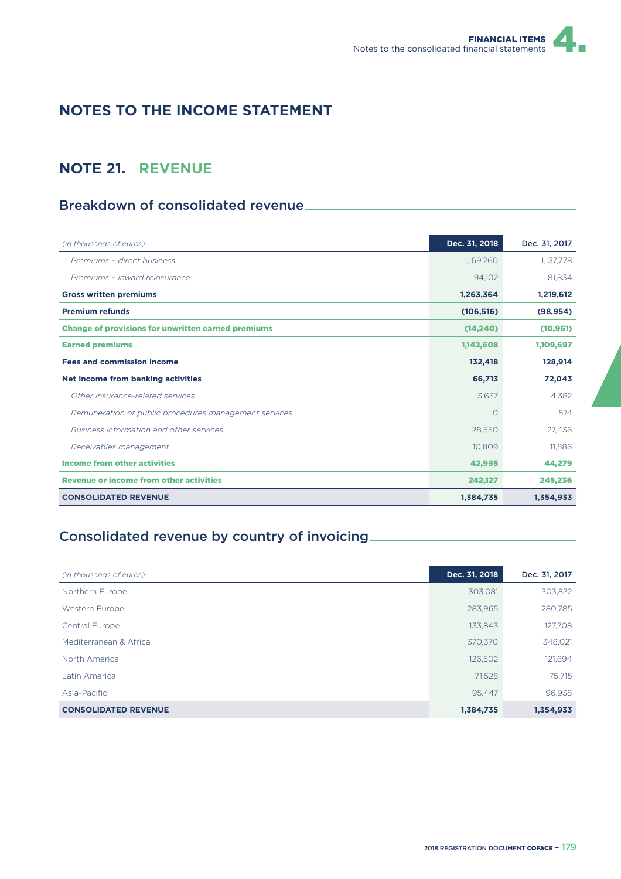# NOTES TO THE INCOME STATEMENT

## NOTE 21. REVENUE

### Breakdown of consolidated revenue

| *(in thousands of euros)* | Dec. 31, 2018 | Dec. 31, 2017 |
|---|---|---|
| *Premiums – direct business* | 1,169,260 | 1,137,778 |
| *Premiums – inward reinsurance* | 94,102 | 81,834 |
| **Gross written premiums** | **1,263,364** | **1,219,612** |
| **Premium refunds** | **(106,516)** | **(98,954)** |
| **Change of provisions for unwritten earned premiums** | **(14,240)** | **(10,961)** |
| **Earned premiums** | **1,142,608** | **1,109,697** |
| **Fees and commission income** | **132,418** | **128,914** |
| **Net income from banking activities** | **66,713** | **72,043** |
| *Other insurance-related services* | 3,637 | 4,382 |
| *Remuneration of public procedures management services* | 0 | 574 |
| *Business information and other services* | 28,550 | 27,436 |
| *Receivables management* | 10,809 | 11,886 |
| **Income from other activities** | **42,995** | **44,279** |
| **Revenue or income from other activities** | **242,127** | **245,236** |
| **CONSOLIDATED REVENUE** | **1,384,735** | **1,354,933** |

### Consolidated revenue by country of invoicing

| *(in thousands of euros)* | Dec. 31, 2018 | Dec. 31, 2017 |
|---|---|---|
| Northern Europe | 303,081 | 303,872 |
| Western Europe | 283,965 | 280,785 |
| Central Europe | 133,843 | 127,708 |
| Mediterranean & Africa | 370,370 | 348,021 |
| North America | 126,502 | 121,894 |
| Latin America | 71,528 | 75,715 |
| Asia-Pacific | 95,447 | 96,938 |
| **CONSOLIDATED REVENUE** | **1,384,735** | **1,354,933** |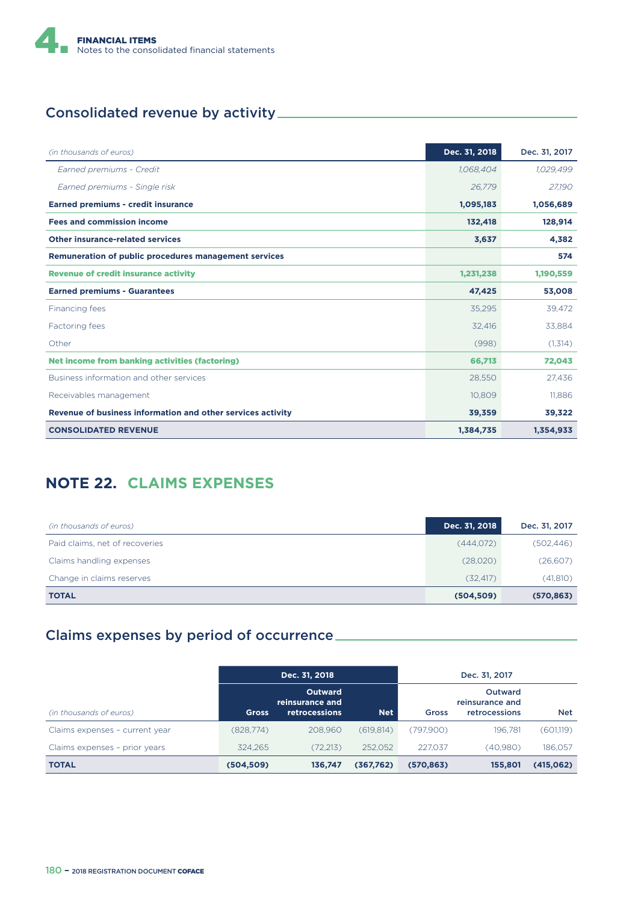## Consolidated revenue by activity

| *(in thousands of euros)* | Dec. 31, 2018 | Dec. 31, 2017 |
|---|---|---|
| *Earned premiums - Credit* | *1,068,404* | *1,029,499* |
| *Earned premiums - Single risk* | *26,779* | *27,190* |
| **Earned premiums - credit insurance** | **1,095,183** | **1,056,689** |
| **Fees and commission income** | **132,418** | **128,914** |
| **Other insurance-related services** | **3,637** | **4,382** |
| **Remuneration of public procedures management services** | | **574** |
| **Revenue of credit insurance activity** | **1,231,238** | **1,190,559** |
| **Earned premiums - Guarantees** | **47,425** | **53,008** |
| Financing fees | 35,295 | 39,472 |
| Factoring fees | 32,416 | 33,884 |
| Other | (998) | (1,314) |
| **Net income from banking activities (factoring)** | **66,713** | **72,043** |
| Business information and other services | 28,550 | 27,436 |
| Receivables management | 10,809 | 11,886 |
| **Revenue of business information and other services activity** | **39,359** | **39,322** |
| **CONSOLIDATED REVENUE** | **1,384,735** | **1,354,933** |

## NOTE 22. CLAIMS EXPENSES

| *(in thousands of euros)* | Dec. 31, 2018 | Dec. 31, 2017 |
|---|---|---|
| Paid claims, net of recoveries | (444,072) | (502,446) |
| Claims handling expenses | (28,020) | (26,607) |
| Change in claims reserves | (32,417) | (41,810) |
| **TOTAL** | **(504,509)** | **(570,863)** |

## Claims expenses by period of occurrence

| | Dec. 31, 2018 | | | Dec. 31, 2017 | | |
|---|---|---|---|---|---|---|
| *(in thousands of euros)* | Gross | Outward reinsurance and retrocessions | Net | Gross | Outward reinsurance and retrocessions | Net |
| Claims expenses – current year | (828,774) | 208,960 | (619,814) | (797,900) | 196,781 | (601,119) |
| Claims expenses – prior years | 324,265 | (72,213) | 252,052 | 227,037 | (40,980) | 186,057 |
| **TOTAL** | **(504,509)** | **136,747** | **(367,762)** | **(570,863)** | **155,801** | **(415,062)** |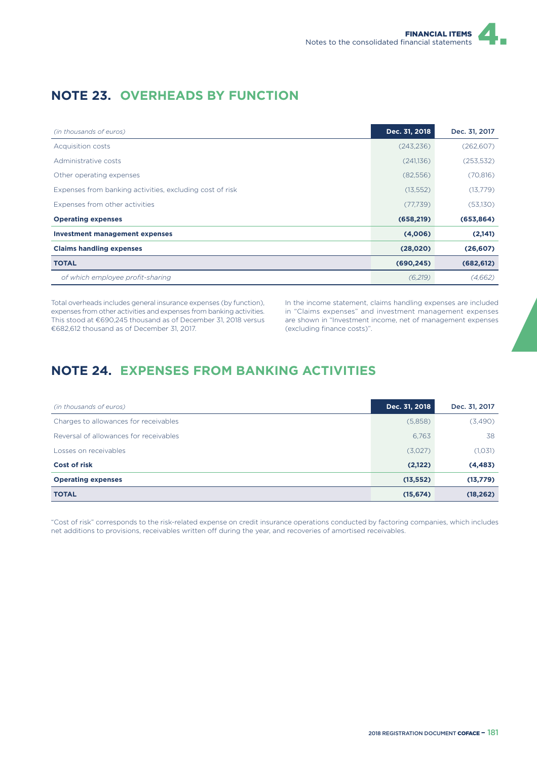## NOTE 23. OVERHEADS BY FUNCTION

| *(in thousands of euros)* | Dec. 31, 2018 | Dec. 31, 2017 |
|---|---|---|
| Acquisition costs | (243,236) | (262,607) |
| Administrative costs | (241,136) | (253,532) |
| Other operating expenses | (82,556) | (70,816) |
| Expenses from banking activities, excluding cost of risk | (13,552) | (13,779) |
| Expenses from other activities | (77,739) | (53,130) |
| **Operating expenses** | **(658,219)** | **(653,864)** |
| **Investment management expenses** | **(4,006)** | **(2,141)** |
| **Claims handling expenses** | **(28,020)** | **(26,607)** |
| **TOTAL** | **(690,245)** | **(682,612)** |
| *of which employee profit-sharing* | *(6,219)* | *(4,662)* |

Total overheads includes general insurance expenses (by function), expenses from other activities and expenses from banking activities. This stood at €690,245 thousand as of December 31, 2018 versus €682,612 thousand as of December 31, 2017.

In the income statement, claims handling expenses are included in "Claims expenses" and investment management expenses are shown in "Investment income, net of management expenses (excluding finance costs)".

## NOTE 24. EXPENSES FROM BANKING ACTIVITIES

| *(in thousands of euros)* | Dec. 31, 2018 | Dec. 31, 2017 |
|---|---|---|
| Charges to allowances for receivables | (5,858) | (3,490) |
| Reversal of allowances for receivables | 6,763 | 38 |
| Losses on receivables | (3,027) | (1,031) |
| **Cost of risk** | **(2,122)** | **(4,483)** |
| **Operating expenses** | **(13,552)** | **(13,779)** |
| **TOTAL** | **(15,674)** | **(18,262)** |

"Cost of risk" corresponds to the risk-related expense on credit insurance operations conducted by factoring companies, which includes net additions to provisions, receivables written off during the year, and recoveries of amortised receivables.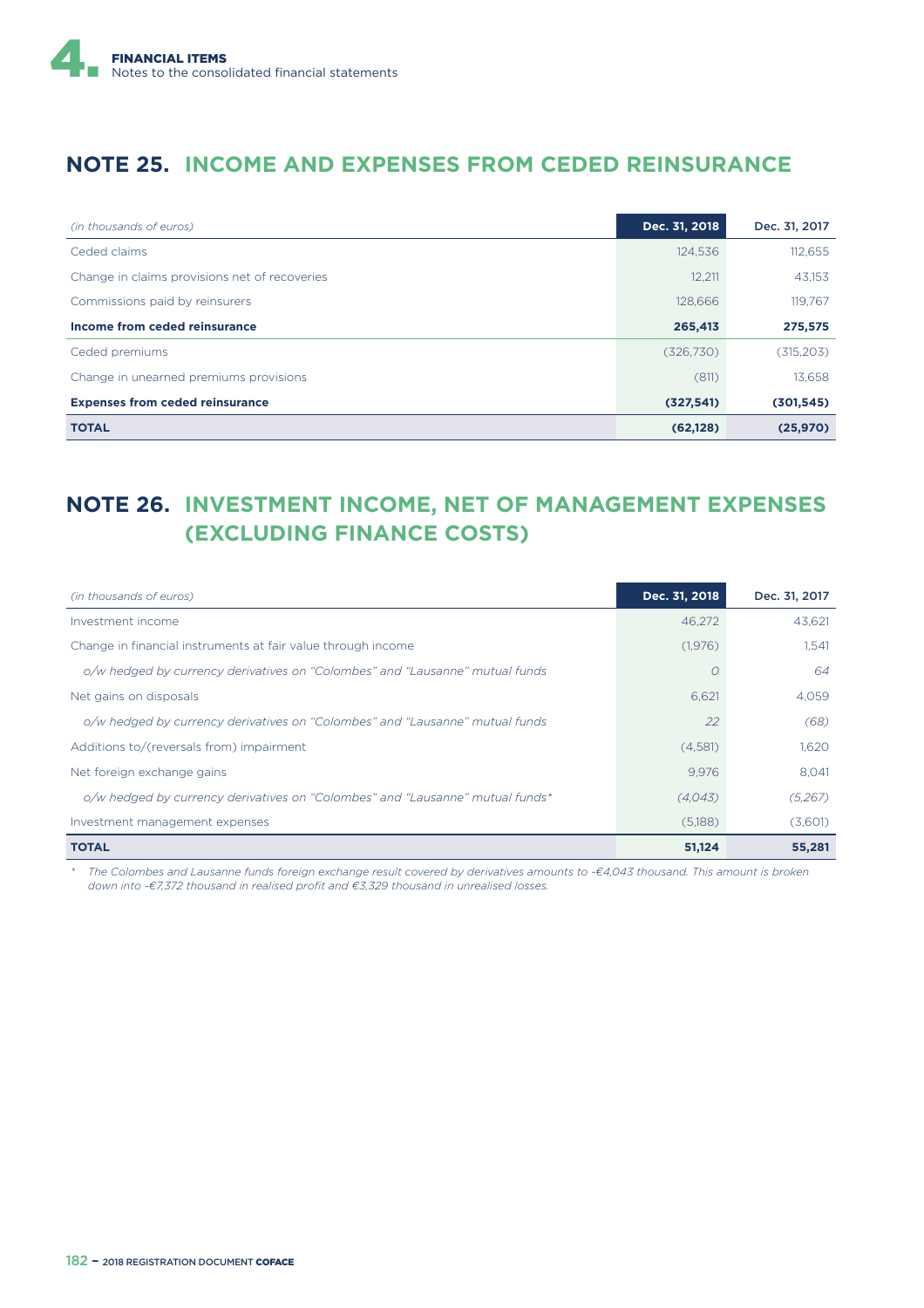## NOTE 25. INCOME AND EXPENSES FROM CEDED REINSURANCE

| *(in thousands of euros)* | Dec. 31, 2018 | Dec. 31, 2017 |
|---|---|---|
| Ceded claims | 124,536 | 112,655 |
| Change in claims provisions net of recoveries | 12,211 | 43,153 |
| Commissions paid by reinsurers | 128,666 | 119,767 |
| **Income from ceded reinsurance** | **265,413** | **275,575** |
| Ceded premiums | (326,730) | (315,203) |
| Change in unearned premiums provisions | (811) | 13,658 |
| **Expenses from ceded reinsurance** | **(327,541)** | **(301,545)** |
| **TOTAL** | **(62,128)** | **(25,970)** |

## NOTE 26. INVESTMENT INCOME, NET OF MANAGEMENT EXPENSES (EXCLUDING FINANCE COSTS)

| *(in thousands of euros)* | Dec. 31, 2018 | Dec. 31, 2017 |
|---|---|---|
| Investment income | 46,272 | 43,621 |
| Change in financial instruments at fair value through income | (1,976) | 1,541 |
| *o/w hedged by currency derivatives on "Colombes" and "Lausanne" mutual funds* | *0* | *64* |
| Net gains on disposals | 6,621 | 4,059 |
| *o/w hedged by currency derivatives on "Colombes" and "Lausanne" mutual funds* | *22* | *(68)* |
| Additions to/(reversals from) impairment | (4,581) | 1,620 |
| Net foreign exchange gains | 9,976 | 8,041 |
| *o/w hedged by currency derivatives on "Colombes" and "Lausanne" mutual funds** | *(4,043)* | *(5,267)* |
| Investment management expenses | (5,188) | (3,601) |
| **TOTAL** | **51,124** | **55,281** |

\* *The Colombes and Lausanne funds foreign exchange result covered by derivatives amounts to -€4,043 thousand. This amount is broken down into -€7,372 thousand in realised profit and €3,329 thousand in unrealised losses.*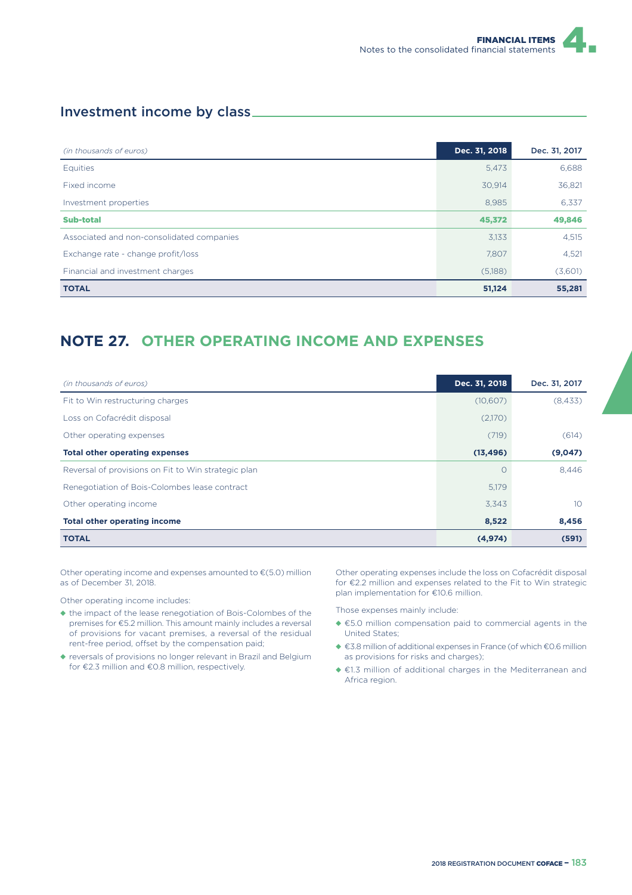## Investment income by class

| *(in thousands of euros)* | Dec. 31, 2018 | Dec. 31, 2017 |
|---|---|---|
| Equities | 5,473 | 6,688 |
| Fixed income | 30,914 | 36,821 |
| Investment properties | 8,985 | 6,337 |
| **Sub-total** | **45,372** | **49,846** |
| Associated and non-consolidated companies | 3,133 | 4,515 |
| Exchange rate - change profit/loss | 7,807 | 4,521 |
| Financial and investment charges | (5,188) | (3,601) |
| **TOTAL** | **51,124** | **55,281** |

# NOTE 27. OTHER OPERATING INCOME AND EXPENSES

| *(in thousands of euros)* | Dec. 31, 2018 | Dec. 31, 2017 |
|---|---|---|
| Fit to Win restructuring charges | (10,607) | (8,433) |
| Loss on Cofacrédit disposal | (2,170) | |
| Other operating expenses | (719) | (614) |
| **Total other operating expenses** | **(13,496)** | **(9,047)** |
| Reversal of provisions on Fit to Win strategic plan | 0 | 8,446 |
| Renegotiation of Bois-Colombes lease contract | 5,179 | |
| Other operating income | 3,343 | 10 |
| **Total other operating income** | **8,522** | **8,456** |
| **TOTAL** | **(4,974)** | **(591)** |

Other operating income and expenses amounted to €(5.0) million as of December 31, 2018.

Other operating income includes:

- the impact of the lease renegotiation of Bois-Colombes of the premises for €5.2 million. This amount mainly includes a reversal of provisions for vacant premises, a reversal of the residual rent-free period, offset by the compensation paid;
- reversals of provisions no longer relevant in Brazil and Belgium for €2.3 million and €0.8 million, respectively.

Other operating expenses include the loss on Cofacrédit disposal for €2.2 million and expenses related to the Fit to Win strategic plan implementation for €10.6 million.

Those expenses mainly include:

- €5.0 million compensation paid to commercial agents in the United States;
- €3.8 million of additional expenses in France (of which €0.6 million as provisions for risks and charges);
- €1.3 million of additional charges in the Mediterranean and Africa region.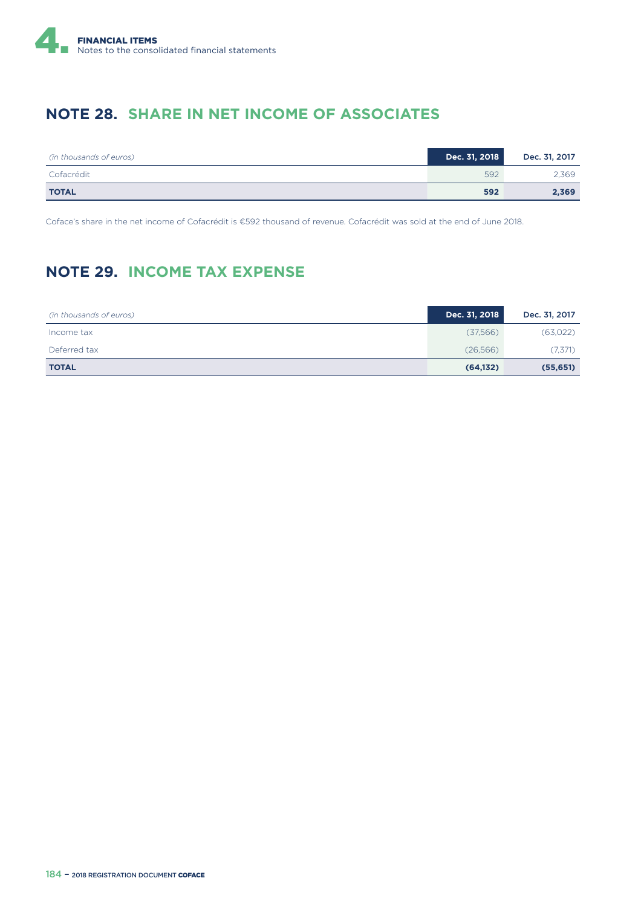## NOTE 28. SHARE IN NET INCOME OF ASSOCIATES

| *(in thousands of euros)* | Dec. 31, 2018 | Dec. 31, 2017 |
|---|---|---|
| Cofacrédit | 592 | 2,369 |
| **TOTAL** | **592** | **2,369** |

Coface's share in the net income of Cofacrédit is €592 thousand of revenue. Cofacrédit was sold at the end of June 2018.

## NOTE 29. INCOME TAX EXPENSE

| *(in thousands of euros)* | Dec. 31, 2018 | Dec. 31, 2017 |
|---|---|---|
| Income tax | (37,566) | (63,022) |
| Deferred tax | (26,566) | (7,371) |
| **TOTAL** | **(64,132)** | **(55,651)** |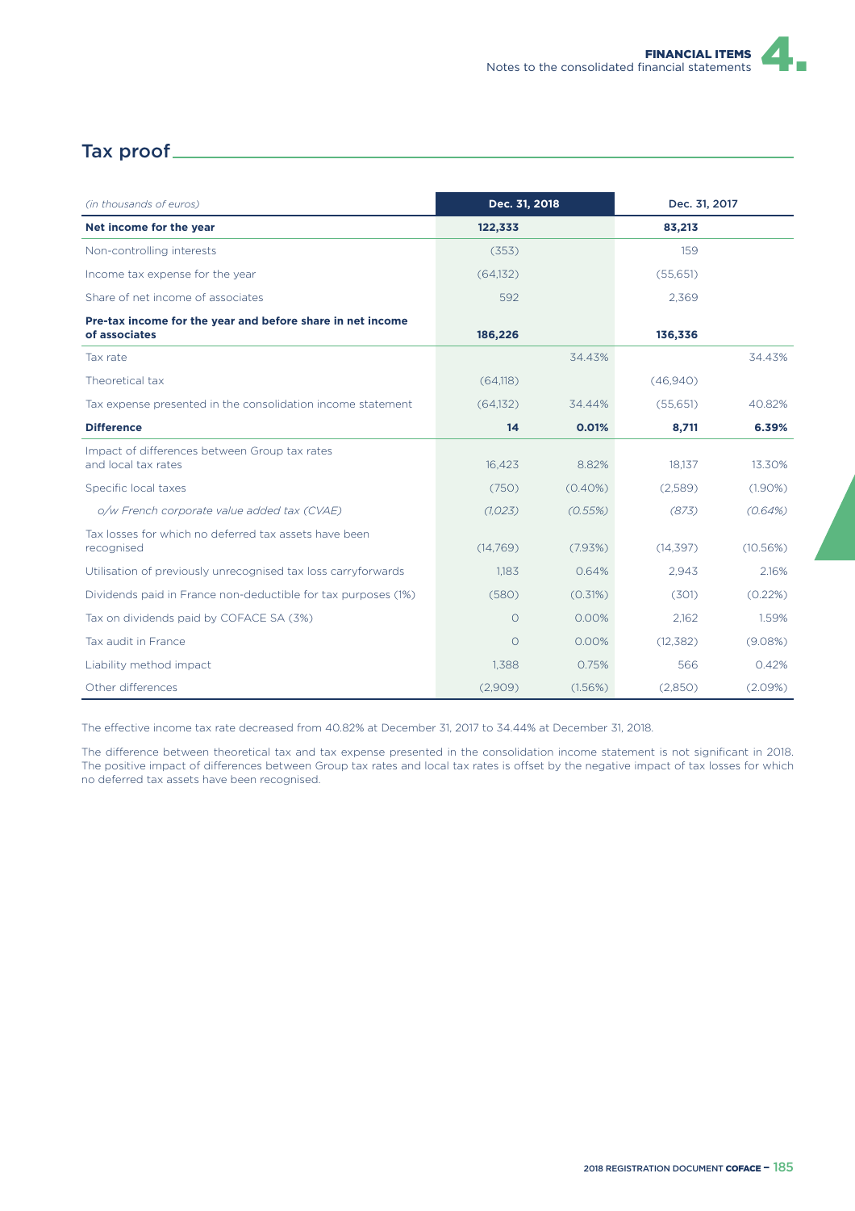## Tax proof

| *(in thousands of euros)* | Dec. 31, 2018 | | Dec. 31, 2017 | |
|---|---|---|---|---|
| **Net income for the year** | **122,333** | | **83,213** | |
| Non-controlling interests | (353) | | 159 | |
| Income tax expense for the year | (64,132) | | (55,651) | |
| Share of net income of associates | 592 | | 2,369 | |
| **Pre-tax income for the year and before share in net income of associates** | **186,226** | | **136,336** | |
| Tax rate | | 34.43% | | 34.43% |
| Theoretical tax | (64,118) | | (46,940) | |
| Tax expense presented in the consolidation income statement | (64,132) | 34.44% | (55,651) | 40.82% |
| **Difference** | **14** | **0.01%** | **8,711** | **6.39%** |
| Impact of differences between Group tax rates and local tax rates | 16,423 | 8.82% | 18,137 | 13.30% |
| Specific local taxes | (750) | (0.40%) | (2,589) | (1.90%) |
| *o/w French corporate value added tax (CVAE)* | *(1,023)* | *(0.55%)* | *(873)* | *(0.64%)* |
| Tax losses for which no deferred tax assets have been recognised | (14,769) | (7.93%) | (14,397) | (10.56%) |
| Utilisation of previously unrecognised tax loss carryforwards | 1,183 | 0.64% | 2,943 | 2.16% |
| Dividends paid in France non-deductible for tax purposes (1%) | (580) | (0.31%) | (301) | (0.22%) |
| Tax on dividends paid by COFACE SA (3%) | 0 | 0.00% | 2,162 | 1.59% |
| Tax audit in France | 0 | 0.00% | (12,382) | (9.08%) |
| Liability method impact | 1,388 | 0.75% | 566 | 0.42% |
| Other differences | (2,909) | (1.56%) | (2,850) | (2.09%) |

The effective income tax rate decreased from 40.82% at December 31, 2017 to 34.44% at December 31, 2018.

The difference between theoretical tax and tax expense presented in the consolidation income statement is not significant in 2018. The positive impact of differences between Group tax rates and local tax rates is offset by the negative impact of tax losses for which no deferred tax assets have been recognised.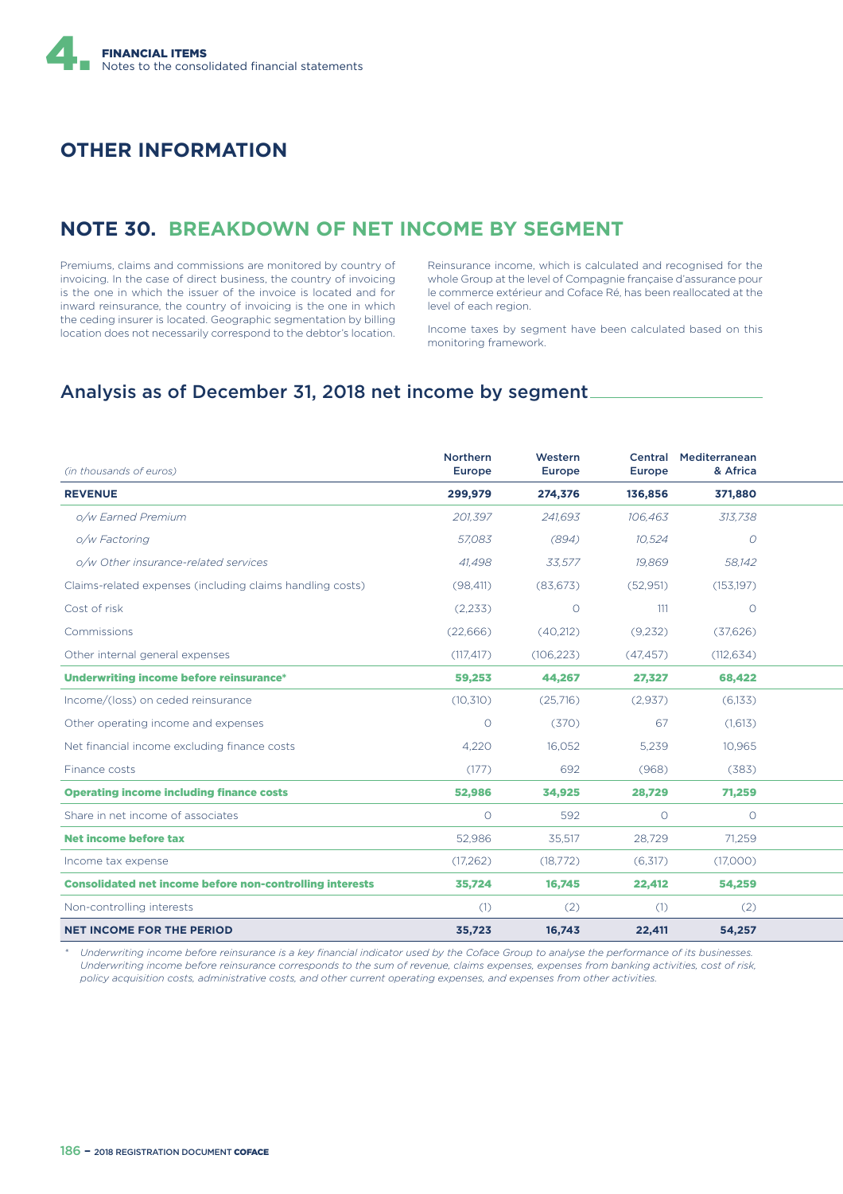## OTHER INFORMATION

## NOTE 30. BREAKDOWN OF NET INCOME BY SEGMENT

Premiums, claims and commissions are monitored by country of invoicing. In the case of direct business, the country of invoicing is the one in which the issuer of the invoice is located and for inward reinsurance, the country of invoicing is the one in which the ceding insurer is located. Geographic segmentation by billing location does not necessarily correspond to the debtor's location.

Reinsurance income, which is calculated and recognised for the whole Group at the level of Compagnie française d'assurance pour le commerce extérieur and Coface Ré, has been reallocated at the level of each region.

Income taxes by segment have been calculated based on this monitoring framework.

### Analysis as of December 31, 2018 net income by segment

| *(in thousands of euros)* | Northern Europe | Western Europe | Central Europe | Mediterranean & Africa |
|---|---|---|---|---|
| **REVENUE** | **299,979** | **274,376** | **136,856** | **371,880** |
| *o/w Earned Premium* | *201,397* | *241,693* | *106,463* | *313,738* |
| *o/w Factoring* | *57,083* | *(894)* | *10,524* | *0* |
| *o/w Other insurance-related services* | *41,498* | *33,577* | *19,869* | *58,142* |
| Claims-related expenses (including claims handling costs) | (98,411) | (83,673) | (52,951) | (153,197) |
| Cost of risk | (2,233) | 0 | 111 | 0 |
| Commissions | (22,666) | (40,212) | (9,232) | (37,626) |
| Other internal general expenses | (117,417) | (106,223) | (47,457) | (112,634) |
| **Underwriting income before reinsurance*** | **59,253** | **44,267** | **27,327** | **68,422** |
| Income/(loss) on ceded reinsurance | (10,310) | (25,716) | (2,937) | (6,133) |
| Other operating income and expenses | 0 | (370) | 67 | (1,613) |
| Net financial income excluding finance costs | 4,220 | 16,052 | 5,239 | 10,965 |
| Finance costs | (177) | 692 | (968) | (383) |
| **Operating income including finance costs** | **52,986** | **34,925** | **28,729** | **71,259** |
| Share in net income of associates | 0 | 592 | 0 | 0 |
| **Net income before tax** | 52,986 | 35,517 | 28,729 | 71,259 |
| Income tax expense | (17,262) | (18,772) | (6,317) | (17,000) |
| **Consolidated net income before non-controlling interests** | **35,724** | **16,745** | **22,412** | **54,259** |
| Non-controlling interests | (1) | (2) | (1) | (2) |
| **NET INCOME FOR THE PERIOD** | **35,723** | **16,743** | **22,411** | **54,257** |

\* *Underwriting income before reinsurance is a key financial indicator used by the Coface Group to analyse the performance of its businesses. Underwriting income before reinsurance corresponds to the sum of revenue, claims expenses, expenses from banking activities, cost of risk, policy acquisition costs, administrative costs, and other current operating expenses, and expenses from other activities.*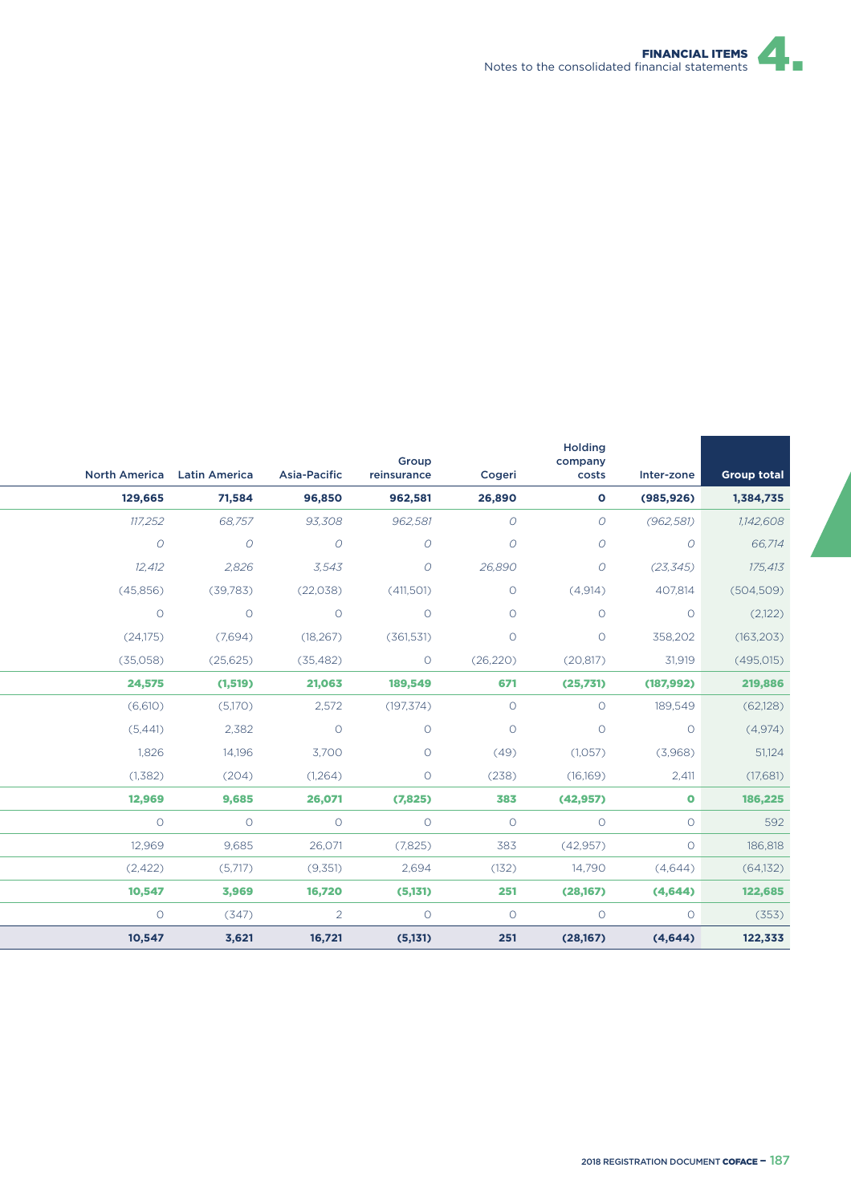| North America | Latin America | Asia-Pacific | Group reinsurance | Cogeri | Holding company costs | Inter-zone | Group total |
|---|---|---|---|---|---|---|---|
| **129,665** | **71,584** | **96,850** | **962,581** | **26,890** | **0** | **(985,926)** | **1,384,735** |
| *117,252* | *68,757* | *93,308* | *962,581* | *0* | *0* | *(962,581)* | *1,142,608* |
| *0* | *0* | *0* | *0* | *0* | *0* | *0* | *66,714* |
| *12,412* | *2,826* | *3,543* | *0* | *26,890* | *0* | *(23,345)* | *175,413* |
| (45,856) | (39,783) | (22,038) | (411,501) | 0 | (4,914) | 407,814 | (504,509) |
| 0 | 0 | 0 | 0 | 0 | 0 | 0 | (2,122) |
| (24,175) | (7,694) | (18,267) | (361,531) | 0 | 0 | 358,202 | (163,203) |
| (35,058) | (25,625) | (35,482) | 0 | (26,220) | (20,817) | 31,919 | (495,015) |
| **24,575** | **(1,519)** | **21,063** | **189,549** | **671** | **(25,731)** | **(187,992)** | **219,886** |
| (6,610) | (5,170) | 2,572 | (197,374) | 0 | 0 | 189,549 | (62,128) |
| (5,441) | 2,382 | 0 | 0 | 0 | 0 | 0 | (4,974) |
| 1,826 | 14,196 | 3,700 | 0 | (49) | (1,057) | (3,968) | 51,124 |
| (1,382) | (204) | (1,264) | 0 | (238) | (16,169) | 2,411 | (17,681) |
| **12,969** | **9,685** | **26,071** | **(7,825)** | **383** | **(42,957)** | **0** | **186,225** |
| 0 | 0 | 0 | 0 | 0 | 0 | 0 | 592 |
| 12,969 | 9,685 | 26,071 | (7,825) | 383 | (42,957) | 0 | 186,818 |
| (2,422) | (5,717) | (9,351) | 2,694 | (132) | 14,790 | (4,644) | (64,132) |
| **10,547** | **3,969** | **16,720** | **(5,131)** | **251** | **(28,167)** | **(4,644)** | **122,685** |
| 0 | (347) | 2 | 0 | 0 | 0 | 0 | (353) |
| **10,547** | **3,621** | **16,721** | **(5,131)** | **251** | **(28,167)** | **(4,644)** | **122,333** |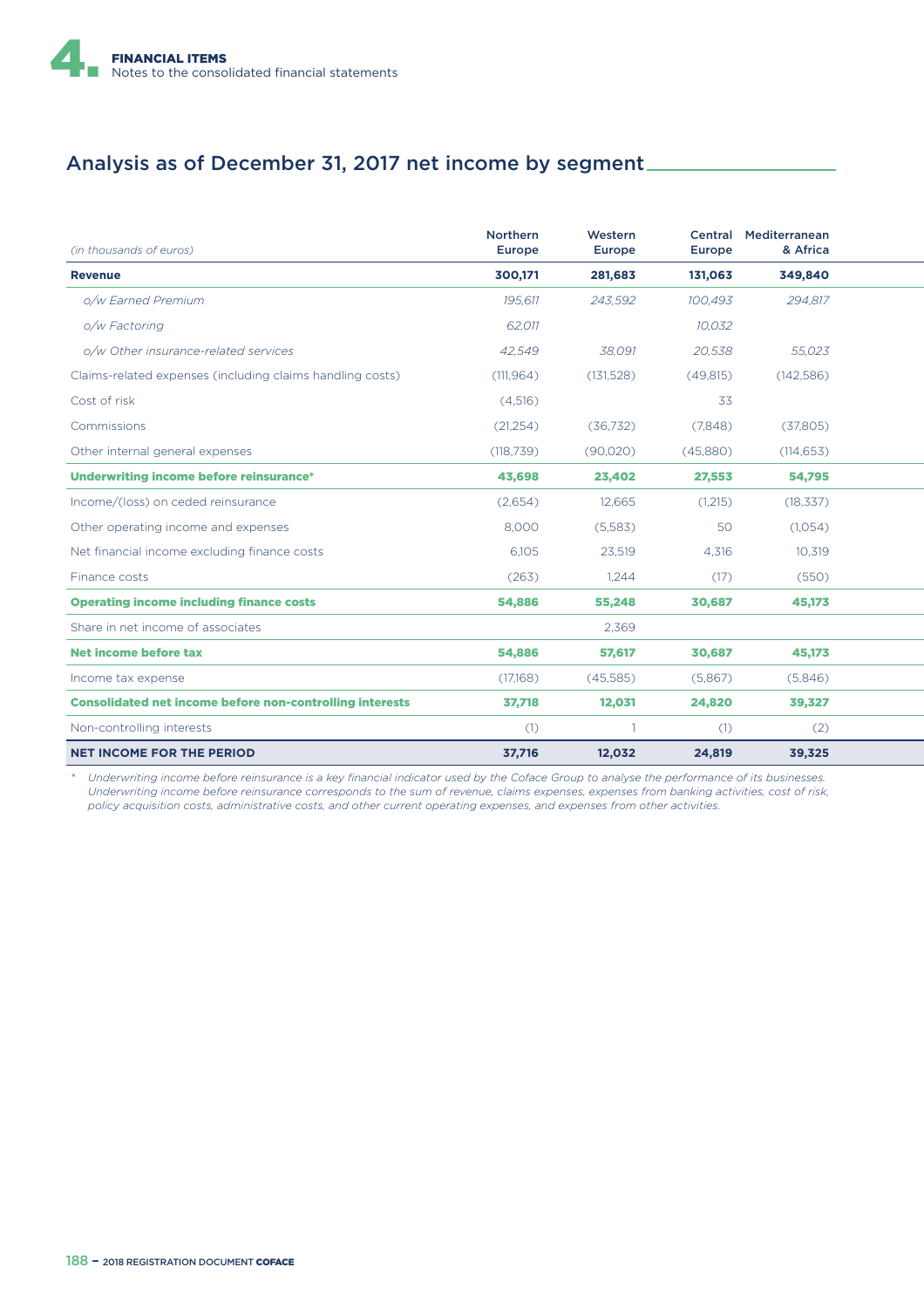## Analysis as of December 31, 2017 net income by segment

| (in thousands of euros) | Northern Europe | Western Europe | Central Europe | Mediterranean & Africa |
|---|---|---|---|---|
| **Revenue** | **300,171** | **281,683** | **131,063** | **349,840** |
| *o/w Earned Premium* | *195,611* | *243,592* | *100,493* | *294,817* |
| *o/w Factoring* | *62,011* | | *10,032* | |
| *o/w Other insurance-related services* | *42,549* | *38,091* | *20,538* | *55,023* |
| Claims-related expenses (including claims handling costs) | (111,964) | (131,528) | (49,815) | (142,586) |
| Cost of risk | (4,516) | | 33 | |
| Commissions | (21,254) | (36,732) | (7,848) | (37,805) |
| Other internal general expenses | (118,739) | (90,020) | (45,880) | (114,653) |
| **Underwriting income before reinsurance*** | **43,698** | **23,402** | **27,553** | **54,795** |
| Income/(loss) on ceded reinsurance | (2,654) | 12,665 | (1,215) | (18,337) |
| Other operating income and expenses | 8,000 | (5,583) | 50 | (1,054) |
| Net financial income excluding finance costs | 6,105 | 23,519 | 4,316 | 10,319 |
| Finance costs | (263) | 1,244 | (17) | (550) |
| **Operating income including finance costs** | **54,886** | **55,248** | **30,687** | **45,173** |
| Share in net income of associates | | 2,369 | | |
| **Net income before tax** | **54,886** | **57,617** | **30,687** | **45,173** |
| Income tax expense | (17,168) | (45,585) | (5,867) | (5,846) |
| **Consolidated net income before non-controlling interests** | **37,718** | **12,031** | **24,820** | **39,327** |
| Non-controlling interests | (1) | 1 | (1) | (2) |
| **NET INCOME FOR THE PERIOD** | **37,716** | **12,032** | **24,819** | **39,325** |

\* *Underwriting income before reinsurance is a key financial indicator used by the Coface Group to analyse the performance of its businesses. Underwriting income before reinsurance corresponds to the sum of revenue, claims expenses, expenses from banking activities, cost of risk, policy acquisition costs, administrative costs, and other current operating expenses, and expenses from other activities.*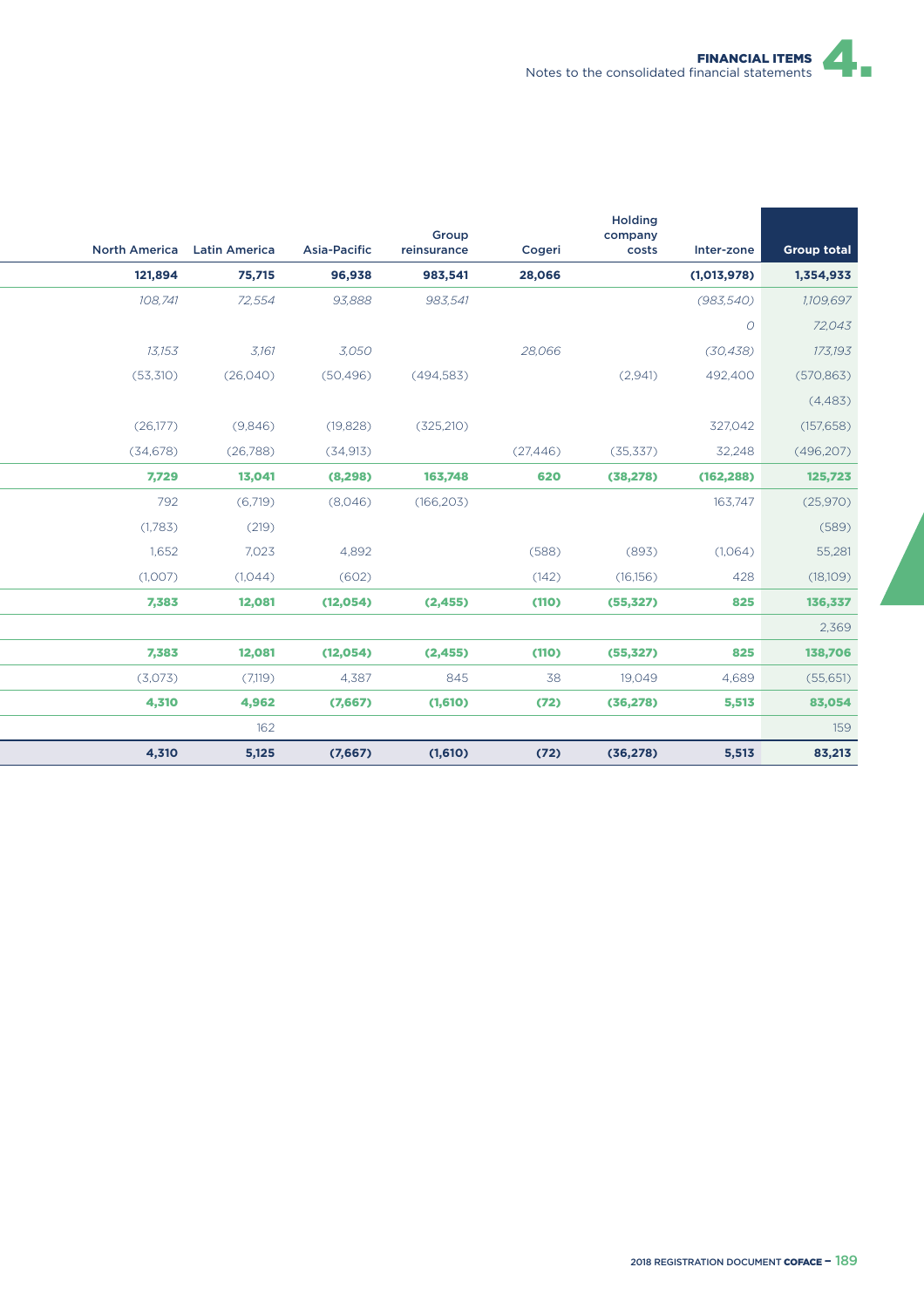| North America | Latin America | Asia-Pacific | Group reinsurance | Cogeri | Holding company costs | Inter-zone | Group total |
|---|---|---|---|---|---|---|---|
| **121,894** | **75,715** | **96,938** | **983,541** | **28,066** | | **(1,013,978)** | **1,354,933** |
| *108,741* | *72,554* | *93,888* | *983,541* | | | *(983,540)* | *1,109,697* |
| | | | | | | *0* | *72,043* |
| *13,153* | *3,161* | *3,050* | | *28,066* | | *(30,438)* | *173,193* |
| (53,310) | (26,040) | (50,496) | (494,583) | | (2,941) | 492,400 | (570,863) |
| | | | | | | | (4,483) |
| (26,177) | (9,846) | (19,828) | (325,210) | | | 327,042 | (157,658) |
| (34,678) | (26,788) | (34,913) | | (27,446) | (35,337) | 32,248 | (496,207) |
| **7,729** | **13,041** | **(8,298)** | **163,748** | **620** | **(38,278)** | **(162,288)** | **125,723** |
| 792 | (6,719) | (8,046) | (166,203) | | | 163,747 | (25,970) |
| (1,783) | (219) | | | | | | (589) |
| 1,652 | 7,023 | 4,892 | | (588) | (893) | (1,064) | 55,281 |
| (1,007) | (1,044) | (602) | | (142) | (16,156) | 428 | (18,109) |
| **7,383** | **12,081** | **(12,054)** | **(2,455)** | **(110)** | **(55,327)** | **825** | **136,337** |
| | | | | | | | 2,369 |
| **7,383** | **12,081** | **(12,054)** | **(2,455)** | **(110)** | **(55,327)** | **825** | **138,706** |
| (3,073) | (7,119) | 4,387 | 845 | 38 | 19,049 | 4,689 | (55,651) |
| **4,310** | **4,962** | **(7,667)** | **(1,610)** | **(72)** | **(36,278)** | **5,513** | **83,054** |
| | 162 | | | | | | 159 |
| **4,310** | **5,125** | **(7,667)** | **(1,610)** | **(72)** | **(36,278)** | **5,513** | **83,213** |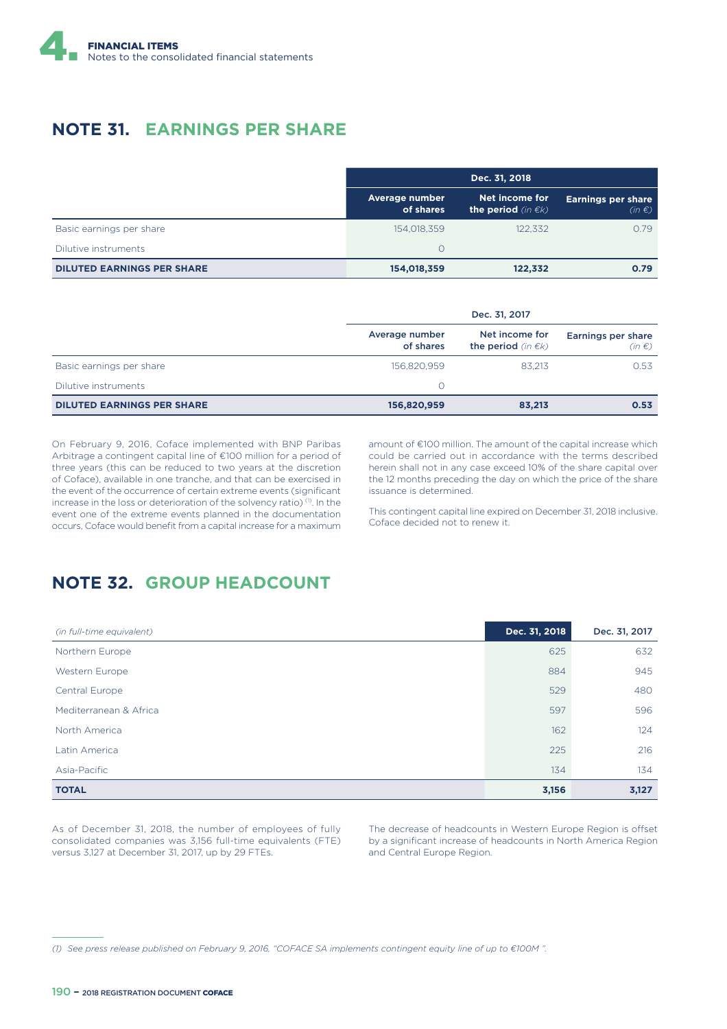## NOTE 31. EARNINGS PER SHARE

| | Dec. 31, 2018 | | |
|---|---|---|---|
| | Average number of shares | Net income for the period *(in €k)* | Earnings per share *(in €)* |
| Basic earnings per share | 154,018,359 | 122,332 | 0.79 |
| Dilutive instruments | 0 | | |
| **DILUTED EARNINGS PER SHARE** | **154,018,359** | **122,332** | **0.79** |

| | Dec. 31, 2017 | | |
|---|---|---|---|
| | Average number of shares | Net income for the period *(in €k)* | Earnings per share *(in €)* |
| Basic earnings per share | 156,820,959 | 83,213 | 0.53 |
| Dilutive instruments | 0 | | |
| **DILUTED EARNINGS PER SHARE** | **156,820,959** | **83,213** | **0.53** |

On February 9, 2016, Coface implemented with BNP Paribas Arbitrage a contingent capital line of €100 million for a period of three years (this can be reduced to two years at the discretion of Coface), available in one tranche, and that can be exercised in the event of the occurrence of certain extreme events (significant increase in the loss or deterioration of the solvency ratio) [1]. In the event one of the extreme events planned in the documentation occurs, Coface would benefit from a capital increase for a maximum amount of €100 million. The amount of the capital increase which could be carried out in accordance with the terms described herein shall not in any case exceed 10% of the share capital over the 12 months preceding the day on which the price of the share issuance is determined.

This contingent capital line expired on December 31, 2018 inclusive. Coface decided not to renew it.

## NOTE 32. GROUP HEADCOUNT

| *(in full-time equivalent)* | Dec. 31, 2018 | Dec. 31, 2017 |
|---|---|---|
| Northern Europe | 625 | 632 |
| Western Europe | 884 | 945 |
| Central Europe | 529 | 480 |
| Mediterranean & Africa | 597 | 596 |
| North America | 162 | 124 |
| Latin America | 225 | 216 |
| Asia-Pacific | 134 | 134 |
| **TOTAL** | **3,156** | **3,127** |

As of December 31, 2018, the number of employees of fully consolidated companies was 3,156 full-time equivalents (FTE) versus 3,127 at December 31, 2017, up by 29 FTEs.

The decrease of headcounts in Western Europe Region is offset by a significant increase of headcounts in North America Region and Central Europe Region.

*(1) See press release published on February 9, 2016, "COFACE SA implements contingent equity line of up to €100M ".*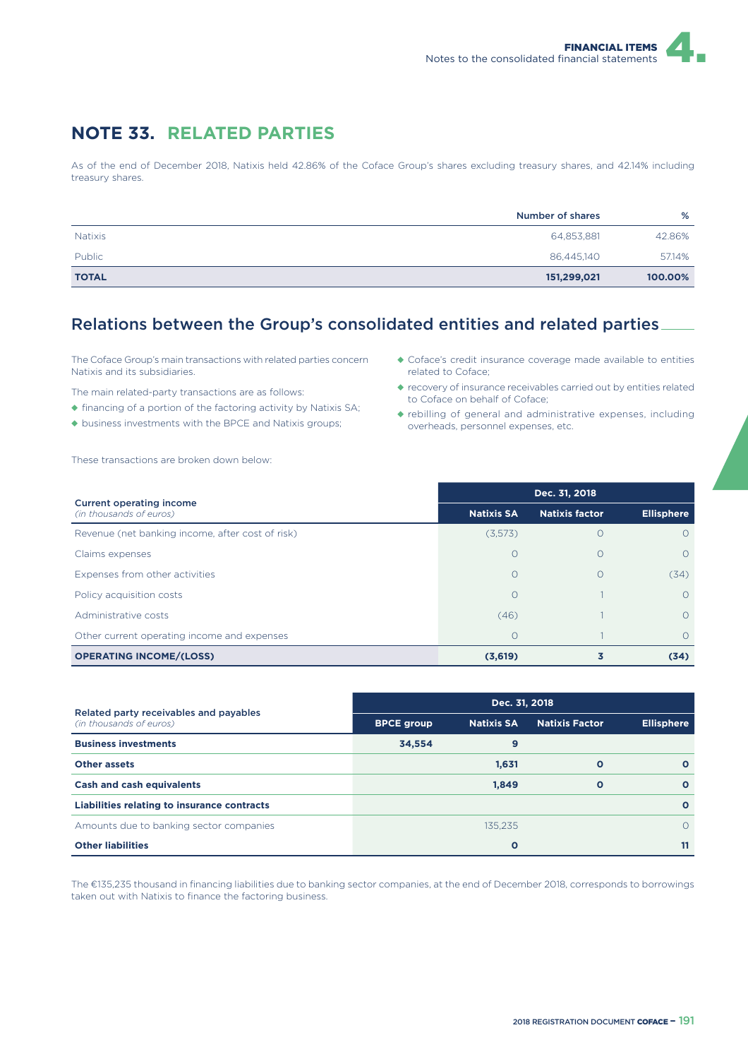# NOTE 33. RELATED PARTIES

As of the end of December 2018, Natixis held 42.86% of the Coface Group's shares excluding treasury shares, and 42.14% including treasury shares.

| | Number of shares | % |
|---|---|---|
| Natixis | 64,853,881 | 42.86% |
| Public | 86,445,140 | 57.14% |
| **TOTAL** | **151,299,021** | **100.00%** |

## Relations between the Group's consolidated entities and related parties

The Coface Group's main transactions with related parties concern Natixis and its subsidiaries.

The main related-party transactions are as follows:

- financing of a portion of the factoring activity by Natixis SA;
- business investments with the BPCE and Natixis groups;
- Coface's credit insurance coverage made available to entities related to Coface;
- recovery of insurance receivables carried out by entities related to Coface on behalf of Coface;
- rebilling of general and administrative expenses, including overheads, personnel expenses, etc.

These transactions are broken down below:

| Current operating income *(in thousands of euros)* | Dec. 31, 2018 | | |
|---|---|---|---|
| | Natixis SA | Natixis factor | Ellisphere |
| Revenue (net banking income, after cost of risk) | (3,573) | 0 | 0 |
| Claims expenses | 0 | 0 | 0 |
| Expenses from other activities | 0 | 0 | (34) |
| Policy acquisition costs | 0 | 1 | 0 |
| Administrative costs | (46) | 1 | 0 |
| Other current operating income and expenses | 0 | 1 | 0 |
| **OPERATING INCOME/(LOSS)** | **(3,619)** | **3** | **(34)** |

| Related party receivables and payables *(in thousands of euros)* | Dec. 31, 2018 | | | |
|---|---|---|---|---|
| | BPCE group | Natixis SA | Natixis Factor | Ellisphere |
| **Business investments** | **34,554** | **9** | | |
| **Other assets** | | **1,631** | **0** | **0** |
| **Cash and cash equivalents** | | **1,849** | **0** | **0** |
| **Liabilities relating to insurance contracts** | | | | **0** |
| Amounts due to banking sector companies | | 135,235 | | 0 |
| **Other liabilities** | | **0** | | **11** |

The €135,235 thousand in financing liabilities due to banking sector companies, at the end of December 2018, corresponds to borrowings taken out with Natixis to finance the factoring business.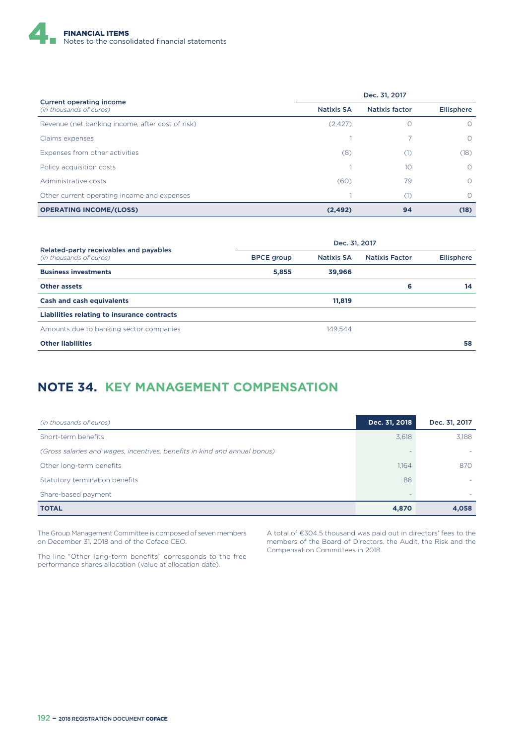| Current operating income *(in thousands of euros)* | Dec. 31, 2017 | | |
|---|---|---|---|
| | Natixis SA | Natixis factor | Ellisphere |
| Revenue (net banking income, after cost of risk) | (2,427) | 0 | 0 |
| Claims expenses | 1 | 7 | 0 |
| Expenses from other activities | (8) | (1) | (18) |
| Policy acquisition costs | 1 | 10 | 0 |
| Administrative costs | (60) | 79 | 0 |
| Other current operating income and expenses | 1 | (1) | 0 |
| **OPERATING INCOME/(LOSS)** | **(2,492)** | **94** | **(18)** |

| Related-party receivables and payables *(in thousands of euros)* | Dec. 31, 2017 | | | |
|---|---|---|---|---|
| | BPCE group | Natixis SA | Natixis Factor | Ellisphere |
| **Business investments** | **5,855** | **39,966** | | |
| **Other assets** | | | **6** | **14** |
| **Cash and cash equivalents** | | **11,819** | | |
| **Liabilities relating to insurance contracts** | | | | |
| Amounts due to banking sector companies | | 149,544 | | |
| **Other liabilities** | | | | **58** |

## NOTE 34. KEY MANAGEMENT COMPENSATION

| *(in thousands of euros)* | Dec. 31, 2018 | Dec. 31, 2017 |
|---|---|---|
| Short-term benefits | 3,618 | 3,188 |
| *(Gross salaries and wages, incentives, benefits in kind and annual bonus)* | - | - |
| Other long-term benefits | 1,164 | 870 |
| Statutory termination benefits | 88 | - |
| Share-based payment | - | - |
| **TOTAL** | **4,870** | **4,058** |

The Group Management Committee is composed of seven members on December 31, 2018 and of the Coface CEO.

The line "Other long-term benefits" corresponds to the free performance shares allocation (value at allocation date).

A total of €304.5 thousand was paid out in directors' fees to the members of the Board of Directors, the Audit, the Risk and the Compensation Committees in 2018.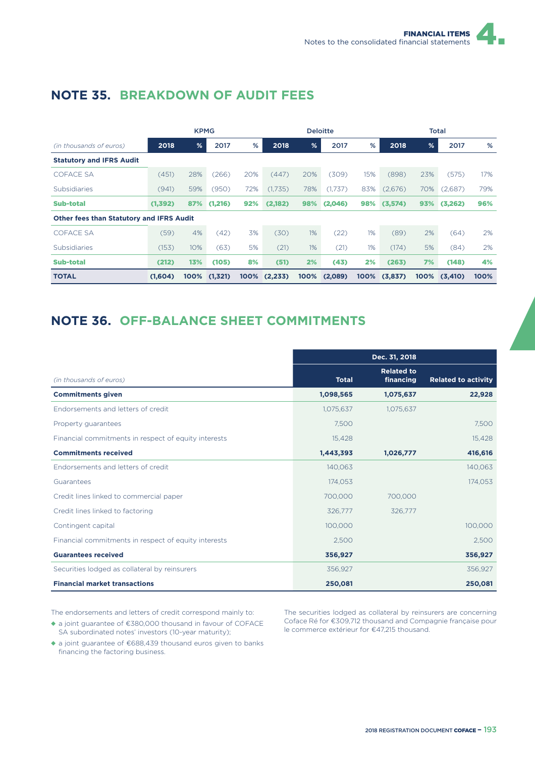## NOTE 35. BREAKDOWN OF AUDIT FEES

| *(in thousands of euros)* | KPMG | | | | Deloitte | | | | Total | | | |
|---|---|---|---|---|---|---|---|---|---|---|---|---|
| | 2018 | % | 2017 | % | 2018 | % | 2017 | % | 2018 | % | 2017 | % |
| **Statutory and IFRS Audit** | | | | | | | | | | | | |
| COFACE SA | (451) | 28% | (266) | 20% | (447) | 20% | (309) | 15% | (898) | 23% | (575) | 17% |
| Subsidiaries | (941) | 59% | (950) | 72% | (1,735) | 78% | (1,737) | 83% | (2,676) | 70% | (2,687) | 79% |
| **Sub-total** | **(1,392)** | **87%** | **(1,216)** | **92%** | **(2,182)** | **98%** | **(2,046)** | **98%** | **(3,574)** | **93%** | **(3,262)** | **96%** |
| **Other fees than Statutory and IFRS Audit** | | | | | | | | | | | | |
| COFACE SA | (59) | 4% | (42) | 3% | (30) | 1% | (22) | 1% | (89) | 2% | (64) | 2% |
| Subsidiaries | (153) | 10% | (63) | 5% | (21) | 1% | (21) | 1% | (174) | 5% | (84) | 2% |
| **Sub-total** | **(212)** | **13%** | **(105)** | **8%** | **(51)** | **2%** | **(43)** | **2%** | **(263)** | **7%** | **(148)** | **4%** |
| **TOTAL** | **(1,604)** | **100%** | **(1,321)** | **100%** | **(2,233)** | **100%** | **(2,089)** | **100%** | **(3,837)** | **100%** | **(3,410)** | **100%** |

## NOTE 36. OFF-BALANCE SHEET COMMITMENTS

| *(in thousands of euros)* | Dec. 31, 2018 | | |
|---|---|---|---|
| | Total | Related to financing | Related to activity |
| **Commitments given** | **1,098,565** | **1,075,637** | **22,928** |
| Endorsements and letters of credit | 1,075,637 | 1,075,637 | |
| Property guarantees | 7,500 | | 7,500 |
| Financial commitments in respect of equity interests | 15,428 | | 15,428 |
| **Commitments received** | **1,443,393** | **1,026,777** | **416,616** |
| Endorsements and letters of credit | 140,063 | | 140,063 |
| Guarantees | 174,053 | | 174,053 |
| Credit lines linked to commercial paper | 700,000 | 700,000 | |
| Credit lines linked to factoring | 326,777 | 326,777 | |
| Contingent capital | 100,000 | | 100,000 |
| Financial commitments in respect of equity interests | 2,500 | | 2,500 |
| **Guarantees received** | **356,927** | | **356,927** |
| Securities lodged as collateral by reinsurers | 356,927 | | 356,927 |
| **Financial market transactions** | **250,081** | | **250,081** |

The endorsements and letters of credit correspond mainly to:

- a joint guarantee of €380,000 thousand in favour of COFACE SA subordinated notes' investors (10-year maturity);
- a joint guarantee of €688,439 thousand euros given to banks financing the factoring business.

The securities lodged as collateral by reinsurers are concerning Coface Ré for €309,712 thousand and Compagnie française pour le commerce extérieur for €47,215 thousand.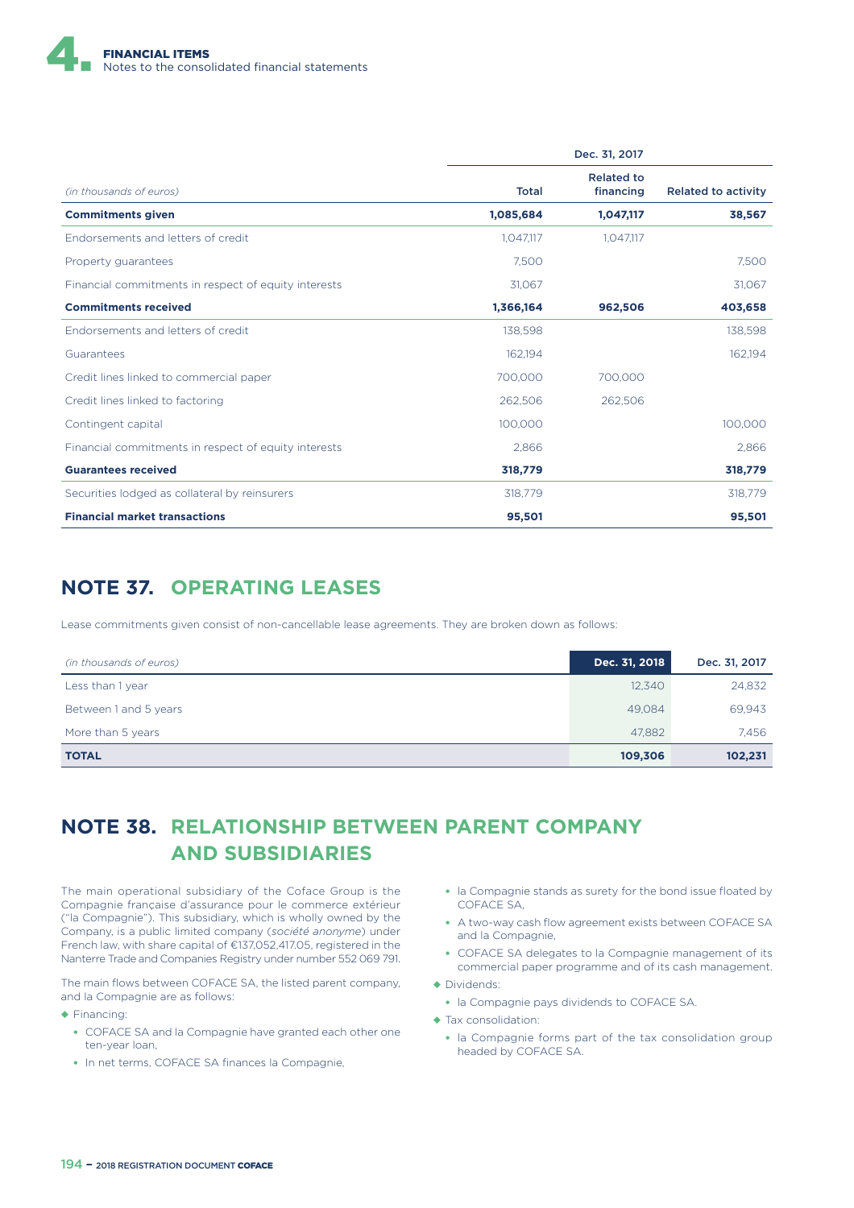| (in thousands of euros) | Dec. 31, 2017 | | |
|---|---|---|---|
| | Total | Related to financing | Related to activity |
| **Commitments given** | **1,085,684** | **1,047,117** | **38,567** |
| Endorsements and letters of credit | 1,047,117 | 1,047,117 | |
| Property guarantees | 7,500 | | 7,500 |
| Financial commitments in respect of equity interests | 31,067 | | 31,067 |
| **Commitments received** | **1,366,164** | **962,506** | **403,658** |
| Endorsements and letters of credit | 138,598 | | 138,598 |
| Guarantees | 162,194 | | 162,194 |
| Credit lines linked to commercial paper | 700,000 | 700,000 | |
| Credit lines linked to factoring | 262,506 | 262,506 | |
| Contingent capital | 100,000 | | 100,000 |
| Financial commitments in respect of equity interests | 2,866 | | 2,866 |
| **Guarantees received** | **318,779** | | **318,779** |
| Securities lodged as collateral by reinsurers | 318,779 | | 318,779 |
| **Financial market transactions** | **95,501** | | **95,501** |

## NOTE 37. OPERATING LEASES

Lease commitments given consist of non-cancellable lease agreements. They are broken down as follows:

| (in thousands of euros) | Dec. 31, 2018 | Dec. 31, 2017 |
|---|---|---|
| Less than 1 year | 12,340 | 24,832 |
| Between 1 and 5 years | 49,084 | 69,943 |
| More than 5 years | 47,882 | 7,456 |
| **TOTAL** | **109,306** | **102,231** |

## NOTE 38. RELATIONSHIP BETWEEN PARENT COMPANY AND SUBSIDIARIES

The main operational subsidiary of the Coface Group is the Compagnie française d'assurance pour le commerce extérieur ("la Compagnie"). This subsidiary, which is wholly owned by the Company, is a public limited company (*société anonyme*) under French law, with share capital of €137,052,417.05, registered in the Nanterre Trade and Companies Registry under number 552 069 791.

The main flows between COFACE SA, the listed parent company, and la Compagnie are as follows:

- Financing:
  - COFACE SA and la Compagnie have granted each other one ten-year loan,
  - In net terms, COFACE SA finances la Compagnie,
  - la Compagnie stands as surety for the bond issue floated by COFACE SA,
  - A two-way cash flow agreement exists between COFACE SA and la Compagnie,
  - COFACE SA delegates to la Compagnie management of its commercial paper programme and of its cash management.
- Dividends:
  - la Compagnie pays dividends to COFACE SA.
- Tax consolidation:
  - la Compagnie forms part of the tax consolidation group headed by COFACE SA.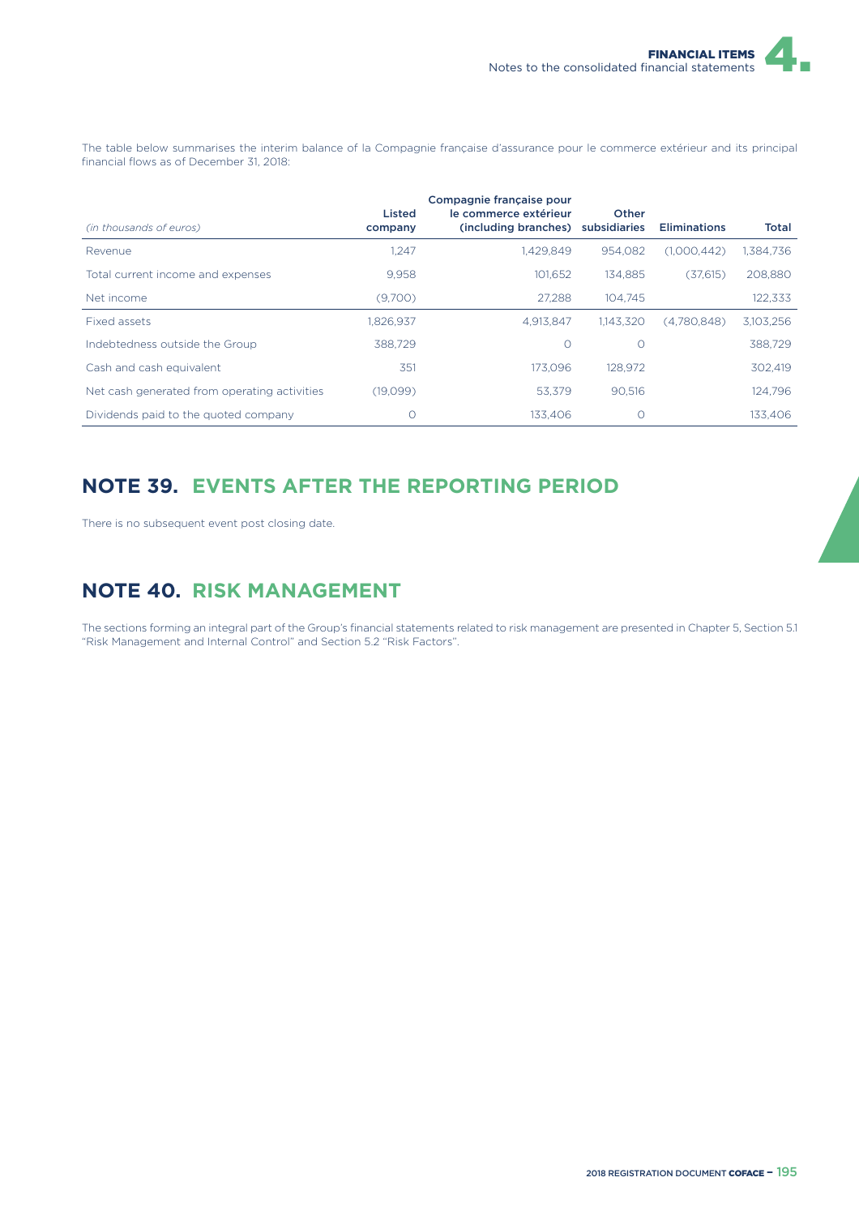The table below summarises the interim balance of la Compagnie française d'assurance pour le commerce extérieur and its principal financial flows as of December 31, 2018:

| *(in thousands of euros)* | Listed company | Compagnie française pour le commerce extérieur (including branches) | Other subsidiaries | Eliminations | Total |
|---|---|---|---|---|---|
| Revenue | 1,247 | 1,429,849 | 954,082 | (1,000,442) | 1,384,736 |
| Total current income and expenses | 9,958 | 101,652 | 134,885 | (37,615) | 208,880 |
| Net income | (9,700) | 27,288 | 104,745 | | 122,333 |
| Fixed assets | 1,826,937 | 4,913,847 | 1,143,320 | (4,780,848) | 3,103,256 |
| Indebtedness outside the Group | 388,729 | 0 | 0 | | 388,729 |
| Cash and cash equivalent | 351 | 173,096 | 128,972 | | 302,419 |
| Net cash generated from operating activities | (19,099) | 53,379 | 90,516 | | 124,796 |
| Dividends paid to the quoted company | 0 | 133,406 | 0 | | 133,406 |

## NOTE 39. EVENTS AFTER THE REPORTING PERIOD

There is no subsequent event post closing date.

## NOTE 40. RISK MANAGEMENT

The sections forming an integral part of the Group's financial statements related to risk management are presented in Chapter 5, Section 5.1 "Risk Management and Internal Control" and Section 5.2 "Risk Factors".